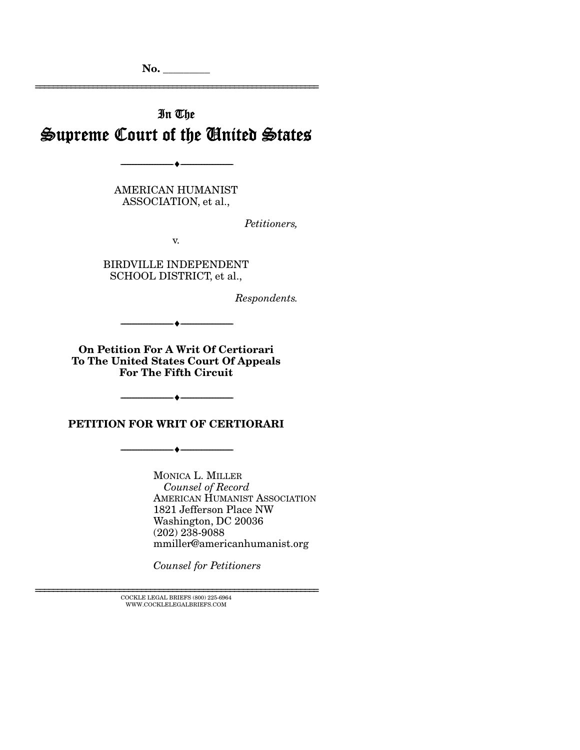No. ________

---

In The

# Supreme Court of the United States

---

AMERICAN HUMANIST ASSOCIATION, et al.,

*Petitioners,*

v.

BIRDVILLE INDEPENDENT SCHOOL DISTRICT, et al.,

*Respondents.*

---

**On Petition For A Writ Of Certiorari To The United States Court Of Appeals For The Fifth Circuit**

---

**PETITION FOR WRIT OF CERTIORARI**

---

MONICA L. MILLER
*Counsel of Record*
AMERICAN HUMANIST ASSOCIATION
1821 Jefferson Place NW
Washington, DC 20036
(202) 238-9088
mmiller@americanhumanist.org

*Counsel for Petitioners*

---

COCKLE LEGAL BRIEFS (800) 225-6964
WWW.COCKLELEGALBRIEFS.COM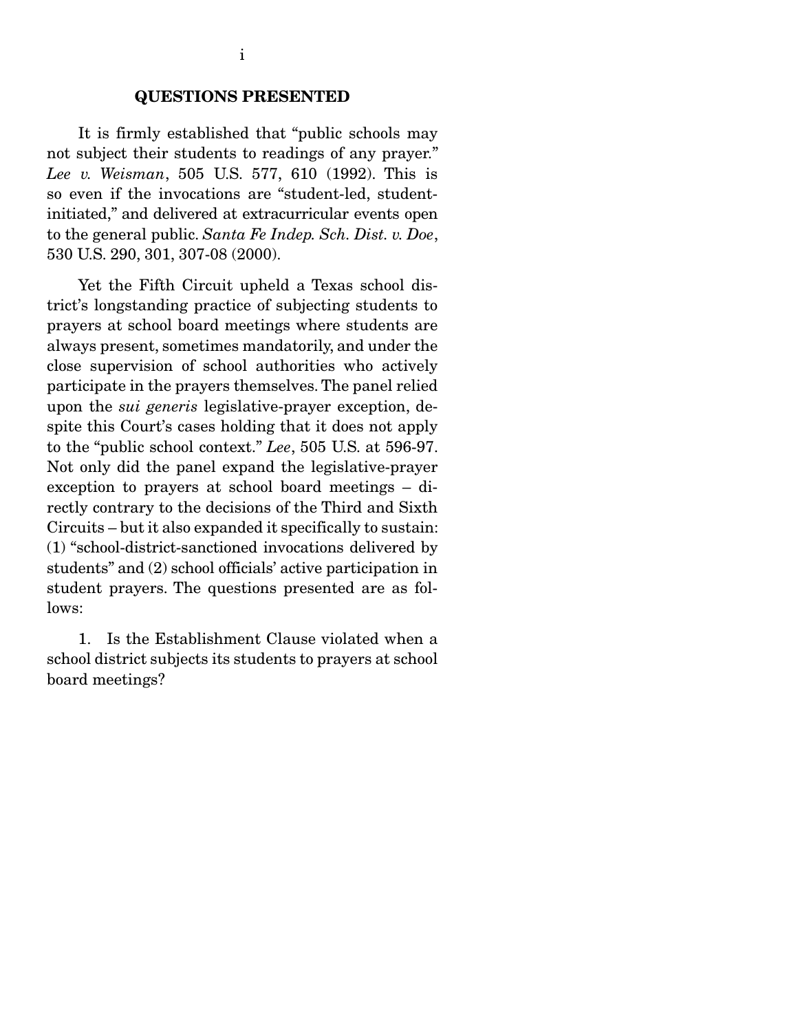## QUESTIONS PRESENTED

It is firmly established that "public schools may not subject their students to readings of any prayer." *Lee v. Weisman*, 505 U.S. 577, 610 (1992). This is so even if the invocations are "student-led, student-initiated," and delivered at extracurricular events open to the general public. *Santa Fe Indep. Sch. Dist. v. Doe*, 530 U.S. 290, 301, 307-08 (2000).

Yet the Fifth Circuit upheld a Texas school district's longstanding practice of subjecting students to prayers at school board meetings where students are always present, sometimes mandatorily, and under the close supervision of school authorities who actively participate in the prayers themselves. The panel relied upon the *sui generis* legislative-prayer exception, despite this Court's cases holding that it does not apply to the "public school context." *Lee*, 505 U.S. at 596-97. Not only did the panel expand the legislative-prayer exception to prayers at school board meetings – directly contrary to the decisions of the Third and Sixth Circuits – but it also expanded it specifically to sustain: (1) "school-district-sanctioned invocations delivered by students" and (2) school officials' active participation in student prayers. The questions presented are as follows:

1. Is the Establishment Clause violated when a school district subjects its students to prayers at school board meetings?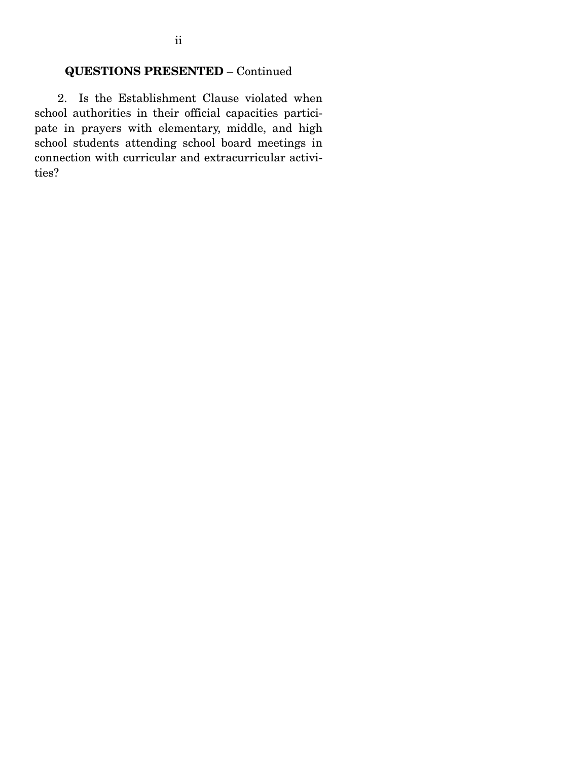## QUESTIONS PRESENTED – Continued

2. Is the Establishment Clause violated when school authorities in their official capacities participate in prayers with elementary, middle, and high school students attending school board meetings in connection with curricular and extracurricular activities?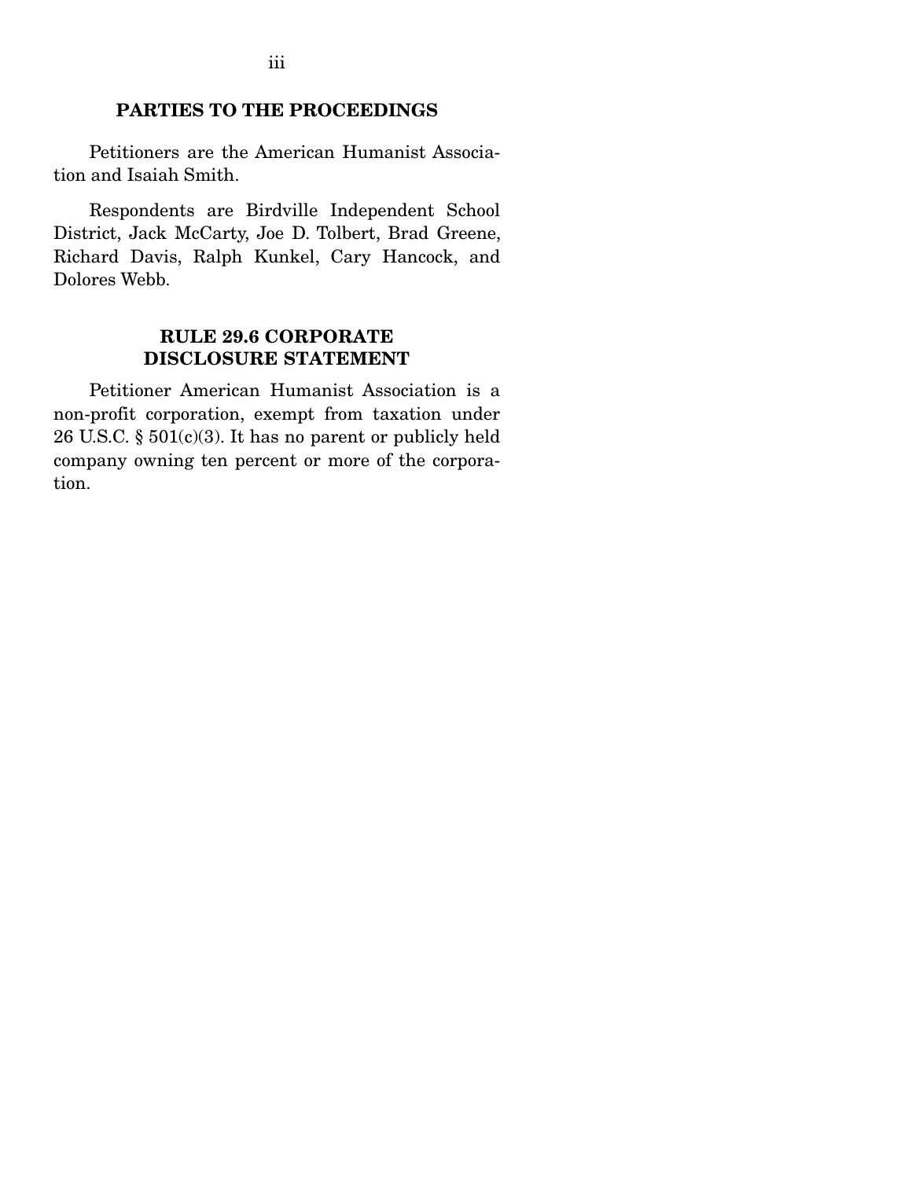## PARTIES TO THE PROCEEDINGS

Petitioners are the American Humanist Association and Isaiah Smith.

Respondents are Birdville Independent School District, Jack McCarty, Joe D. Tolbert, Brad Greene, Richard Davis, Ralph Kunkel, Cary Hancock, and Dolores Webb.

## RULE 29.6 CORPORATE DISCLOSURE STATEMENT

Petitioner American Humanist Association is a non-profit corporation, exempt from taxation under 26 U.S.C. § 501(c)(3). It has no parent or publicly held company owning ten percent or more of the corporation.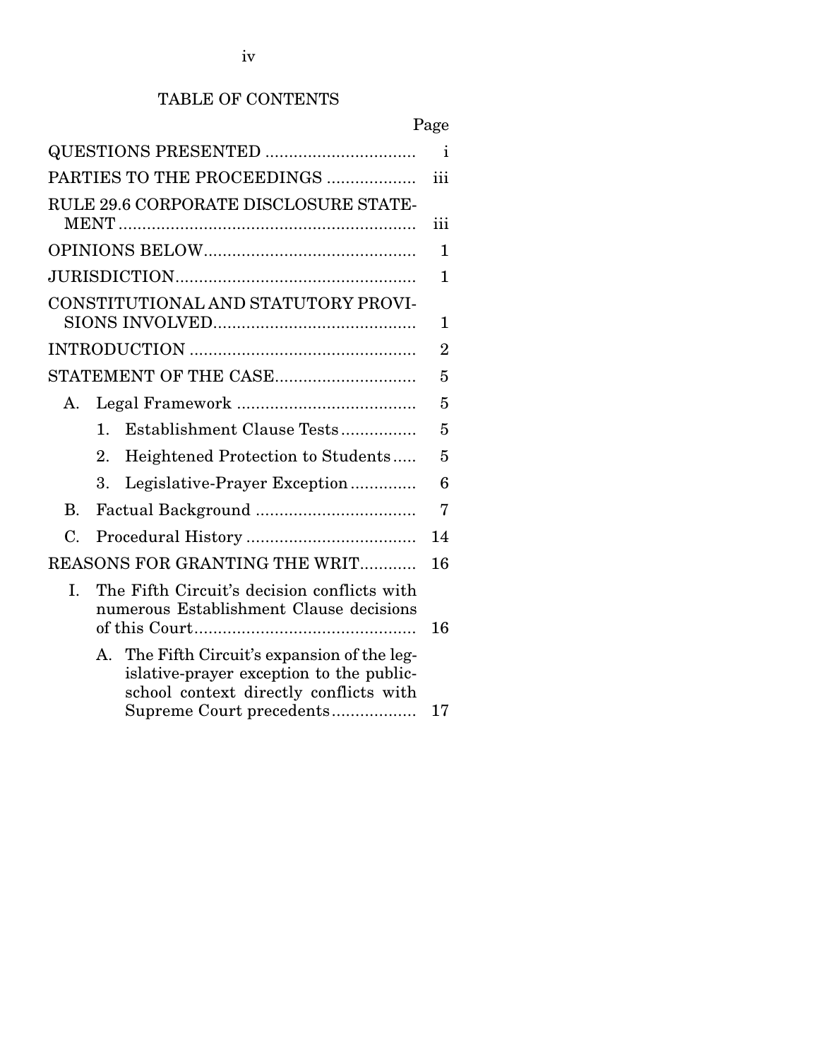# TABLE OF CONTENTS

| | Page |
|---|---|
| QUESTIONS PRESENTED | i |
| PARTIES TO THE PROCEEDINGS | iii |
| RULE 29.6 CORPORATE DISCLOSURE STATEMENT | iii |
| OPINIONS BELOW | 1 |
| JURISDICTION | 1 |
| CONSTITUTIONAL AND STATUTORY PROVISIONS INVOLVED | 1 |
| INTRODUCTION | 2 |
| STATEMENT OF THE CASE | 5 |
| A. Legal Framework | 5 |
| 1. Establishment Clause Tests | 5 |
| 2. Heightened Protection to Students | 5 |
| 3. Legislative-Prayer Exception | 6 |
| B. Factual Background | 7 |
| C. Procedural History | 14 |
| REASONS FOR GRANTING THE WRIT | 16 |
| I. The Fifth Circuit's decision conflicts with numerous Establishment Clause decisions of this Court | 16 |
| A. The Fifth Circuit's expansion of the legislative-prayer exception to the public-school context directly conflicts with Supreme Court precedents | 17 |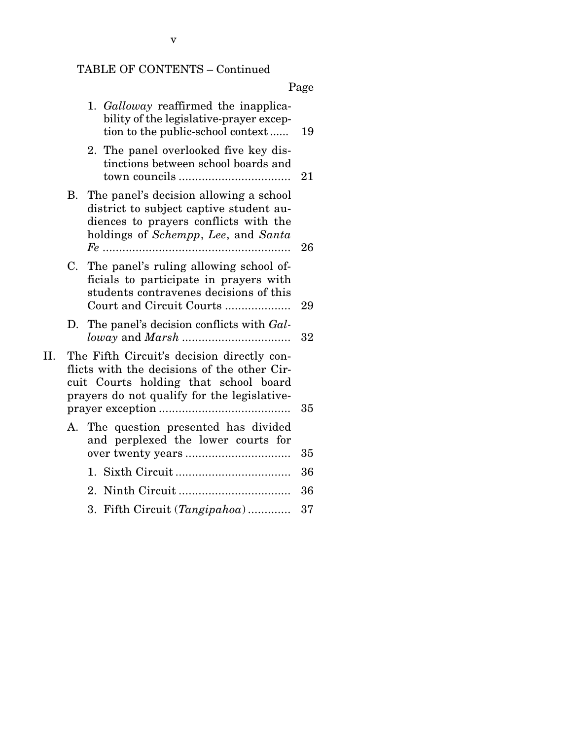TABLE OF CONTENTS – Continued

| | Page |
|---|---|
| 1. *Galloway* reaffirmed the inapplicability of the legislative-prayer exception to the public-school context | 19 |
| 2. The panel overlooked five key distinctions between school boards and town councils | 21 |
| B. The panel's decision allowing a school district to subject captive student audiences to prayers conflicts with the holdings of *Schempp*, *Lee*, and *Santa Fe* | 26 |
| C. The panel's ruling allowing school officials to participate in prayers with students contravenes decisions of this Court and Circuit Courts | 29 |
| D. The panel's decision conflicts with *Galloway* and *Marsh* | 32 |
| II. The Fifth Circuit's decision directly conflicts with the decisions of the other Circuit Courts holding that school board prayers do not qualify for the legislative-prayer exception | 35 |
| A. The question presented has divided and perplexed the lower courts for over twenty years | 35 |
| 1. Sixth Circuit | 36 |
| 2. Ninth Circuit | 36 |
| 3. Fifth Circuit (*Tangipahoa*) | 37 |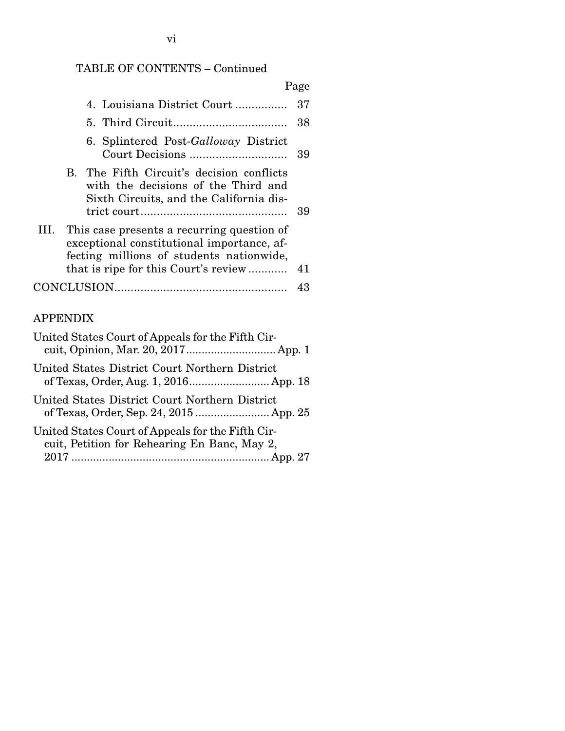TABLE OF CONTENTS – Continued

| | Page |
|---|---|
| 4. Louisiana District Court | 37 |
| 5. Third Circuit | 38 |
| 6. Splintered Post-*Galloway* District Court Decisions | 39 |
| B. The Fifth Circuit's decision conflicts with the decisions of the Third and Sixth Circuits, and the California district court | 39 |
| III. This case presents a recurring question of exceptional constitutional importance, affecting millions of students nationwide, that is ripe for this Court's review | 41 |
| CONCLUSION | 43 |

APPENDIX

| | |
|---|---|
| United States Court of Appeals for the Fifth Circuit, Opinion, Mar. 20, 2017 | App. 1 |
| United States District Court Northern District of Texas, Order, Aug. 1, 2016 | App. 18 |
| United States District Court Northern District of Texas, Order, Sep. 24, 2015 | App. 25 |
| United States Court of Appeals for the Fifth Circuit, Petition for Rehearing En Banc, May 2, 2017 | App. 27 |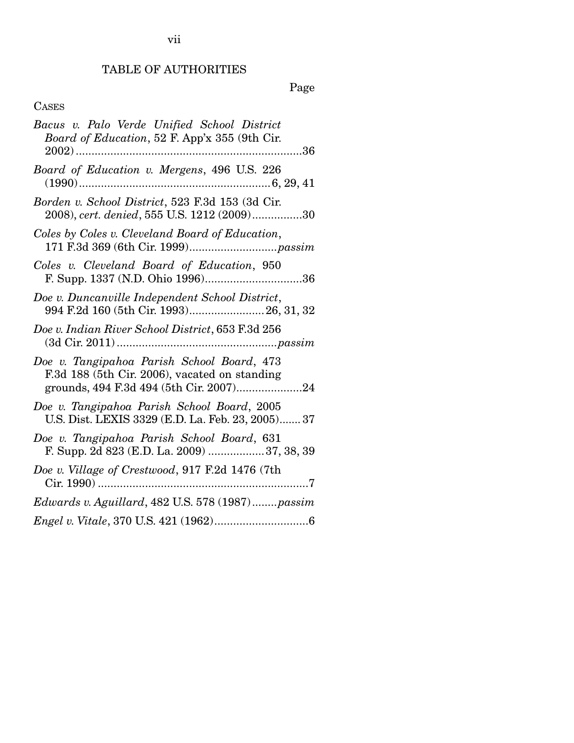## TABLE OF AUTHORITIES

Page

CASES

*Bacus v. Palo Verde Unified School District Board of Education*, 52 F. App'x 355 (9th Cir. 2002) .......... 36

*Board of Education v. Mergens*, 496 U.S. 226 (1990) .......... 6, 29, 41

*Borden v. School District*, 523 F.3d 153 (3d Cir. 2008), *cert. denied*, 555 U.S. 1212 (2009) .......... 30

*Coles by Coles v. Cleveland Board of Education*, 171 F.3d 369 (6th Cir. 1999) .......... *passim*

*Coles v. Cleveland Board of Education*, 950 F. Supp. 1337 (N.D. Ohio 1996) .......... 36

*Doe v. Duncanville Independent School District*, 994 F.2d 160 (5th Cir. 1993) .......... 26, 31, 32

*Doe v. Indian River School District*, 653 F.3d 256 (3d Cir. 2011) .......... *passim*

*Doe v. Tangipahoa Parish School Board*, 473 F.3d 188 (5th Cir. 2006), vacated on standing grounds, 494 F.3d 494 (5th Cir. 2007) .......... 24

*Doe v. Tangipahoa Parish School Board*, 2005 U.S. Dist. LEXIS 3329 (E.D. La. Feb. 23, 2005) .......... 37

*Doe v. Tangipahoa Parish School Board*, 631 F. Supp. 2d 823 (E.D. La. 2009) .......... 37, 38, 39

*Doe v. Village of Crestwood*, 917 F.2d 1476 (7th Cir. 1990) .......... 7

*Edwards v. Aguillard*, 482 U.S. 578 (1987) .......... *passim*

*Engel v. Vitale*, 370 U.S. 421 (1962) .......... 6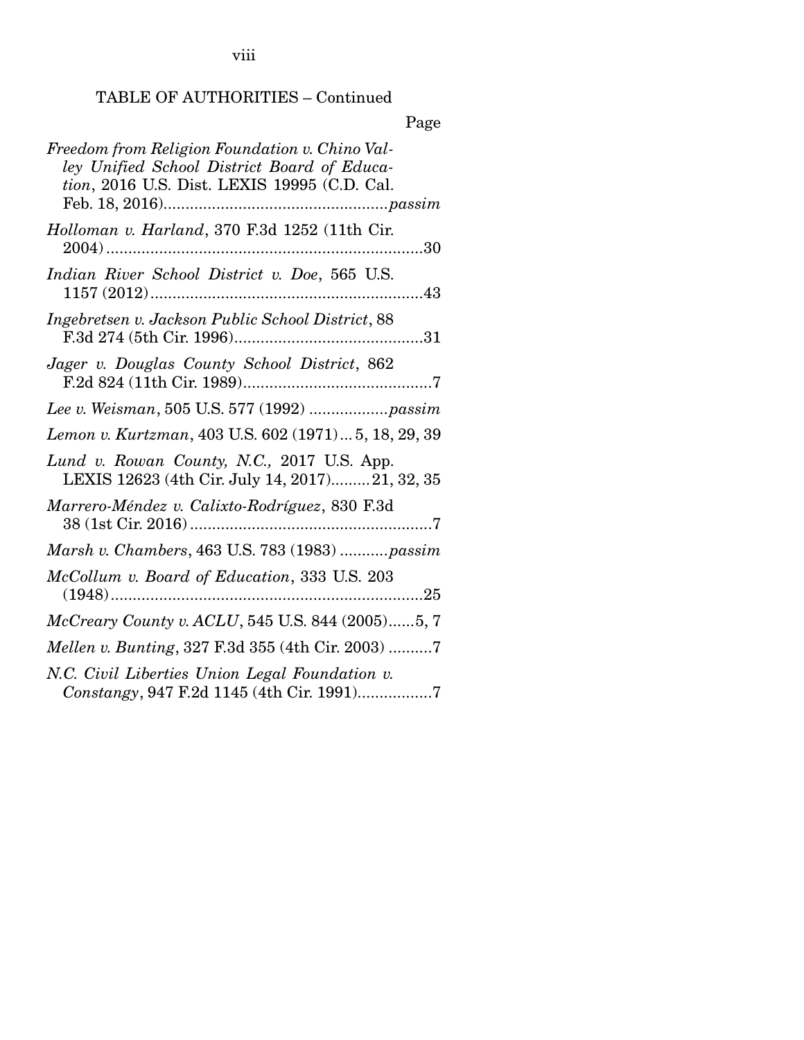TABLE OF AUTHORITIES – Continued

Page

*Freedom from Religion Foundation v. Chino Valley Unified School District Board of Education*, 2016 U.S. Dist. LEXIS 19995 (C.D. Cal. Feb. 18, 2016)....................................................*passim*

*Holloman v. Harland*, 370 F.3d 1252 (11th Cir. 2004)........................................................................30

*Indian River School District v. Doe*, 565 U.S. 1157 (2012)..............................................................43

*Ingebretsen v. Jackson Public School District*, 88 F.3d 274 (5th Cir. 1996)...........................................31

*Jager v. Douglas County School District*, 862 F.2d 824 (11th Cir. 1989)...........................................7

*Lee v. Weisman*, 505 U.S. 577 (1992) ..................*passim*

*Lemon v. Kurtzman*, 403 U.S. 602 (1971)... 5, 18, 29, 39

*Lund v. Rowan County, N.C.,* 2017 U.S. App. LEXIS 12623 (4th Cir. July 14, 2017).........21, 32, 35

*Marrero-Méndez v. Calixto-Rodríguez*, 830 F.3d 38 (1st Cir. 2016)........................................................7

*Marsh v. Chambers*, 463 U.S. 783 (1983)...........*passim*

*McCollum v. Board of Education*, 333 U.S. 203 (1948)........................................................................25

*McCreary County v. ACLU*, 545 U.S. 844 (2005)......5, 7

*Mellen v. Bunting*, 327 F.3d 355 (4th Cir. 2003) ..........7

*N.C. Civil Liberties Union Legal Foundation v. Constangy*, 947 F.2d 1145 (4th Cir. 1991).................7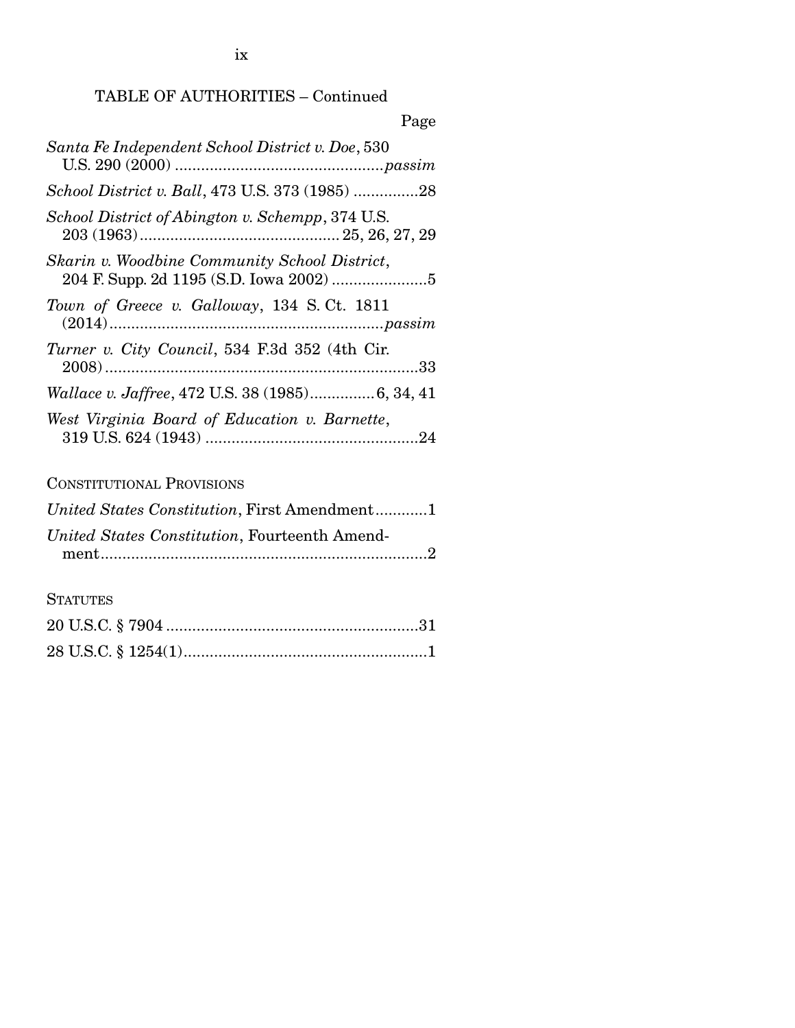## TABLE OF AUTHORITIES – Continued

Page

*Santa Fe Independent School District v. Doe*, 530 U.S. 290 (2000) ................................................*passim*

*School District v. Ball*, 473 U.S. 373 (1985) ...............28

*School District of Abington v. Schempp*, 374 U.S. 203 (1963).............................................. 25, 26, 27, 29

*Skarin v. Woodbine Community School District*, 204 F. Supp. 2d 1195 (S.D. Iowa 2002) ......................5

*Town of Greece v. Galloway*, 134 S. Ct. 1811 (2014)...............................................................*passim*

*Turner v. City Council*, 534 F.3d 352 (4th Cir. 2008).........................................................................33

*Wallace v. Jaffree*, 472 U.S. 38 (1985)...............6, 34, 41

*West Virginia Board of Education v. Barnette*, 319 U.S. 624 (1943) .................................................24

CONSTITUTIONAL PROVISIONS

*United States Constitution*, First Amendment............1

*United States Constitution*, Fourteenth Amendment...........................................................................2

STATUTES

20 U.S.C. § 7904 ..........................................................31

28 U.S.C. § 1254(1).......................................................1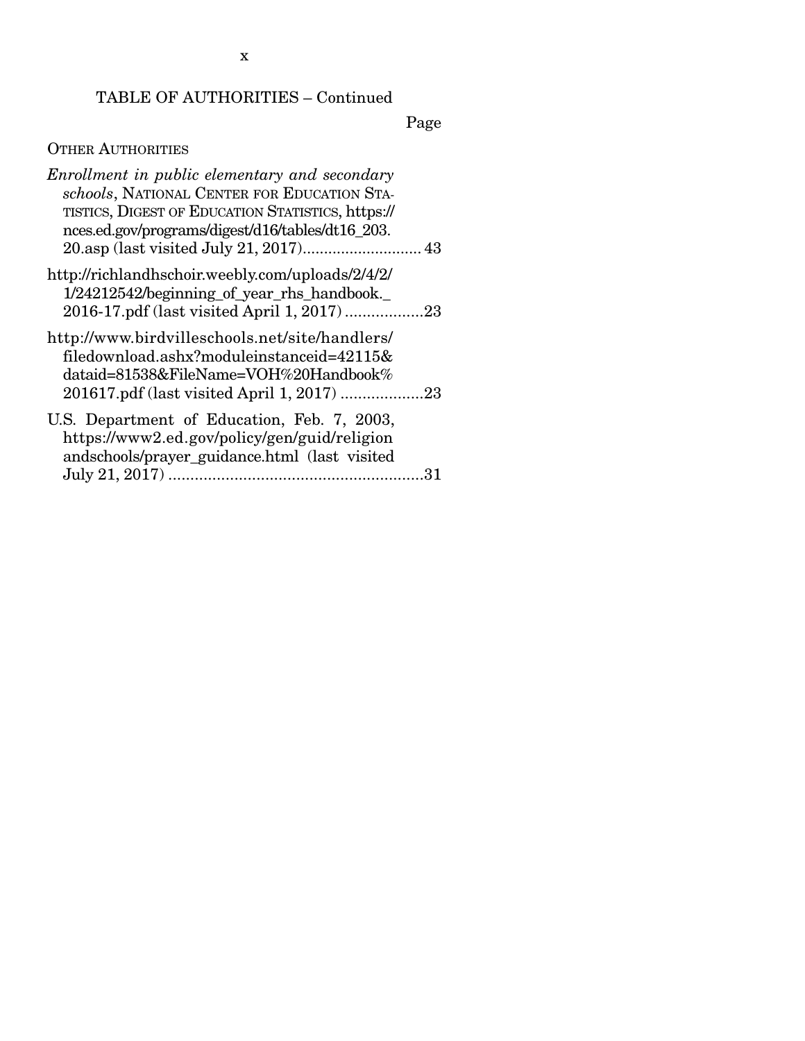TABLE OF AUTHORITIES – Continued

Page

OTHER AUTHORITIES

*Enrollment in public elementary and secondary schools*, NATIONAL CENTER FOR EDUCATION STATISTICS, DIGEST OF EDUCATION STATISTICS, https://nces.ed.gov/programs/digest/d16/tables/dt16_203.20.asp (last visited July 21, 2017)............................ 43

http://richlandhschoir.weebly.com/uploads/2/4/2/1/24212542/beginning_of_year_rhs_handbook._2016-17.pdf (last visited April 1, 2017) ..................23

http://www.birdvilleschools.net/site/handlers/filedownload.ashx?moduleinstanceid=42115&dataid=81538&FileName=VOH%20Handbook%201617.pdf (last visited April 1, 2017) ...................23

U.S. Department of Education, Feb. 7, 2003, https://www2.ed.gov/policy/gen/guid/religionandschools/prayer_guidance.html (last visited July 21, 2017) ..........................................................31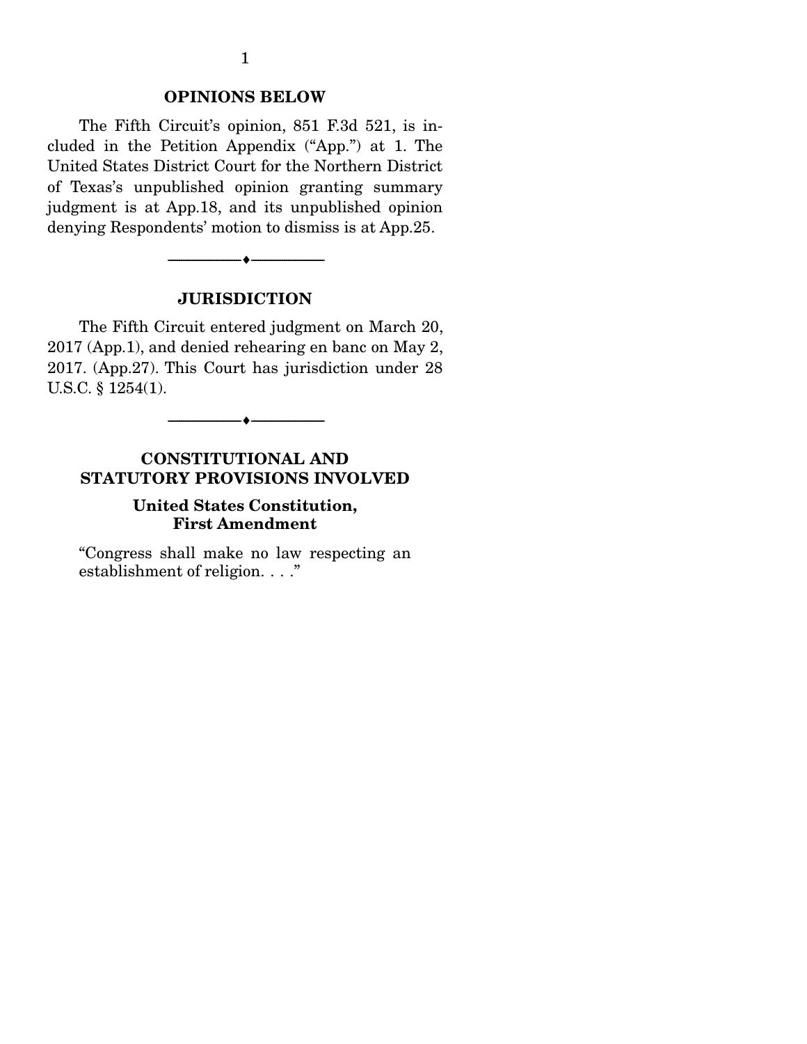## OPINIONS BELOW

The Fifth Circuit's opinion, 851 F.3d 521, is included in the Petition Appendix ("App.") at 1. The United States District Court for the Northern District of Texas's unpublished opinion granting summary judgment is at App.18, and its unpublished opinion denying Respondents' motion to dismiss is at App.25.

---

## JURISDICTION

The Fifth Circuit entered judgment on March 20, 2017 (App.1), and denied rehearing en banc on May 2, 2017. (App.27). This Court has jurisdiction under 28 U.S.C. § 1254(1).

---

## CONSTITUTIONAL AND STATUTORY PROVISIONS INVOLVED

### United States Constitution, First Amendment

> "Congress shall make no law respecting an establishment of religion. . . ."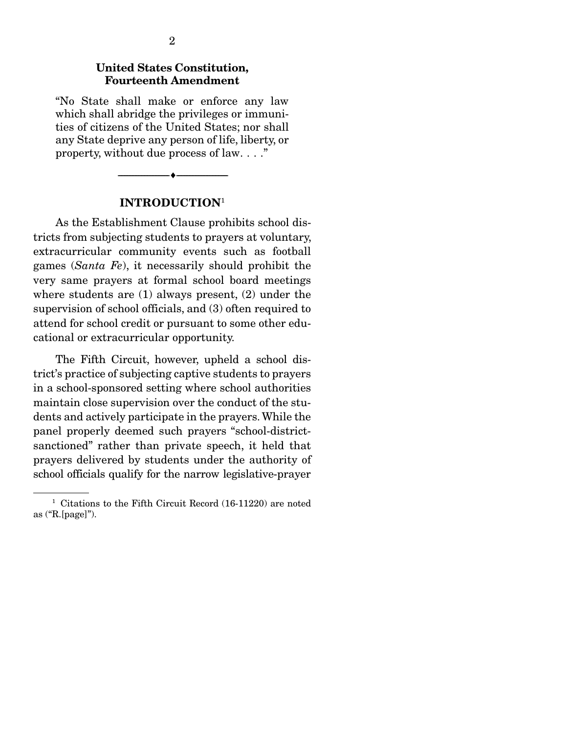**United States Constitution, Fourteenth Amendment**

"No State shall make or enforce any law which shall abridge the privileges or immunities of citizens of the United States; nor shall any State deprive any person of life, liberty, or property, without due process of law. . . ."

---

## INTRODUCTION[1]

As the Establishment Clause prohibits school districts from subjecting students to prayers at voluntary, extracurricular community events such as football games (*Santa Fe*), it necessarily should prohibit the very same prayers at formal school board meetings where students are (1) always present, (2) under the supervision of school officials, and (3) often required to attend for school credit or pursuant to some other educational or extracurricular opportunity.

The Fifth Circuit, however, upheld a school district's practice of subjecting captive students to prayers in a school-sponsored setting where school authorities maintain close supervision over the conduct of the students and actively participate in the prayers. While the panel properly deemed such prayers "school-district-sanctioned" rather than private speech, it held that prayers delivered by students under the authority of school officials qualify for the narrow legislative-prayer

[1] Citations to the Fifth Circuit Record (16-11220) are noted as ("R.[page]").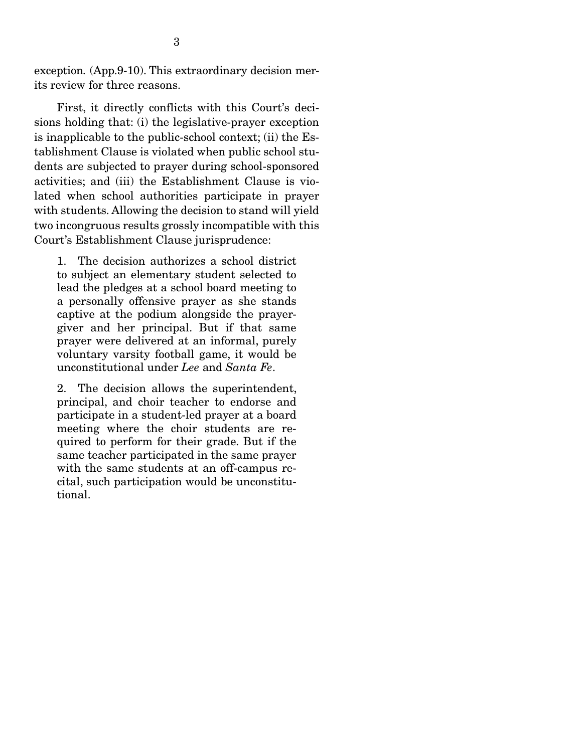exception. (App.9-10). This extraordinary decision merits its review for three reasons.

First, it directly conflicts with this Court's decisions holding that: (i) the legislative-prayer exception is inapplicable to the public-school context; (ii) the Establishment Clause is violated when public school students are subjected to prayer during school-sponsored activities; and (iii) the Establishment Clause is violated when school authorities participate in prayer with students. Allowing the decision to stand will yield two incongruous results grossly incompatible with this Court's Establishment Clause jurisprudence:

> 1. The decision authorizes a school district to subject an elementary student selected to lead the pledges at a school board meeting to a personally offensive prayer as she stands captive at the podium alongside the prayer-giver and her principal. But if that same prayer were delivered at an informal, purely voluntary varsity football game, it would be unconstitutional under *Lee* and *Santa Fe*.
>
> 2. The decision allows the superintendent, principal, and choir teacher to endorse and participate in a student-led prayer at a board meeting where the choir students are required to perform for their grade. But if the same teacher participated in the same prayer with the same students at an off-campus recital, such participation would be unconstitutional.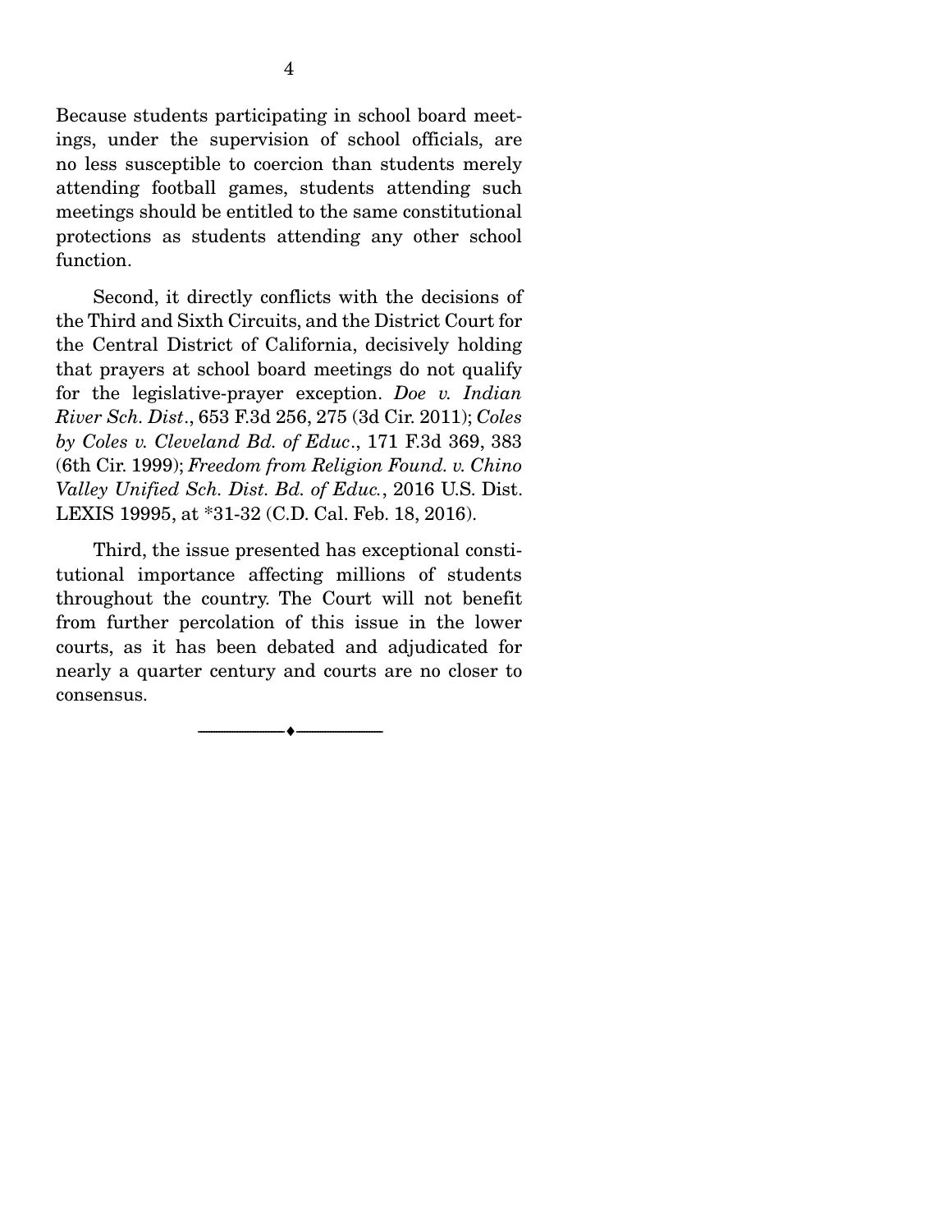Because students participating in school board meetings, under the supervision of school officials, are no less susceptible to coercion than students merely attending football games, students attending such meetings should be entitled to the same constitutional protections as students attending any other school function.

Second, it directly conflicts with the decisions of the Third and Sixth Circuits, and the District Court for the Central District of California, decisively holding that prayers at school board meetings do not qualify for the legislative-prayer exception. *Doe v. Indian River Sch. Dist.*, 653 F.3d 256, 275 (3d Cir. 2011); *Coles by Coles v. Cleveland Bd. of Educ.*, 171 F.3d 369, 383 (6th Cir. 1999); *Freedom from Religion Found. v. Chino Valley Unified Sch. Dist. Bd. of Educ.*, 2016 U.S. Dist. LEXIS 19995, at *31-32 (C.D. Cal. Feb. 18, 2016).

Third, the issue presented has exceptional constitutional importance affecting millions of students throughout the country. The Court will not benefit from further percolation of this issue in the lower courts, as it has been debated and adjudicated for nearly a quarter century and courts are no closer to consensus.

---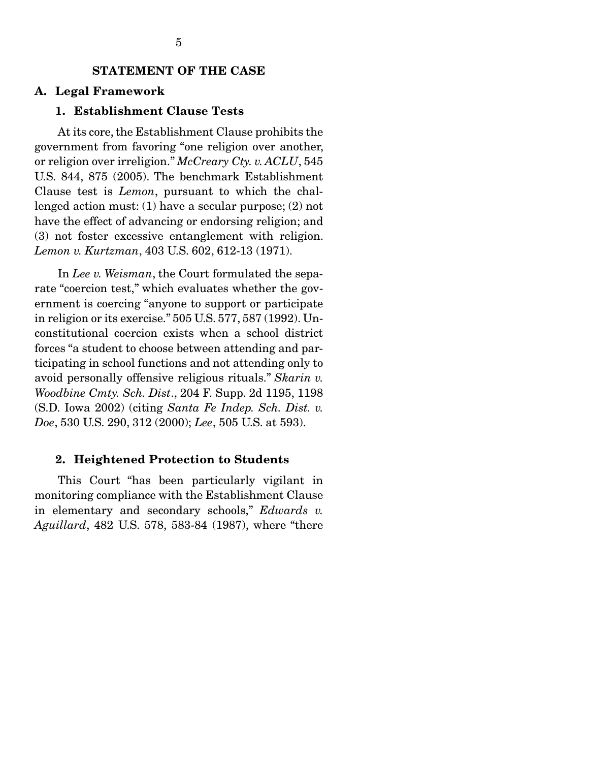## STATEMENT OF THE CASE

### A. Legal Framework

#### 1. Establishment Clause Tests

At its core, the Establishment Clause prohibits the government from favoring "one religion over another, or religion over irreligion." *McCreary Cty. v. ACLU*, 545 U.S. 844, 875 (2005). The benchmark Establishment Clause test is *Lemon*, pursuant to which the challenged action must: (1) have a secular purpose; (2) not have the effect of advancing or endorsing religion; and (3) not foster excessive entanglement with religion. *Lemon v. Kurtzman*, 403 U.S. 602, 612-13 (1971).

In *Lee v. Weisman*, the Court formulated the separate "coercion test," which evaluates whether the government is coercing "anyone to support or participate in religion or its exercise." 505 U.S. 577, 587 (1992). Unconstitutional coercion exists when a school district forces "a student to choose between attending and participating in school functions and not attending only to avoid personally offensive religious rituals." *Skarin v. Woodbine Cmty. Sch. Dist.*, 204 F. Supp. 2d 1195, 1198 (S.D. Iowa 2002) (citing *Santa Fe Indep. Sch. Dist. v. Doe*, 530 U.S. 290, 312 (2000); *Lee*, 505 U.S. at 593).

#### 2. Heightened Protection to Students

This Court "has been particularly vigilant in monitoring compliance with the Establishment Clause in elementary and secondary schools," *Edwards v. Aguillard*, 482 U.S. 578, 583-84 (1987), where "there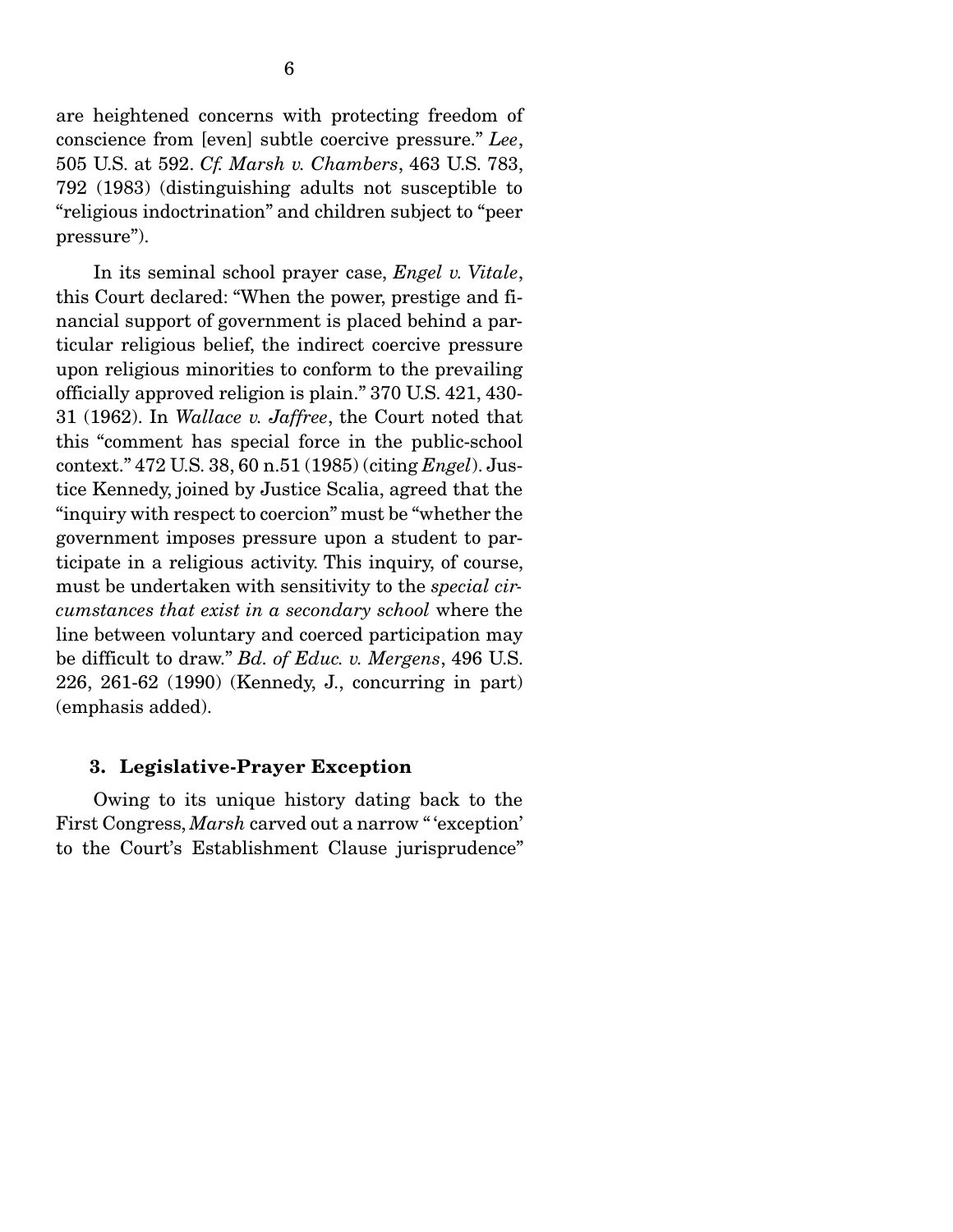are heightened concerns with protecting freedom of conscience from [even] subtle coercive pressure." *Lee*, 505 U.S. at 592. *Cf. Marsh v. Chambers*, 463 U.S. 783, 792 (1983) (distinguishing adults not susceptible to "religious indoctrination" and children subject to "peer pressure").

In its seminal school prayer case, *Engel v. Vitale*, this Court declared: "When the power, prestige and financial support of government is placed behind a particular religious belief, the indirect coercive pressure upon religious minorities to conform to the prevailing officially approved religion is plain." 370 U.S. 421, 430-31 (1962). In *Wallace v. Jaffree*, the Court noted that this "comment has special force in the public-school context." 472 U.S. 38, 60 n.51 (1985) (citing *Engel*). Justice Kennedy, joined by Justice Scalia, agreed that the "inquiry with respect to coercion" must be "whether the government imposes pressure upon a student to participate in a religious activity. This inquiry, of course, must be undertaken with sensitivity to the *special circumstances that exist in a secondary school* where the line between voluntary and coerced participation may be difficult to draw." *Bd. of Educ. v. Mergens*, 496 U.S. 226, 261-62 (1990) (Kennedy, J., concurring in part) (emphasis added).

### 3. Legislative-Prayer Exception

Owing to its unique history dating back to the First Congress, *Marsh* carved out a narrow "'exception' to the Court's Establishment Clause jurisprudence"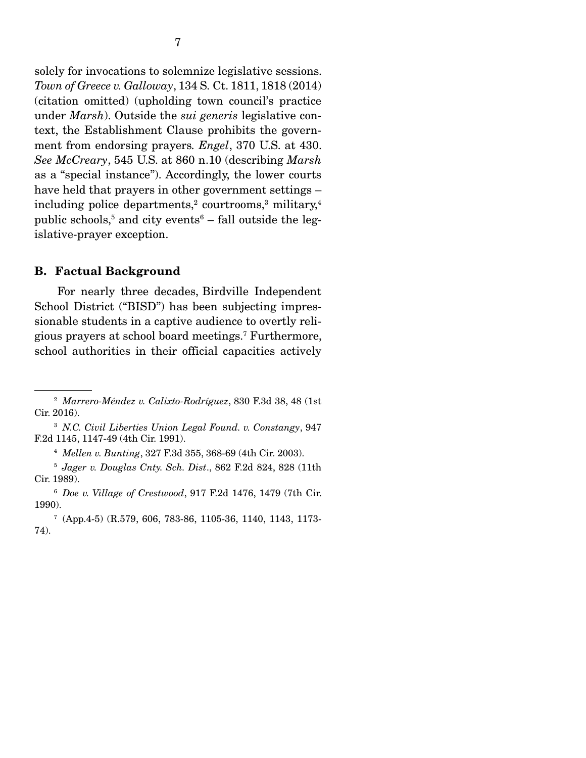solely for invocations to solemnize legislative sessions. *Town of Greece v. Galloway*, 134 S. Ct. 1811, 1818 (2014) (citation omitted) (upholding town council's practice under *Marsh*). Outside the *sui generis* legislative context, the Establishment Clause prohibits the government from endorsing prayers. *Engel*, 370 U.S. at 430. *See McCreary*, 545 U.S. at 860 n.10 (describing *Marsh* as a "special instance"). Accordingly, the lower courts have held that prayers in other government settings – including police departments,[2] courtrooms,[3] military,[4] public schools,[5] and city events[6] – fall outside the legislative-prayer exception.

### B. Factual Background

For nearly three decades, Birdville Independent School District ("BISD") has been subjecting impressionable students in a captive audience to overtly religious prayers at school board meetings.[7] Furthermore, school authorities in their official capacities actively

---

[2] *Marrero-Méndez v. Calixto-Rodríguez*, 830 F.3d 38, 48 (1st Cir. 2016).

[3] *N.C. Civil Liberties Union Legal Found. v. Constangy*, 947 F.2d 1145, 1147-49 (4th Cir. 1991).

[4] *Mellen v. Bunting*, 327 F.3d 355, 368-69 (4th Cir. 2003).

[5] *Jager v. Douglas Cnty. Sch. Dist.*, 862 F.2d 824, 828 (11th Cir. 1989).

[6] *Doe v. Village of Crestwood*, 917 F.2d 1476, 1479 (7th Cir. 1990).

[7] (App.4-5) (R.579, 606, 783-86, 1105-36, 1140, 1143, 1173-74).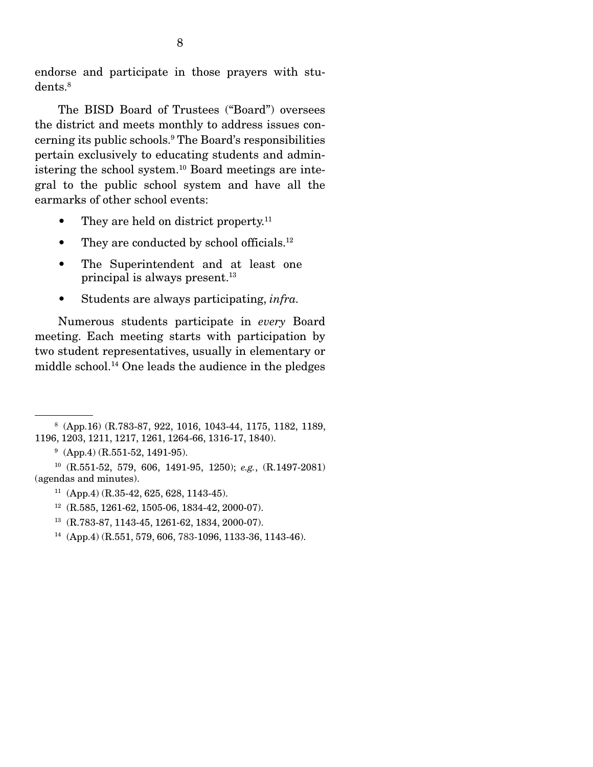endorse and participate in those prayers with students.[8]

The BISD Board of Trustees ("Board") oversees the district and meets monthly to address issues concerning its public schools.[9] The Board's responsibilities pertain exclusively to educating students and administering the school system.[10] Board meetings are integral to the public school system and have all the earmarks of other school events:

- They are held on district property.[11]
- They are conducted by school officials.[12]
- The Superintendent and at least one principal is always present.[13]
- Students are always participating, *infra*.

Numerous students participate in *every* Board meeting. Each meeting starts with participation by two student representatives, usually in elementary or middle school.[14] One leads the audience in the pledges

---

[8] (App.16) (R.783-87, 922, 1016, 1043-44, 1175, 1182, 1189, 1196, 1203, 1211, 1217, 1261, 1264-66, 1316-17, 1840).

[9] (App.4) (R.551-52, 1491-95).

[10] (R.551-52, 579, 606, 1491-95, 1250); *e.g.*, (R.1497-2081) (agendas and minutes).

[11] (App.4) (R.35-42, 625, 628, 1143-45).

[12] (R.585, 1261-62, 1505-06, 1834-42, 2000-07).

[13] (R.783-87, 1143-45, 1261-62, 1834, 2000-07).

[14] (App.4) (R.551, 579, 606, 783-1096, 1133-36, 1143-46).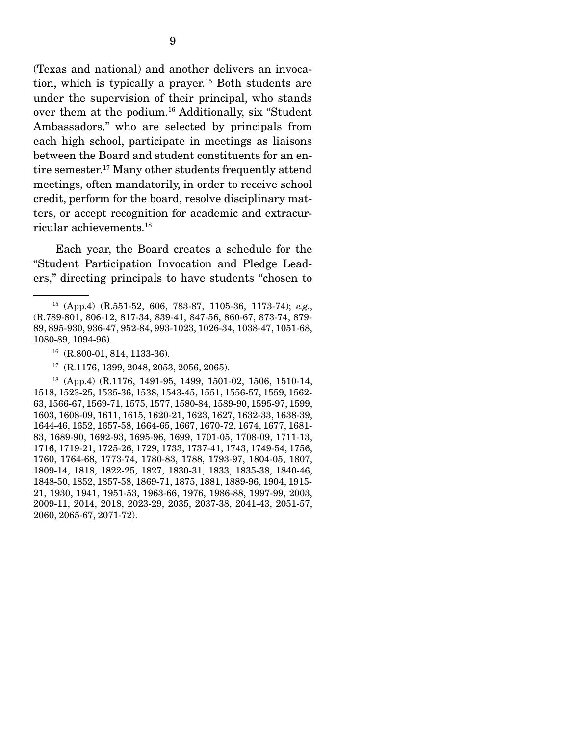(Texas and national) and another delivers an invocation, which is typically a prayer.[15] Both students are under the supervision of their principal, who stands over them at the podium.[16] Additionally, six "Student Ambassadors," who are selected by principals from each high school, participate in meetings as liaisons between the Board and student constituents for an entire semester.[17] Many other students frequently attend meetings, often mandatorily, in order to receive school credit, perform for the board, resolve disciplinary matters, or accept recognition for academic and extracurricular achievements.[18]

Each year, the Board creates a schedule for the "Student Participation Invocation and Pledge Leaders," directing principals to have students "chosen to

---

[15] (App.4) (R.551-52, 606, 783-87, 1105-36, 1173-74); *e.g.*, (R.789-801, 806-12, 817-34, 839-41, 847-56, 860-67, 873-74, 879-89, 895-930, 936-47, 952-84, 993-1023, 1026-34, 1038-47, 1051-68, 1080-89, 1094-96).

[16] (R.800-01, 814, 1133-36).

[17] (R.1176, 1399, 2048, 2053, 2056, 2065).

[18] (App.4) (R.1176, 1491-95, 1499, 1501-02, 1506, 1510-14, 1518, 1523-25, 1535-36, 1538, 1543-45, 1551, 1556-57, 1559, 1562-63, 1566-67, 1569-71, 1575, 1577, 1580-84, 1589-90, 1595-97, 1599, 1603, 1608-09, 1611, 1615, 1620-21, 1623, 1627, 1632-33, 1638-39, 1644-46, 1652, 1657-58, 1664-65, 1667, 1670-72, 1674, 1677, 1681-83, 1689-90, 1692-93, 1695-96, 1699, 1701-05, 1708-09, 1711-13, 1716, 1719-21, 1725-26, 1729, 1733, 1737-41, 1743, 1749-54, 1756, 1760, 1764-68, 1773-74, 1780-83, 1788, 1793-97, 1804-05, 1807, 1809-14, 1818, 1822-25, 1827, 1830-31, 1833, 1835-38, 1840-46, 1848-50, 1852, 1857-58, 1869-71, 1875, 1881, 1889-96, 1904, 1915-21, 1930, 1941, 1951-53, 1963-66, 1976, 1986-88, 1997-99, 2003, 2009-11, 2014, 2018, 2023-29, 2035, 2037-38, 2041-43, 2051-57, 2060, 2065-67, 2071-72).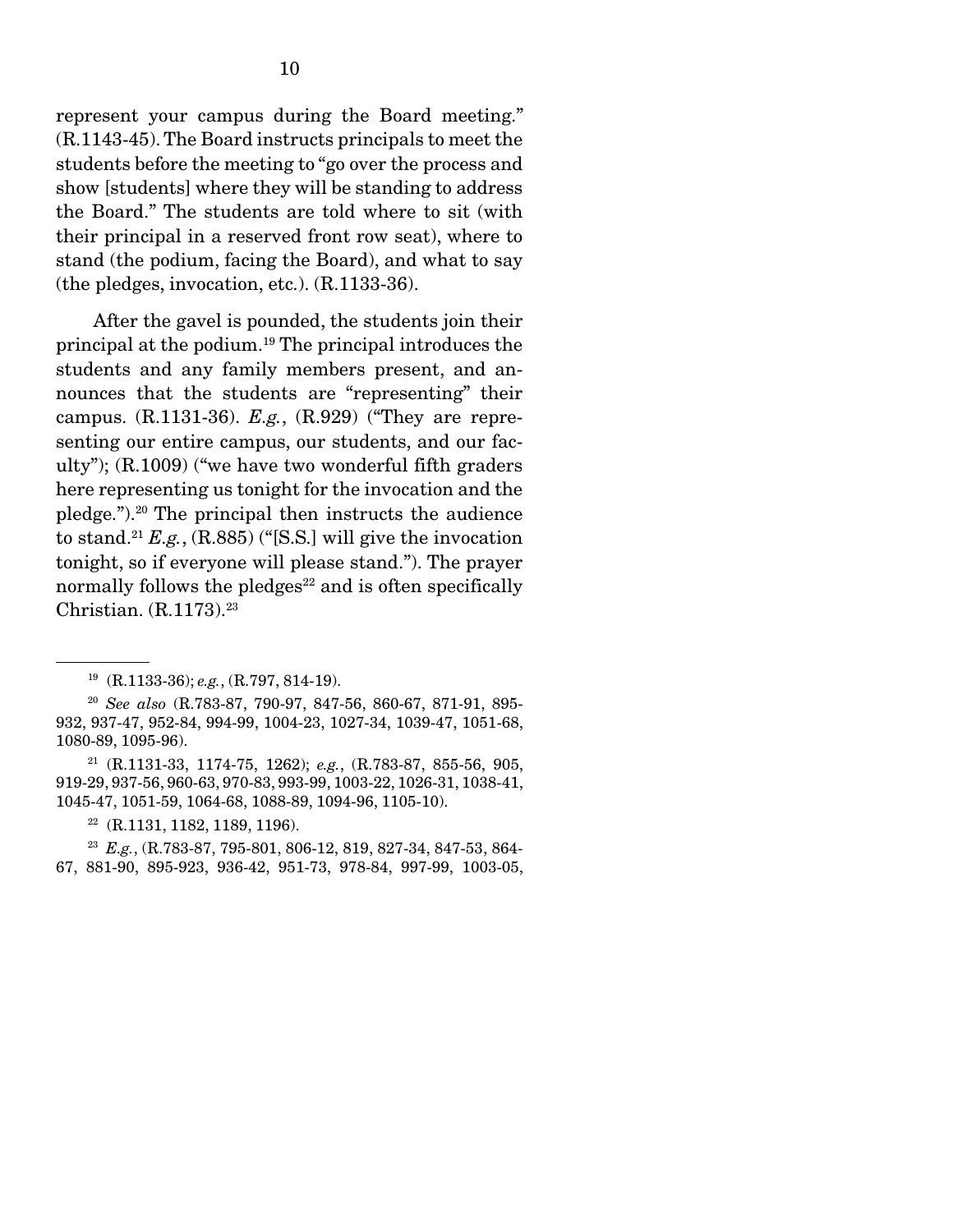represent your campus during the Board meeting." (R.1143-45). The Board instructs principals to meet the students before the meeting to "go over the process and show [students] where they will be standing to address the Board." The students are told where to sit (with their principal in a reserved front row seat), where to stand (the podium, facing the Board), and what to say (the pledges, invocation, etc.). (R.1133-36).

After the gavel is pounded, the students join their principal at the podium.[19] The principal introduces the students and any family members present, and announces that the students are "representing" their campus. (R.1131-36). *E.g.*, (R.929) ("They are representing our entire campus, our students, and our faculty"); (R.1009) ("we have two wonderful fifth graders here representing us tonight for the invocation and the pledge.").[20] The principal then instructs the audience to stand.[21] *E.g.*, (R.885) ("[S.S.] will give the invocation tonight, so if everyone will please stand."). The prayer normally follows the pledges[22] and is often specifically Christian. (R.1173).[23]

---

[19] (R.1133-36); *e.g.*, (R.797, 814-19).

[20] *See also* (R.783-87, 790-97, 847-56, 860-67, 871-91, 895-932, 937-47, 952-84, 994-99, 1004-23, 1027-34, 1039-47, 1051-68, 1080-89, 1095-96).

[21] (R.1131-33, 1174-75, 1262); *e.g.*, (R.783-87, 855-56, 905, 919-29, 937-56, 960-63, 970-83, 993-99, 1003-22, 1026-31, 1038-41, 1045-47, 1051-59, 1064-68, 1088-89, 1094-96, 1105-10).

[22] (R.1131, 1182, 1189, 1196).

[23] *E.g.*, (R.783-87, 795-801, 806-12, 819, 827-34, 847-53, 864-67, 881-90, 895-923, 936-42, 951-73, 978-84, 997-99, 1003-05,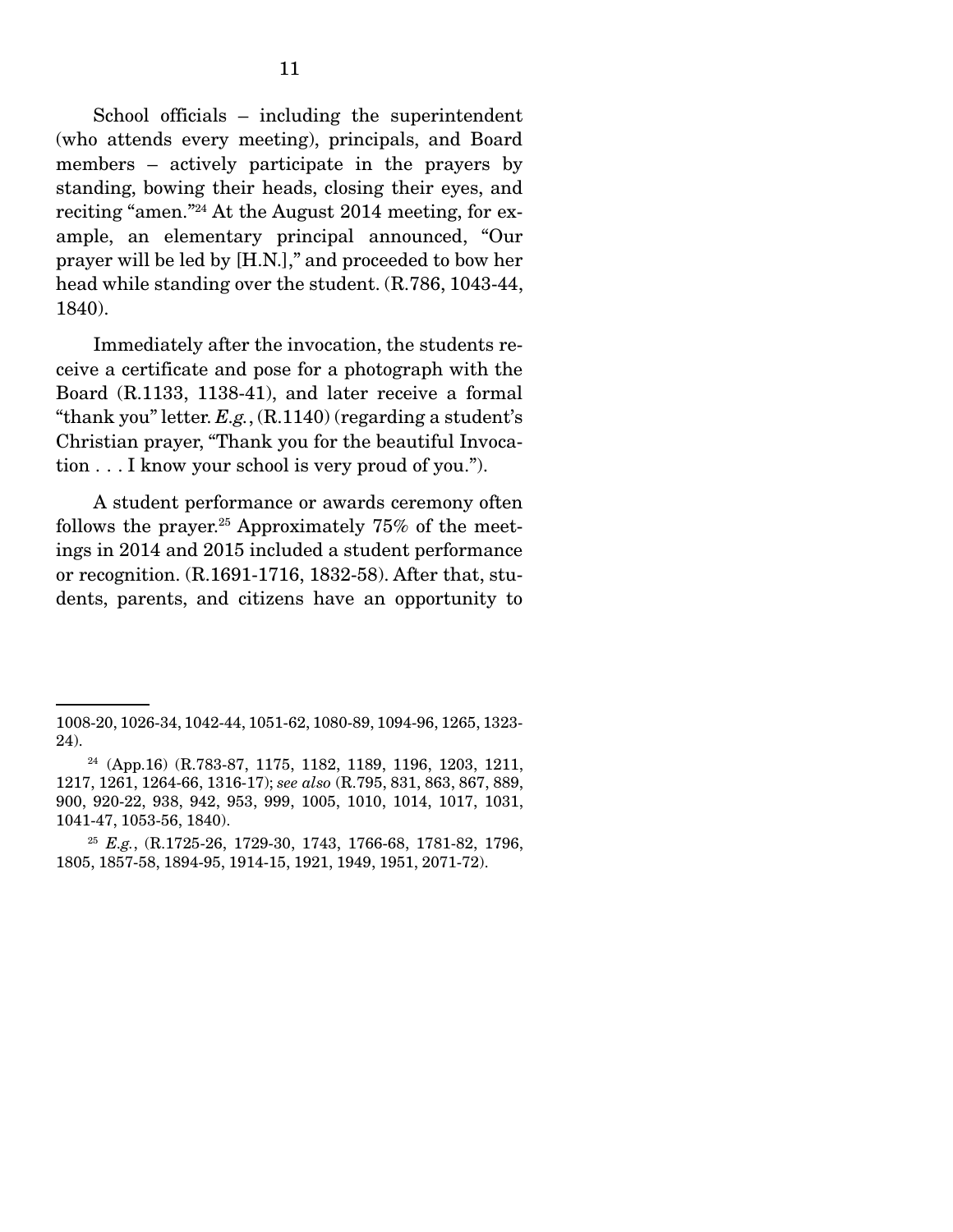School officials – including the superintendent (who attends every meeting), principals, and Board members – actively participate in the prayers by standing, bowing their heads, closing their eyes, and reciting "amen."[24] At the August 2014 meeting, for example, an elementary principal announced, "Our prayer will be led by [H.N.]," and proceeded to bow her head while standing over the student. (R.786, 1043-44, 1840).

Immediately after the invocation, the students receive a certificate and pose for a photograph with the Board (R.1133, 1138-41), and later receive a formal "thank you" letter. *E.g.*, (R.1140) (regarding a student's Christian prayer, "Thank you for the beautiful Invocation . . . I know your school is very proud of you.").

A student performance or awards ceremony often follows the prayer.[25] Approximately 75% of the meetings in 2014 and 2015 included a student performance or recognition. (R.1691-1716, 1832-58). After that, students, parents, and citizens have an opportunity to

---

1008-20, 1026-34, 1042-44, 1051-62, 1080-89, 1094-96, 1265, 1323-24).

[24] (App.16) (R.783-87, 1175, 1182, 1189, 1196, 1203, 1211, 1217, 1261, 1264-66, 1316-17); *see also* (R.795, 831, 863, 867, 889, 900, 920-22, 938, 942, 953, 999, 1005, 1010, 1014, 1017, 1031, 1041-47, 1053-56, 1840).

[25] *E.g.*, (R.1725-26, 1729-30, 1743, 1766-68, 1781-82, 1796, 1805, 1857-58, 1894-95, 1914-15, 1921, 1949, 1951, 2071-72).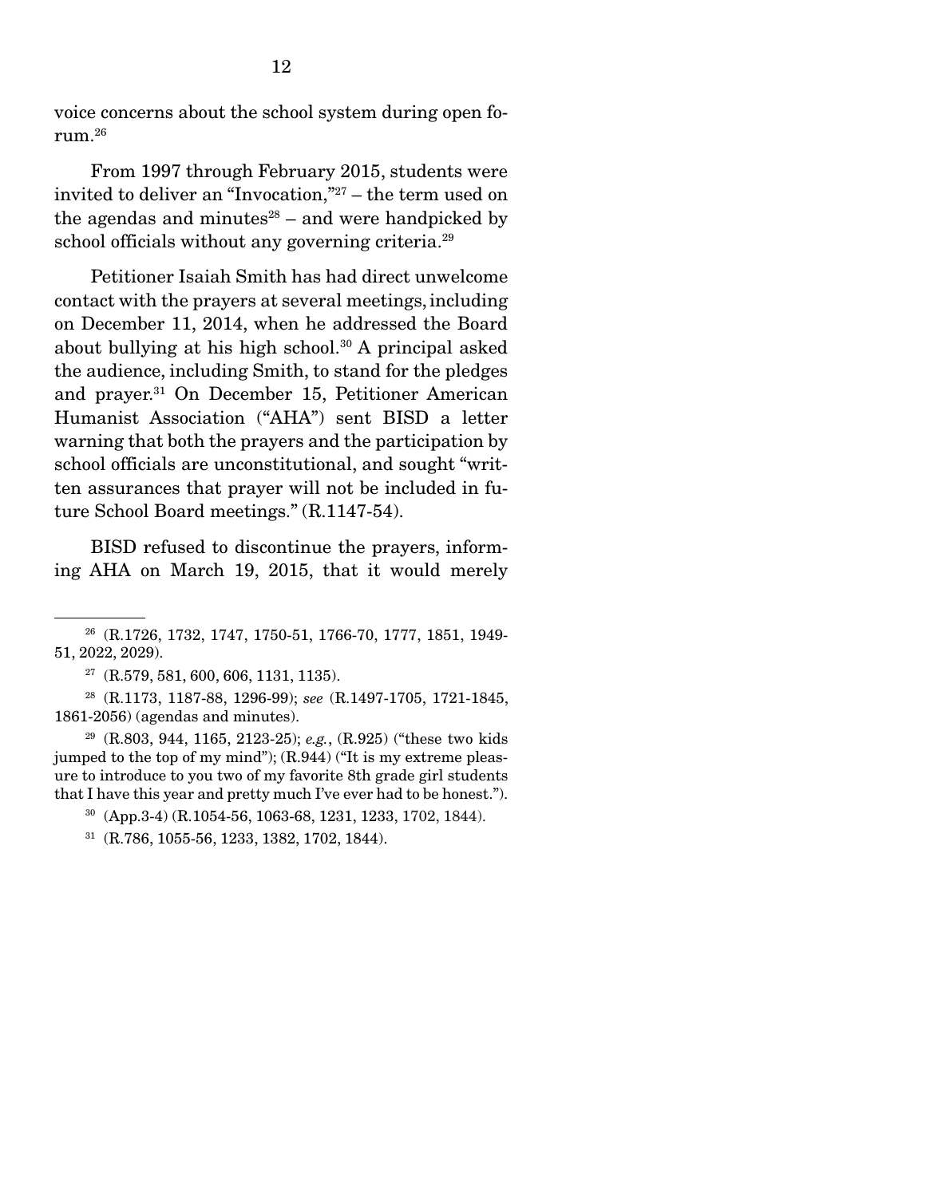voice concerns about the school system during open forum.[26]

From 1997 through February 2015, students were invited to deliver an "Invocation,"[27] – the term used on the agendas and minutes[28] – and were handpicked by school officials without any governing criteria.[29]

Petitioner Isaiah Smith has had direct unwelcome contact with the prayers at several meetings, including on December 11, 2014, when he addressed the Board about bullying at his high school.[30] A principal asked the audience, including Smith, to stand for the pledges and prayer.[31] On December 15, Petitioner American Humanist Association ("AHA") sent BISD a letter warning that both the prayers and the participation by school officials are unconstitutional, and sought "written assurances that prayer will not be included in future School Board meetings." (R.1147-54).

BISD refused to discontinue the prayers, informing AHA on March 19, 2015, that it would merely

---

[26] (R.1726, 1732, 1747, 1750-51, 1766-70, 1777, 1851, 1949-51, 2022, 2029).

[27] (R.579, 581, 600, 606, 1131, 1135).

[28] (R.1173, 1187-88, 1296-99); *see* (R.1497-1705, 1721-1845, 1861-2056) (agendas and minutes).

[29] (R.803, 944, 1165, 2123-25); *e.g.*, (R.925) ("these two kids jumped to the top of my mind"); (R.944) ("It is my extreme pleasure to introduce to you two of my favorite 8th grade girl students that I have this year and pretty much I've ever had to be honest.").

[30] (App.3-4) (R.1054-56, 1063-68, 1231, 1233, 1702, 1844).

[31] (R.786, 1055-56, 1233, 1382, 1702, 1844).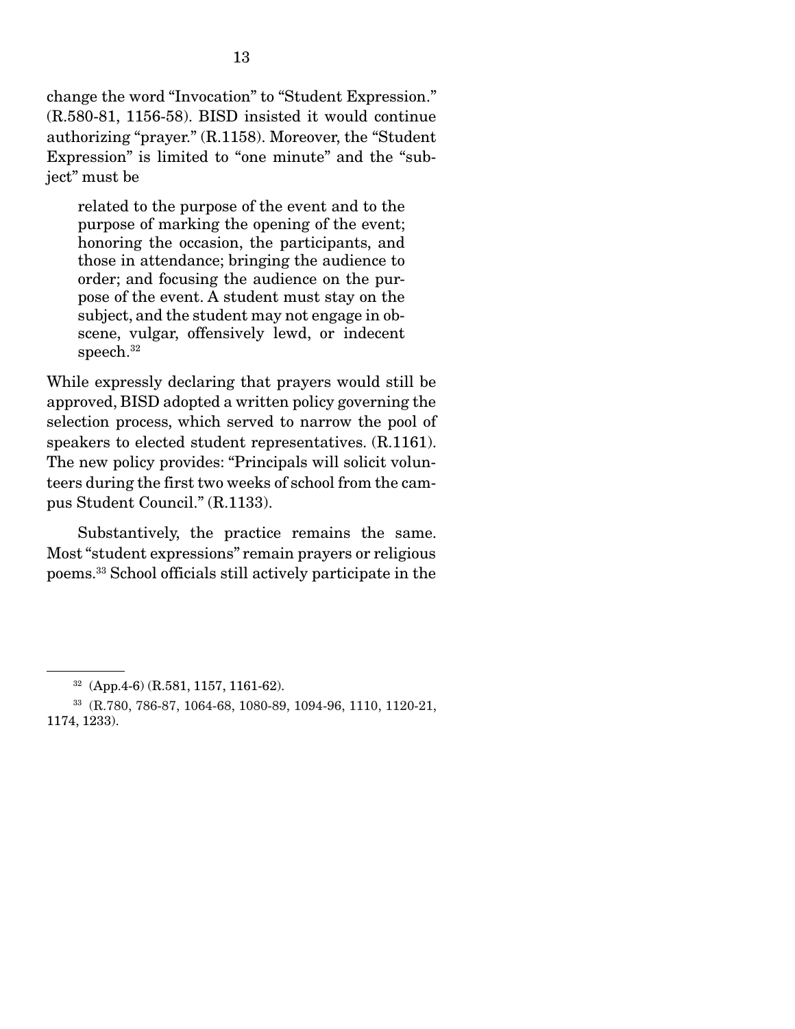change the word "Invocation" to "Student Expression." (R.580-81, 1156-58). BISD insisted it would continue authorizing "prayer." (R.1158). Moreover, the "Student Expression" is limited to "one minute" and the "subject" must be

> related to the purpose of the event and to the purpose of marking the opening of the event; honoring the occasion, the participants, and those in attendance; bringing the audience to order; and focusing the audience on the purpose of the event. A student must stay on the subject, and the student may not engage in obscene, vulgar, offensively lewd, or indecent speech.[32]

While expressly declaring that prayers would still be approved, BISD adopted a written policy governing the selection process, which served to narrow the pool of speakers to elected student representatives. (R.1161). The new policy provides: "Principals will solicit volunteers during the first two weeks of school from the campus Student Council." (R.1133).

Substantively, the practice remains the same. Most "student expressions" remain prayers or religious poems.[33] School officials still actively participate in the

---

[32] (App.4-6) (R.581, 1157, 1161-62).

[33] (R.780, 786-87, 1064-68, 1080-89, 1094-96, 1110, 1120-21, 1174, 1233).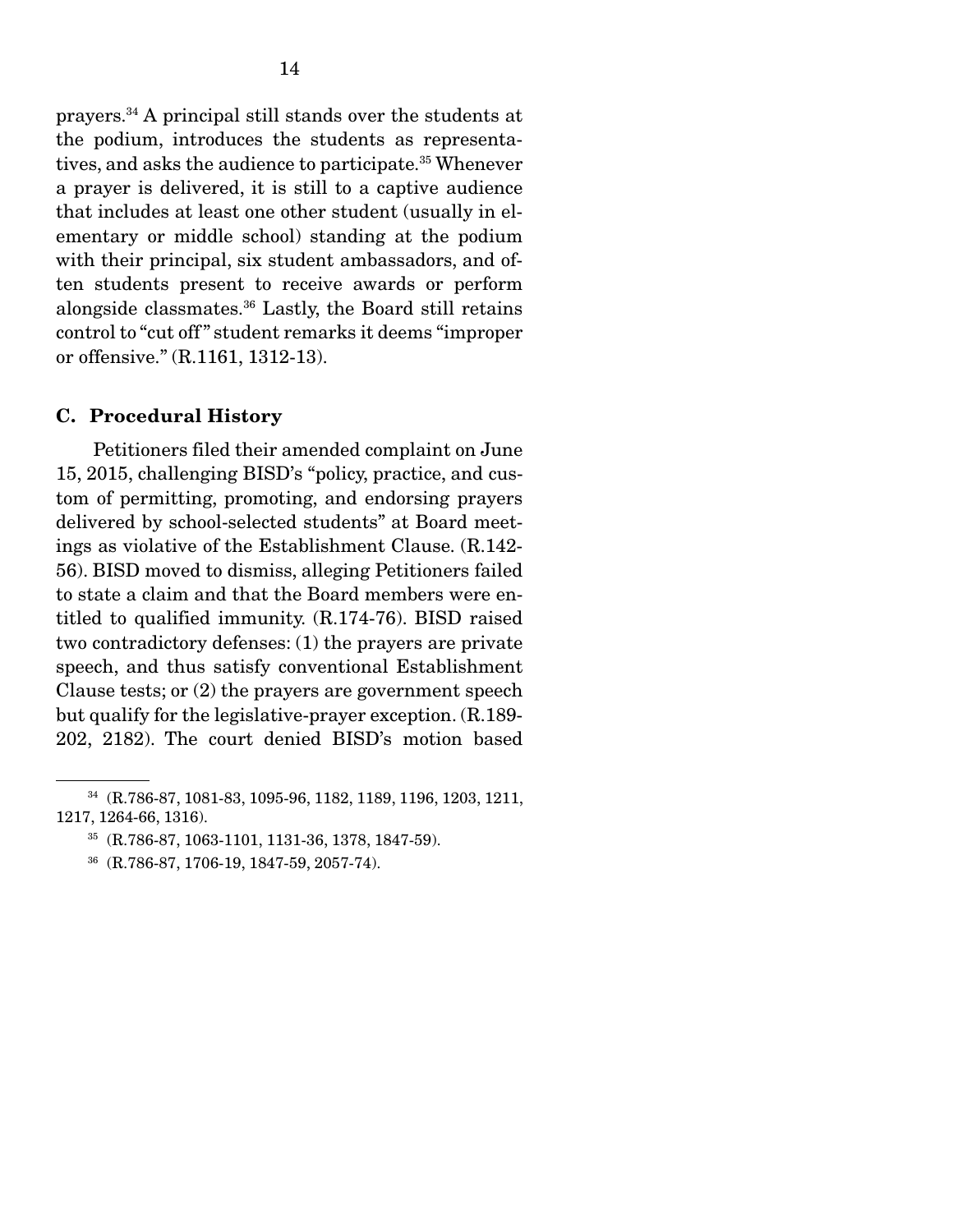prayers.[34] A principal still stands over the students at the podium, introduces the students as representatives, and asks the audience to participate.[35] Whenever a prayer is delivered, it is still to a captive audience that includes at least one other student (usually in elementary or middle school) standing at the podium with their principal, six student ambassadors, and often students present to receive awards or perform alongside classmates.[36] Lastly, the Board still retains control to "cut off" student remarks it deems "improper or offensive." (R.1161, 1312-13).

### C. Procedural History

Petitioners filed their amended complaint on June 15, 2015, challenging BISD's "policy, practice, and custom of permitting, promoting, and endorsing prayers delivered by school-selected students" at Board meetings as violative of the Establishment Clause. (R.142-56). BISD moved to dismiss, alleging Petitioners failed to state a claim and that the Board members were entitled to qualified immunity. (R.174-76). BISD raised two contradictory defenses: (1) the prayers are private speech, and thus satisfy conventional Establishment Clause tests; or (2) the prayers are government speech but qualify for the legislative-prayer exception. (R.189-202, 2182). The court denied BISD's motion based

---

[34] (R.786-87, 1081-83, 1095-96, 1182, 1189, 1196, 1203, 1211, 1217, 1264-66, 1316).

[35] (R.786-87, 1063-1101, 1131-36, 1378, 1847-59).

[36] (R.786-87, 1706-19, 1847-59, 2057-74).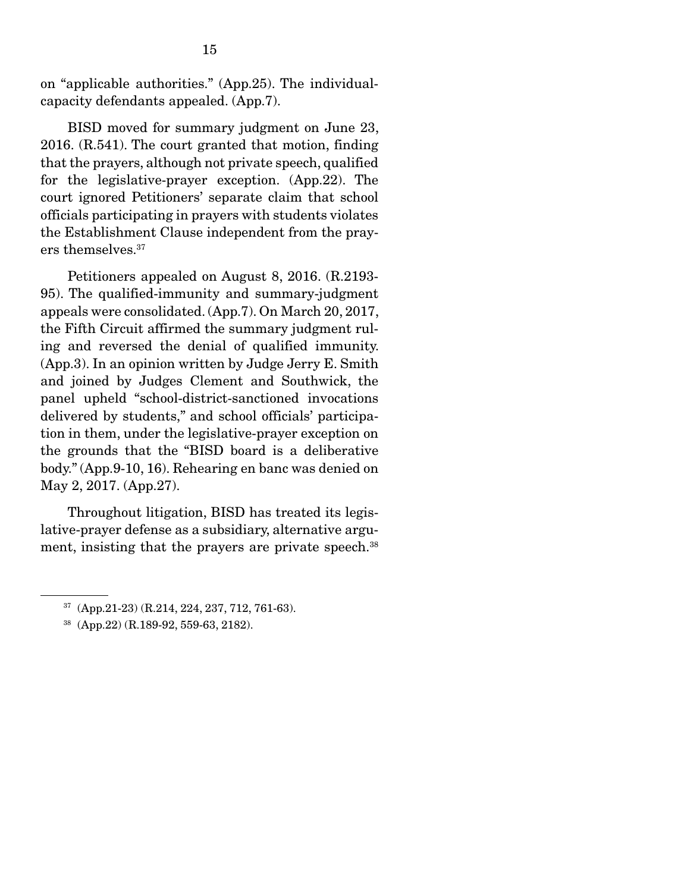on "applicable authorities." (App.25). The individual-capacity defendants appealed. (App.7).

BISD moved for summary judgment on June 23, 2016. (R.541). The court granted that motion, finding that the prayers, although not private speech, qualified for the legislative-prayer exception. (App.22). The court ignored Petitioners' separate claim that school officials participating in prayers with students violates the Establishment Clause independent from the prayers themselves.[37]

Petitioners appealed on August 8, 2016. (R.2193-95). The qualified-immunity and summary-judgment appeals were consolidated. (App.7). On March 20, 2017, the Fifth Circuit affirmed the summary judgment ruling and reversed the denial of qualified immunity. (App.3). In an opinion written by Judge Jerry E. Smith and joined by Judges Clement and Southwick, the panel upheld "school-district-sanctioned invocations delivered by students," and school officials' participation in them, under the legislative-prayer exception on the grounds that the "BISD board is a deliberative body." (App.9-10, 16). Rehearing en banc was denied on May 2, 2017. (App.27).

Throughout litigation, BISD has treated its legislative-prayer defense as a subsidiary, alternative argument, insisting that the prayers are private speech.[38]

---

[37] (App.21-23) (R.214, 224, 237, 712, 761-63).

[38] (App.22) (R.189-92, 559-63, 2182).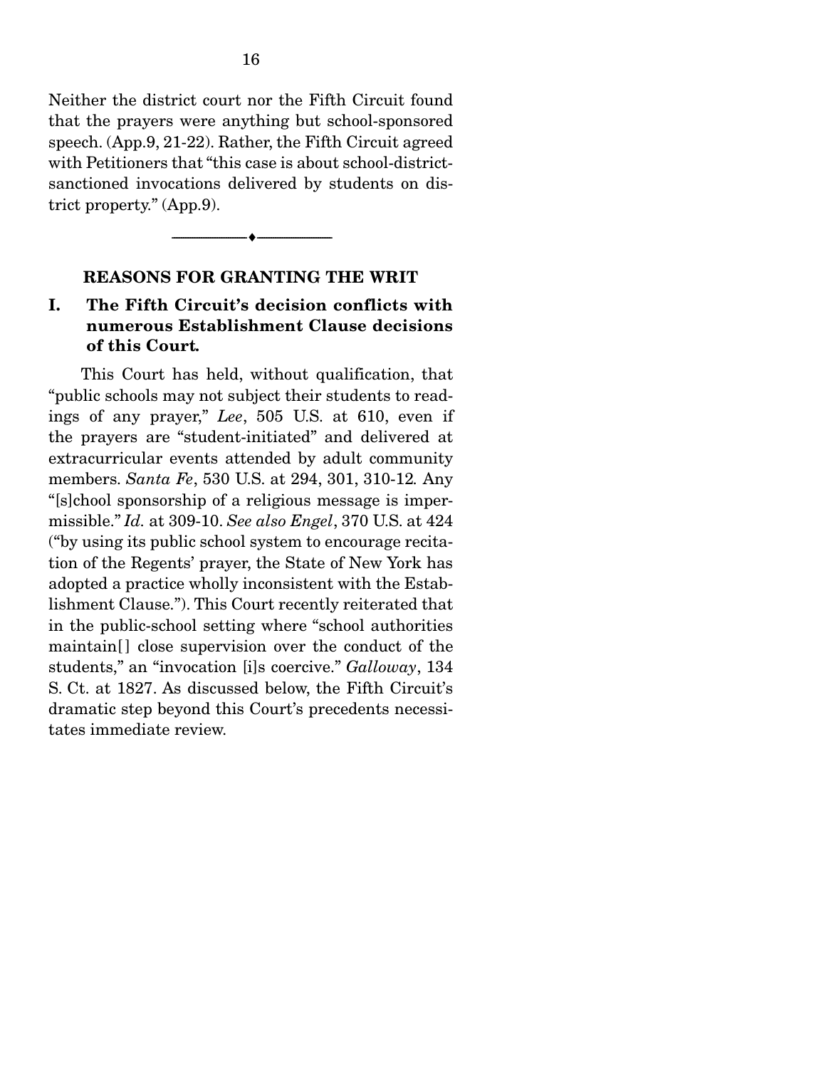Neither the district court nor the Fifth Circuit found that the prayers were anything but school-sponsored speech. (App.9, 21-22). Rather, the Fifth Circuit agreed with Petitioners that "this case is about school-district-sanctioned invocations delivered by students on district property." (App.9).

---

## REASONS FOR GRANTING THE WRIT

### I. The Fifth Circuit's decision conflicts with numerous Establishment Clause decisions of this Court.

This Court has held, without qualification, that "public schools may not subject their students to readings of any prayer," *Lee*, 505 U.S. at 610, even if the prayers are "student-initiated" and delivered at extracurricular events attended by adult community members. *Santa Fe*, 530 U.S. at 294, 301, 310-12. Any "[s]chool sponsorship of a religious message is impermissible." *Id.* at 309-10. *See also Engel*, 370 U.S. at 424 ("by using its public school system to encourage recitation of the Regents' prayer, the State of New York has adopted a practice wholly inconsistent with the Establishment Clause."). This Court recently reiterated that in the public-school setting where "school authorities maintain[] close supervision over the conduct of the students," an "invocation [i]s coercive." *Galloway*, 134 S. Ct. at 1827. As discussed below, the Fifth Circuit's dramatic step beyond this Court's precedents necessitates immediate review.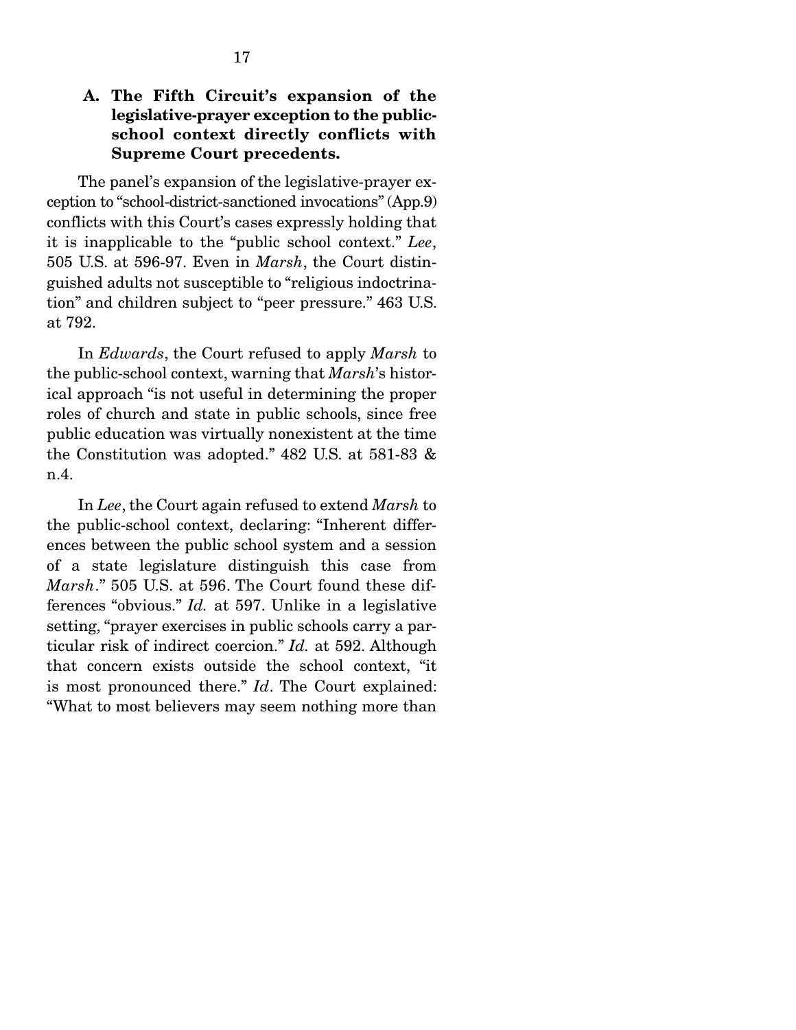### A. The Fifth Circuit's expansion of the legislative-prayer exception to the public-school context directly conflicts with Supreme Court precedents.

The panel's expansion of the legislative-prayer exception to "school-district-sanctioned invocations" (App.9) conflicts with this Court's cases expressly holding that it is inapplicable to the "public school context." *Lee*, 505 U.S. at 596-97. Even in *Marsh*, the Court distinguished adults not susceptible to "religious indoctrination" and children subject to "peer pressure." 463 U.S. at 792.

In *Edwards*, the Court refused to apply *Marsh* to the public-school context, warning that *Marsh*'s historical approach "is not useful in determining the proper roles of church and state in public schools, since free public education was virtually nonexistent at the time the Constitution was adopted." 482 U.S. at 581-83 & n.4.

In *Lee*, the Court again refused to extend *Marsh* to the public-school context, declaring: "Inherent differences between the public school system and a session of a state legislature distinguish this case from *Marsh*." 505 U.S. at 596. The Court found these differences "obvious." *Id.* at 597. Unlike in a legislative setting, "prayer exercises in public schools carry a particular risk of indirect coercion." *Id.* at 592. Although that concern exists outside the school context, "it is most pronounced there." *Id*. The Court explained: "What to most believers may seem nothing more than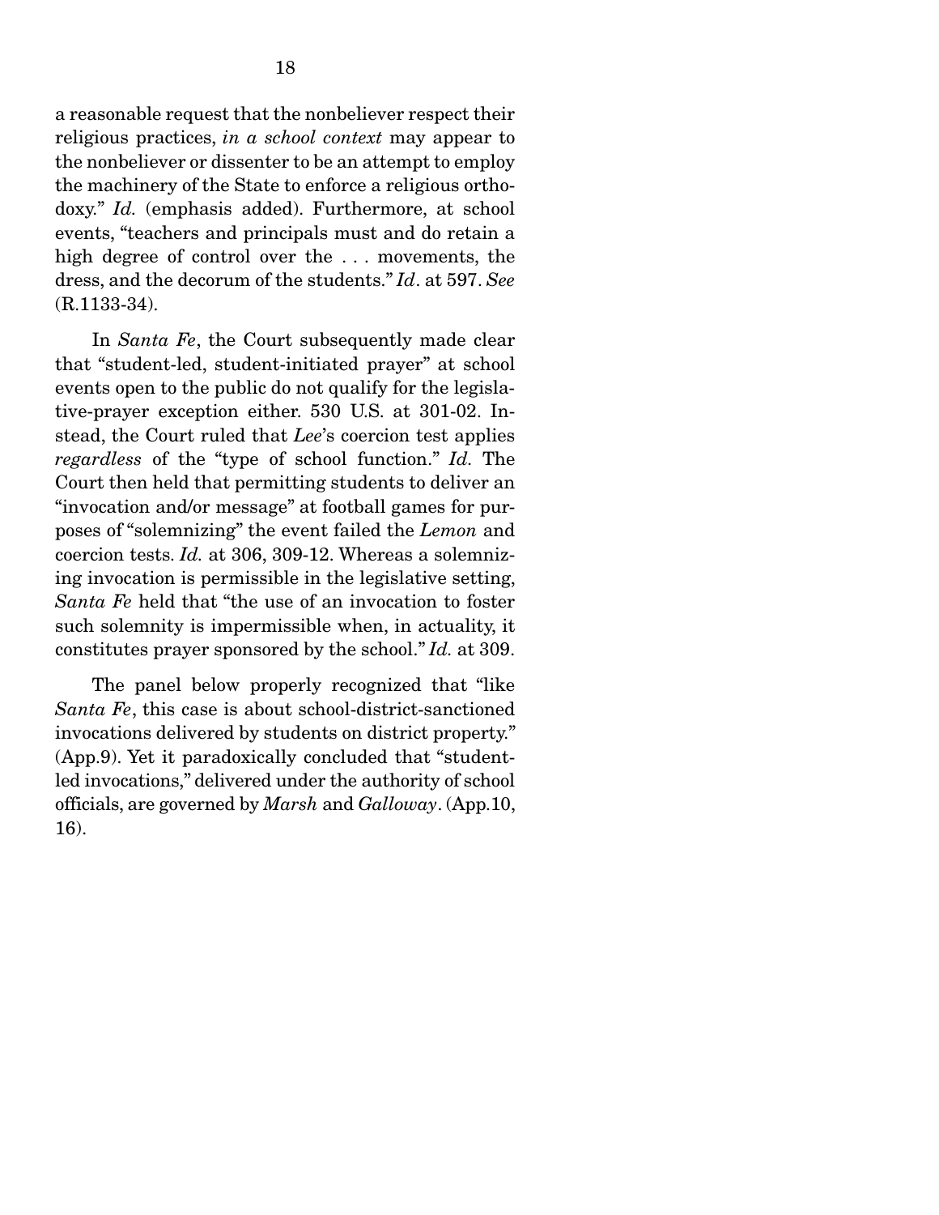a reasonable request that the nonbeliever respect their religious practices, *in a school context* may appear to the nonbeliever or dissenter to be an attempt to employ the machinery of the State to enforce a religious orthodoxy." *Id.* (emphasis added). Furthermore, at school events, "teachers and principals must and do retain a high degree of control over the . . . movements, the dress, and the decorum of the students." *Id*. at 597. *See* (R.1133-34).

In *Santa Fe*, the Court subsequently made clear that "student-led, student-initiated prayer" at school events open to the public do not qualify for the legislative-prayer exception either. 530 U.S. at 301-02. Instead, the Court ruled that *Lee*'s coercion test applies *regardless* of the "type of school function." *Id.* The Court then held that permitting students to deliver an "invocation and/or message" at football games for purposes of "solemnizing" the event failed the *Lemon* and coercion tests. *Id.* at 306, 309-12. Whereas a solemnizing invocation is permissible in the legislative setting, *Santa Fe* held that "the use of an invocation to foster such solemnity is impermissible when, in actuality, it constitutes prayer sponsored by the school." *Id.* at 309.

The panel below properly recognized that "like *Santa Fe*, this case is about school-district-sanctioned invocations delivered by students on district property." (App.9). Yet it paradoxically concluded that "student-led invocations," delivered under the authority of school officials, are governed by *Marsh* and *Galloway*. (App.10, 16).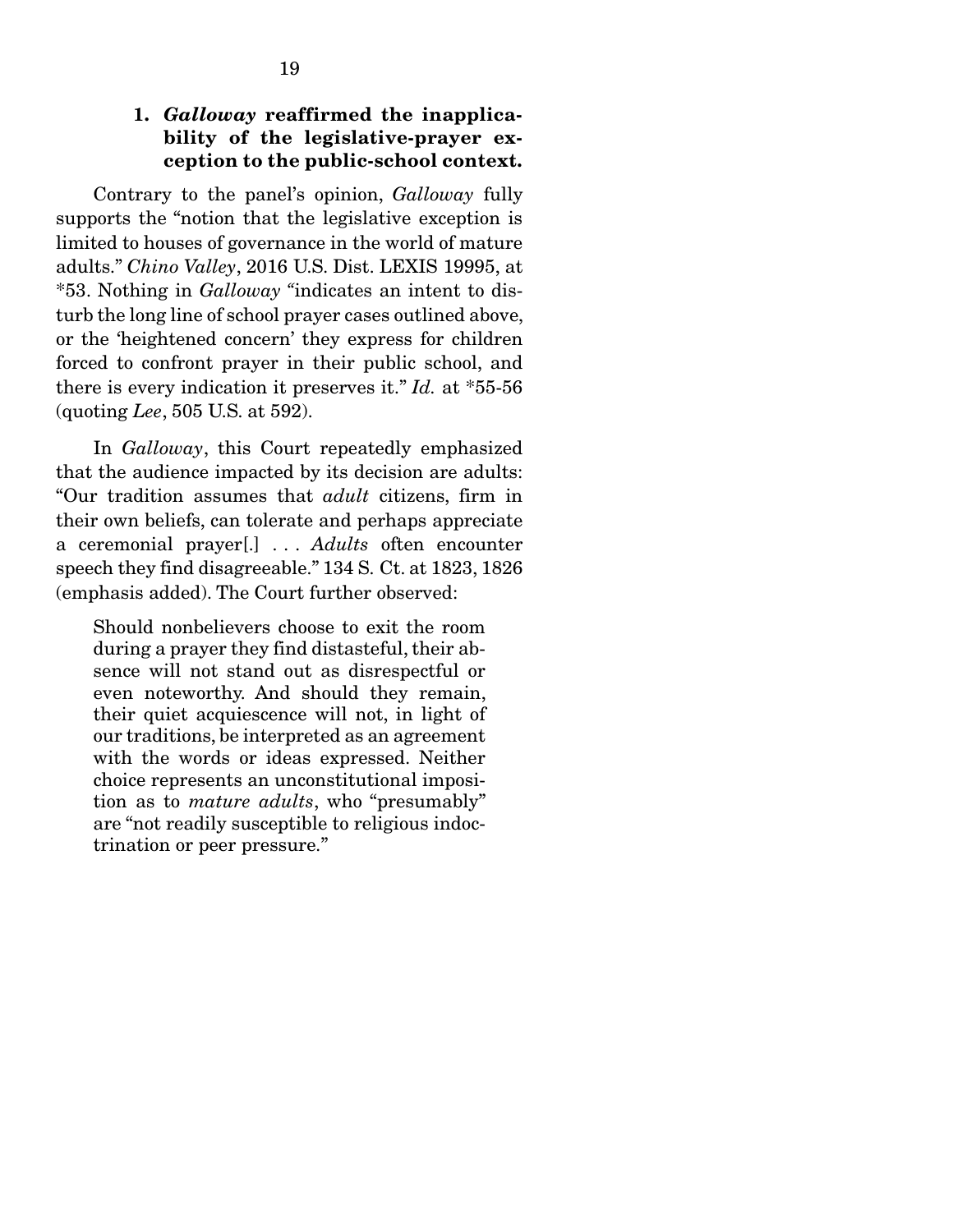### 1. *Galloway* reaffirmed the inapplicability of the legislative-prayer exception to the public-school context.

Contrary to the panel's opinion, *Galloway* fully supports the "notion that the legislative exception is limited to houses of governance in the world of mature adults." *Chino Valley*, 2016 U.S. Dist. LEXIS 19995, at *53. Nothing in *Galloway* "indicates an intent to disturb the long line of school prayer cases outlined above, or the 'heightened concern' they express for children forced to confront prayer in their public school, and there is every indication it preserves it." *Id.* at *55-56 (quoting *Lee*, 505 U.S. at 592).

In *Galloway*, this Court repeatedly emphasized that the audience impacted by its decision are adults: "Our tradition assumes that *adult* citizens, firm in their own beliefs, can tolerate and perhaps appreciate a ceremonial prayer[.] . . . *Adults* often encounter speech they find disagreeable." 134 S. Ct. at 1823, 1826 (emphasis added). The Court further observed:

> Should nonbelievers choose to exit the room during a prayer they find distasteful, their absence will not stand out as disrespectful or even noteworthy. And should they remain, their quiet acquiescence will not, in light of our traditions, be interpreted as an agreement with the words or ideas expressed. Neither choice represents an unconstitutional imposition as to *mature adults*, who "presumably" are "not readily susceptible to religious indoctrination or peer pressure."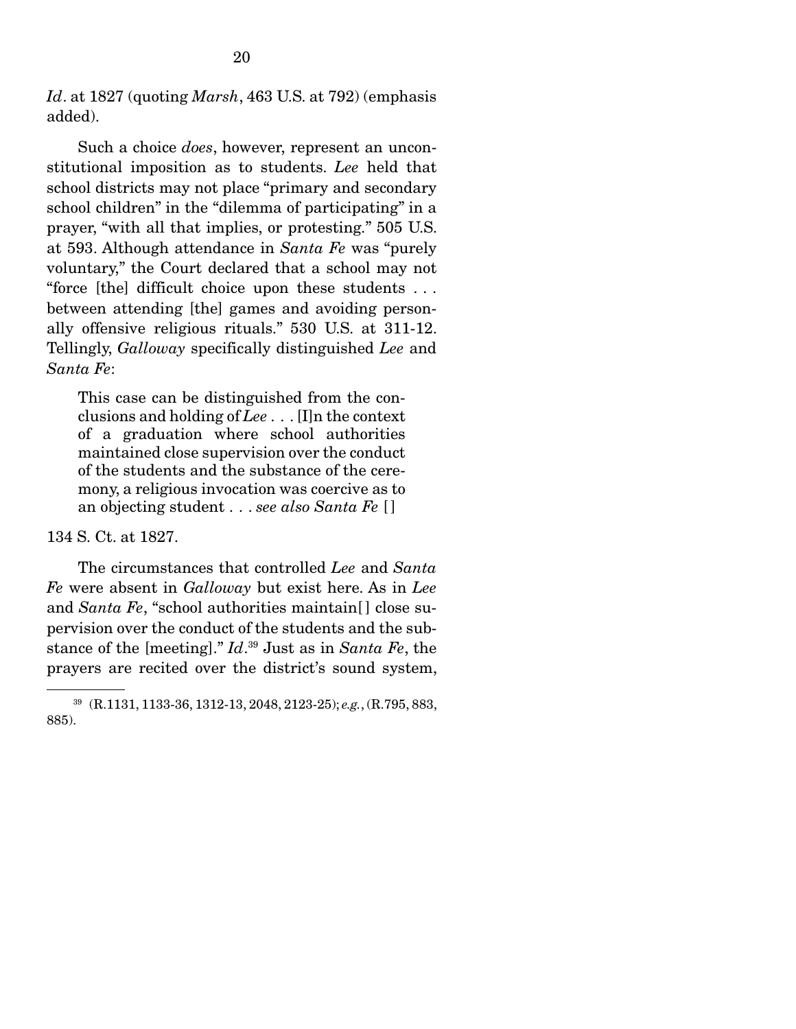*Id*. at 1827 (quoting *Marsh*, 463 U.S. at 792) (emphasis added).

Such a choice *does*, however, represent an unconstitutional imposition as to students. *Lee* held that school districts may not place "primary and secondary school children" in the "dilemma of participating" in a prayer, "with all that implies, or protesting." 505 U.S. at 593. Although attendance in *Santa Fe* was "purely voluntary," the Court declared that a school may not "force [the] difficult choice upon these students . . . between attending [the] games and avoiding personally offensive religious rituals." 530 U.S. at 311-12. Tellingly, *Galloway* specifically distinguished *Lee* and *Santa Fe*:

> This case can be distinguished from the conclusions and holding of *Lee* . . . [I]n the context of a graduation where school authorities maintained close supervision over the conduct of the students and the substance of the ceremony, a religious invocation was coercive as to an objecting student . . . *see also Santa Fe* [ ]

134 S. Ct. at 1827.

The circumstances that controlled *Lee* and *Santa Fe* were absent in *Galloway* but exist here. As in *Lee* and *Santa Fe*, "school authorities maintain[ ] close supervision over the conduct of the students and the substance of the [meeting]." *Id*.[39] Just as in *Santa Fe*, the prayers are recited over the district's sound system,

---

[39] (R.1131, 1133-36, 1312-13, 2048, 2123-25); *e.g.*, (R.795, 883, 885).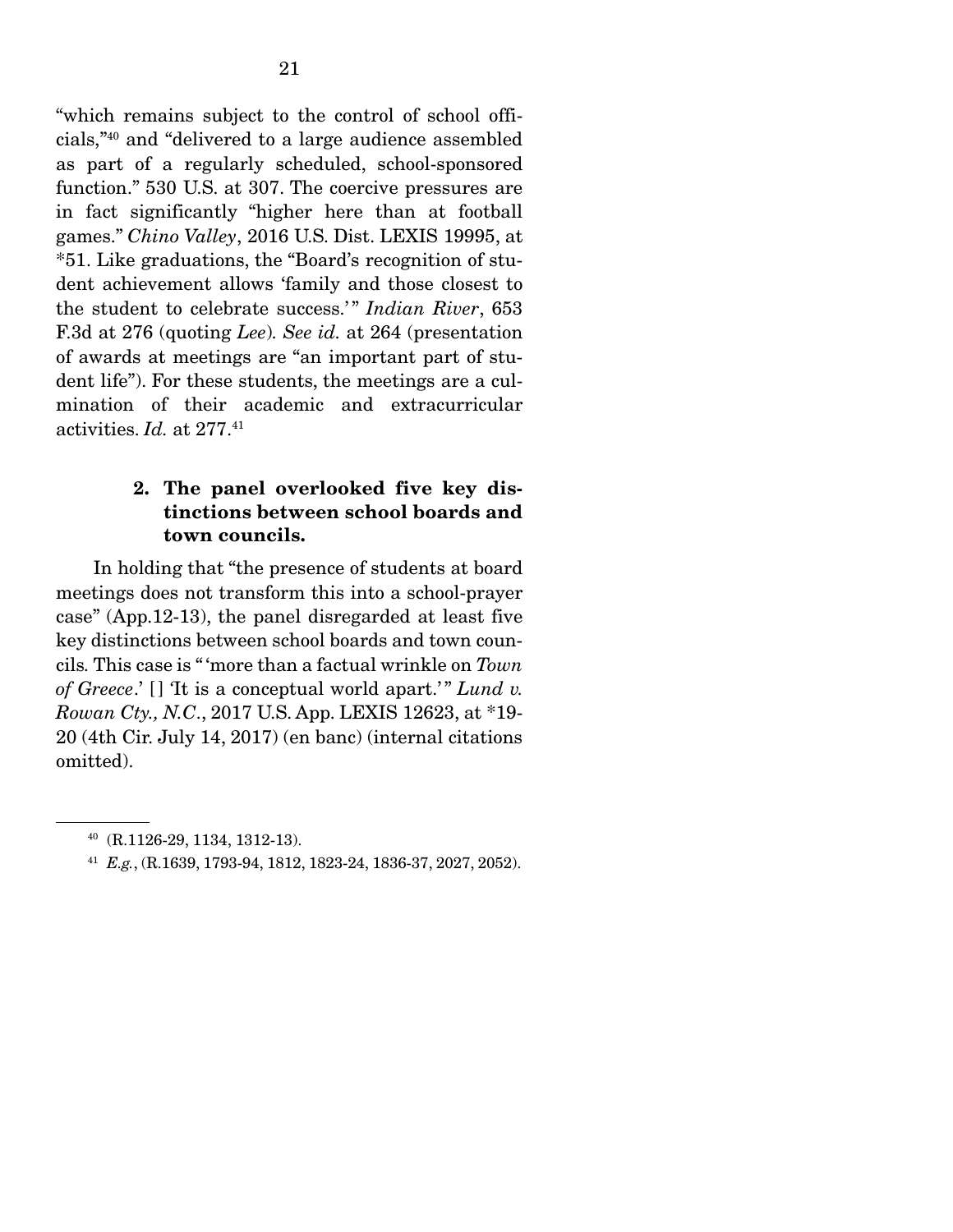"which remains subject to the control of school officials,"[40] and "delivered to a large audience assembled as part of a regularly scheduled, school-sponsored function." 530 U.S. at 307. The coercive pressures are in fact significantly "higher here than at football games." *Chino Valley*, 2016 U.S. Dist. LEXIS 19995, at *51. Like graduations, the "Board's recognition of student achievement allows 'family and those closest to the student to celebrate success.'" *Indian River*, 653 F.3d at 276 (quoting *Lee*). *See id.* at 264 (presentation of awards at meetings are "an important part of student life"). For these students, the meetings are a culmination of their academic and extracurricular activities. *Id.* at 277.[41]

### 2. The panel overlooked five key distinctions between school boards and town councils.

In holding that "the presence of students at board meetings does not transform this into a school-prayer case" (App.12-13), the panel disregarded at least five key distinctions between school boards and town councils. This case is "'more than a factual wrinkle on *Town of Greece*.' [] 'It is a conceptual world apart.'" *Lund v. Rowan Cty., N.C.*, 2017 U.S. App. LEXIS 12623, at *19-20 (4th Cir. July 14, 2017) (en banc) (internal citations omitted).

---

[40] (R.1126-29, 1134, 1312-13).

[41] *E.g.*, (R.1639, 1793-94, 1812, 1823-24, 1836-37, 2027, 2052).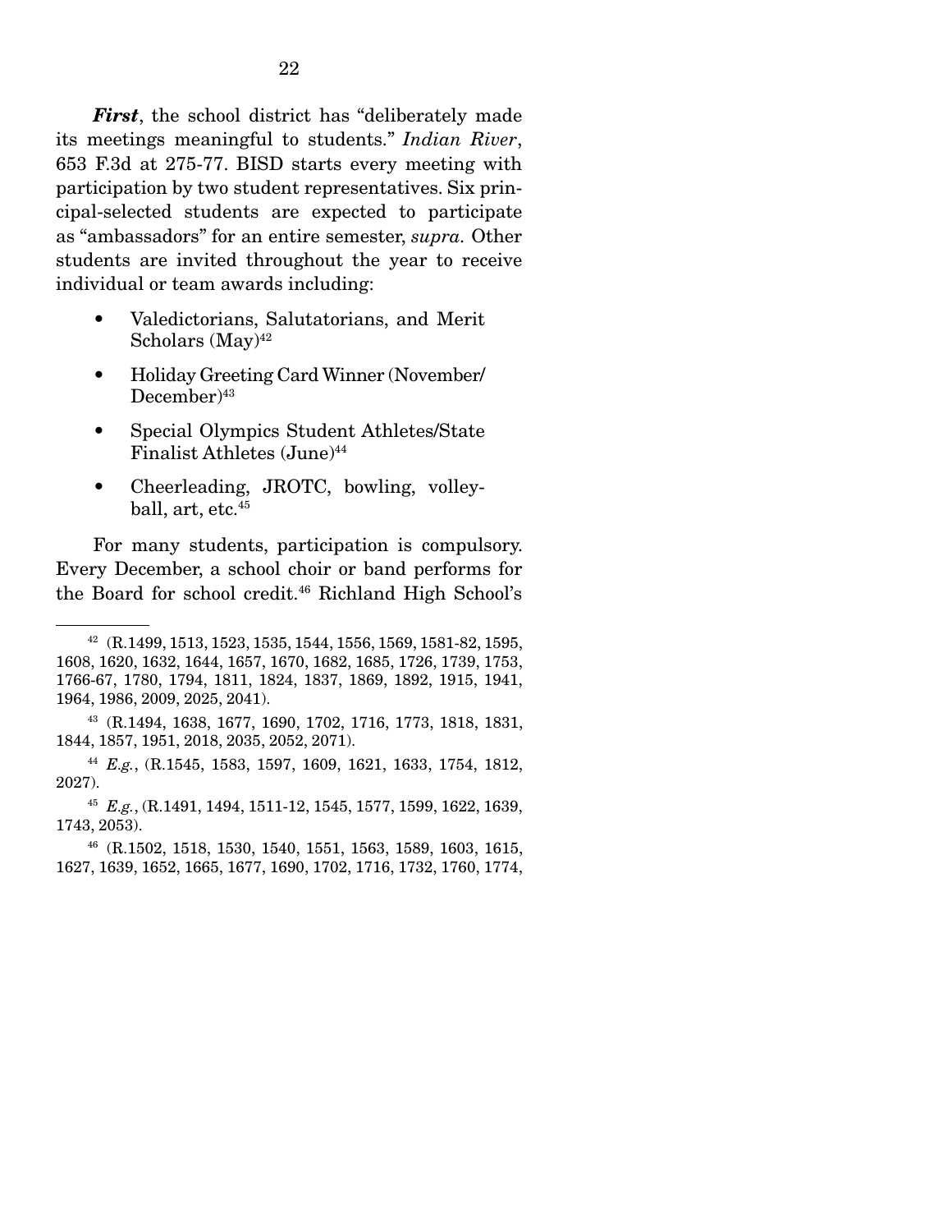***First***, the school district has "deliberately made its meetings meaningful to students." *Indian River*, 653 F.3d at 275-77. BISD starts every meeting with participation by two student representatives. Six principal-selected students are expected to participate as "ambassadors" for an entire semester, *supra*. Other students are invited throughout the year to receive individual or team awards including:

- Valedictorians, Salutatorians, and Merit Scholars (May)[42]
- Holiday Greeting Card Winner (November/December)[43]
- Special Olympics Student Athletes/State Finalist Athletes (June)[44]
- Cheerleading, JROTC, bowling, volleyball, art, etc.[45]

For many students, participation is compulsory. Every December, a school choir or band performs for the Board for school credit.[46] Richland High School's

---

[42] (R.1499, 1513, 1523, 1535, 1544, 1556, 1569, 1581-82, 1595, 1608, 1620, 1632, 1644, 1657, 1670, 1682, 1685, 1726, 1739, 1753, 1766-67, 1780, 1794, 1811, 1824, 1837, 1869, 1892, 1915, 1941, 1964, 1986, 2009, 2025, 2041).

[43] (R.1494, 1638, 1677, 1690, 1702, 1716, 1773, 1818, 1831, 1844, 1857, 1951, 2018, 2035, 2052, 2071).

[44] *E.g.*, (R.1545, 1583, 1597, 1609, 1621, 1633, 1754, 1812, 2027).

[45] *E.g.*, (R.1491, 1494, 1511-12, 1545, 1577, 1599, 1622, 1639, 1743, 2053).

[46] (R.1502, 1518, 1530, 1540, 1551, 1563, 1589, 1603, 1615, 1627, 1639, 1652, 1665, 1677, 1690, 1702, 1716, 1732, 1760, 1774,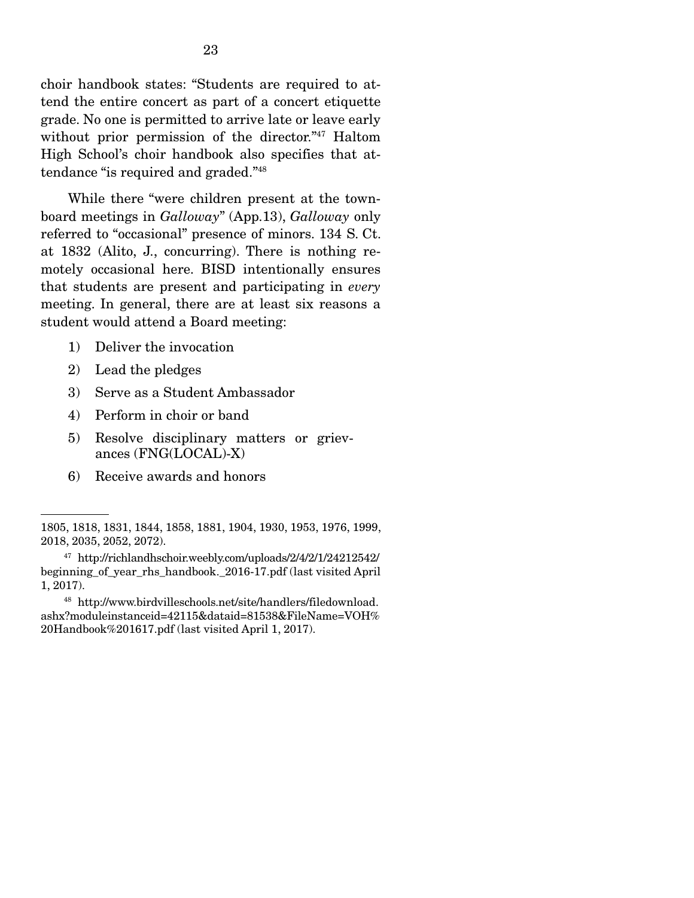choir handbook states: "Students are required to attend the entire concert as part of a concert etiquette grade. No one is permitted to arrive late or leave early without prior permission of the director."[47] Haltom High School's choir handbook also specifies that attendance "is required and graded."[48]

While there "were children present at the town-board meetings in *Galloway*" (App.13), *Galloway* only referred to "occasional" presence of minors. 134 S. Ct. at 1832 (Alito, J., concurring). There is nothing remotely occasional here. BISD intentionally ensures that students are present and participating in *every* meeting. In general, there are at least six reasons a student would attend a Board meeting:

1) Deliver the invocation
2) Lead the pledges
3) Serve as a Student Ambassador
4) Perform in choir or band
5) Resolve disciplinary matters or grievances (FNG(LOCAL)-X)
6) Receive awards and honors

---

1805, 1818, 1831, 1844, 1858, 1881, 1904, 1930, 1953, 1976, 1999, 2018, 2035, 2052, 2072).

[47] http://richlandhschoir.weebly.com/uploads/2/4/2/1/24212542/beginning_of_year_rhs_handbook._2016-17.pdf (last visited April 1, 2017).

[48] http://www.birdvilleschools.net/site/handlers/filedownload.ashx?moduleinstanceid=42115&dataid=81538&FileName=VOH%20Handbook%201617.pdf (last visited April 1, 2017).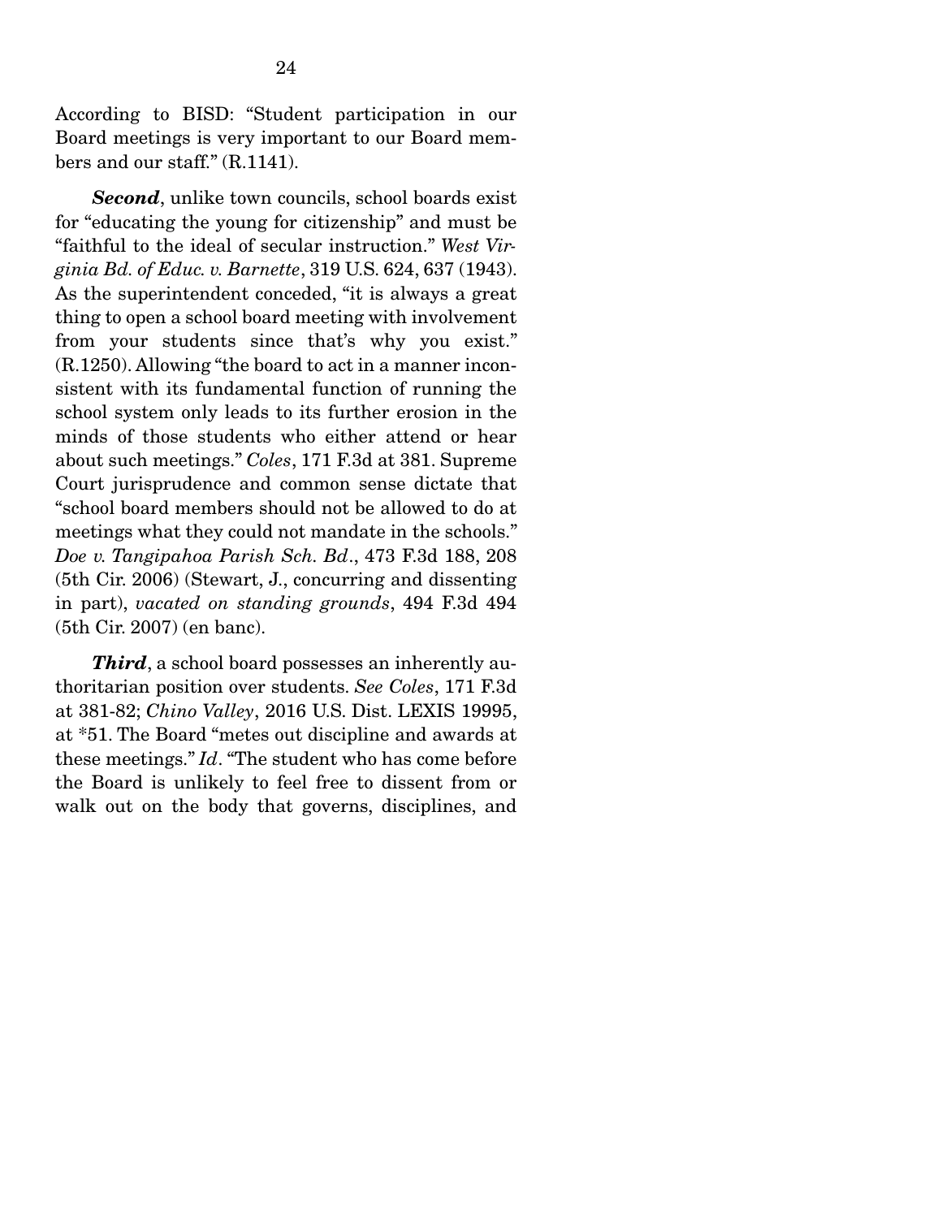According to BISD: "Student participation in our Board meetings is very important to our Board members and our staff." (R.1141).

***Second***, unlike town councils, school boards exist for "educating the young for citizenship" and must be "faithful to the ideal of secular instruction." *West Virginia Bd. of Educ. v. Barnette*, 319 U.S. 624, 637 (1943). As the superintendent conceded, "it is always a great thing to open a school board meeting with involvement from your students since that's why you exist." (R.1250). Allowing "the board to act in a manner inconsistent with its fundamental function of running the school system only leads to its further erosion in the minds of those students who either attend or hear about such meetings." *Coles*, 171 F.3d at 381. Supreme Court jurisprudence and common sense dictate that "school board members should not be allowed to do at meetings what they could not mandate in the schools." *Doe v. Tangipahoa Parish Sch. Bd*., 473 F.3d 188, 208 (5th Cir. 2006) (Stewart, J., concurring and dissenting in part), *vacated on standing grounds*, 494 F.3d 494 (5th Cir. 2007) (en banc).

***Third***, a school board possesses an inherently authoritarian position over students. *See Coles*, 171 F.3d at 381-82; *Chino Valley*, 2016 U.S. Dist. LEXIS 19995, at *51. The Board "metes out discipline and awards at these meetings." *Id*. "The student who has come before the Board is unlikely to feel free to dissent from or walk out on the body that governs, disciplines, and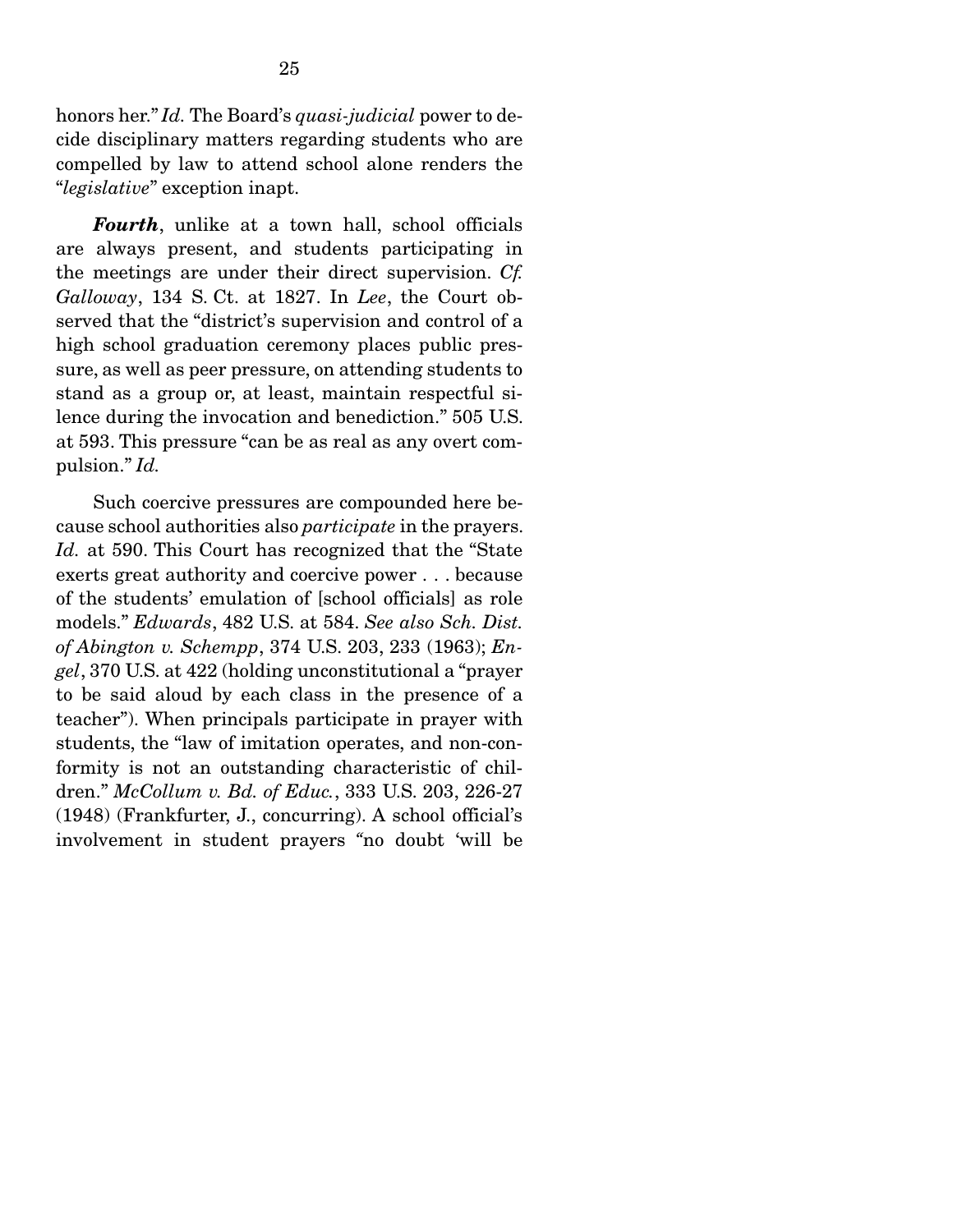honors her." *Id.* The Board's *quasi-judicial* power to decide disciplinary matters regarding students who are compelled by law to attend school alone renders the "*legislative*" exception inapt.

***Fourth***, unlike at a town hall, school officials are always present, and students participating in the meetings are under their direct supervision. *Cf. Galloway*, 134 S. Ct. at 1827. In *Lee*, the Court observed that the "district's supervision and control of a high school graduation ceremony places public pressure, as well as peer pressure, on attending students to stand as a group or, at least, maintain respectful silence during the invocation and benediction." 505 U.S. at 593. This pressure "can be as real as any overt compulsion." *Id.*

Such coercive pressures are compounded here because school authorities also *participate* in the prayers. *Id.* at 590. This Court has recognized that the "State exerts great authority and coercive power . . . because of the students' emulation of [school officials] as role models." *Edwards*, 482 U.S. at 584. *See also Sch. Dist. of Abington v. Schempp*, 374 U.S. 203, 233 (1963); *Engel*, 370 U.S. at 422 (holding unconstitutional a "prayer to be said aloud by each class in the presence of a teacher"). When principals participate in prayer with students, the "law of imitation operates, and non-conformity is not an outstanding characteristic of children." *McCollum v. Bd. of Educ.*, 333 U.S. 203, 226-27 (1948) (Frankfurter, J., concurring). A school official's involvement in student prayers "no doubt 'will be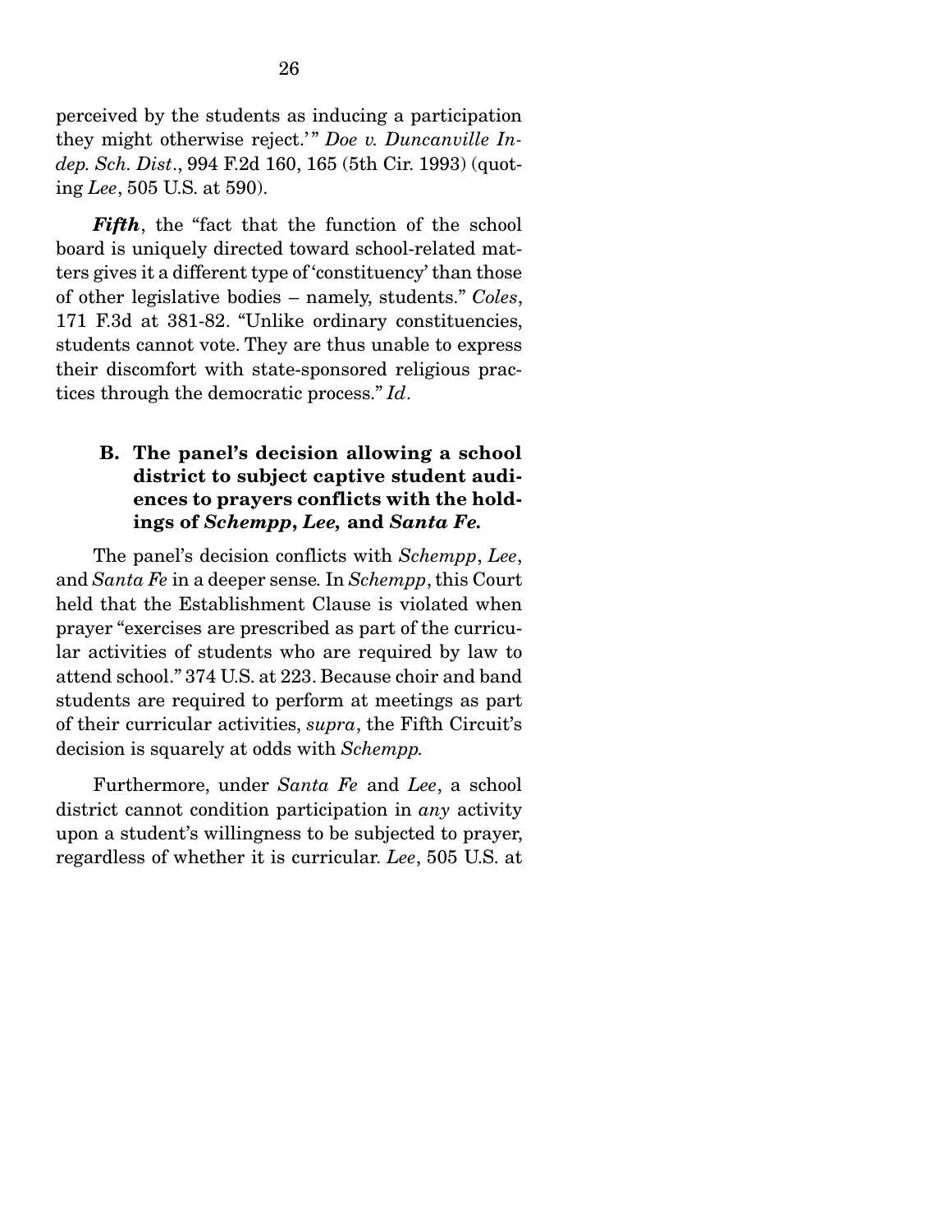perceived by the students as inducing a participation they might otherwise reject.'" *Doe v. Duncanville Indep. Sch. Dist.*, 994 F.2d 160, 165 (5th Cir. 1993) (quoting *Lee*, 505 U.S. at 590).

***Fifth***, the "fact that the function of the school board is uniquely directed toward school-related matters gives it a different type of 'constituency' than those of other legislative bodies – namely, students." *Coles*, 171 F.3d at 381-82. "Unlike ordinary constituencies, students cannot vote. They are thus unable to express their discomfort with state-sponsored religious practices through the democratic process." *Id*.

### B. The panel's decision allowing a school district to subject captive student audiences to prayers conflicts with the holdings of *Schempp*, *Lee,* and *Santa Fe.*

The panel's decision conflicts with *Schempp*, *Lee*, and *Santa Fe* in a deeper sense. In *Schempp*, this Court held that the Establishment Clause is violated when prayer "exercises are prescribed as part of the curricular activities of students who are required by law to attend school." 374 U.S. at 223. Because choir and band students are required to perform at meetings as part of their curricular activities, *supra*, the Fifth Circuit's decision is squarely at odds with *Schempp.*

Furthermore, under *Santa Fe* and *Lee*, a school district cannot condition participation in *any* activity upon a student's willingness to be subjected to prayer, regardless of whether it is curricular. *Lee*, 505 U.S. at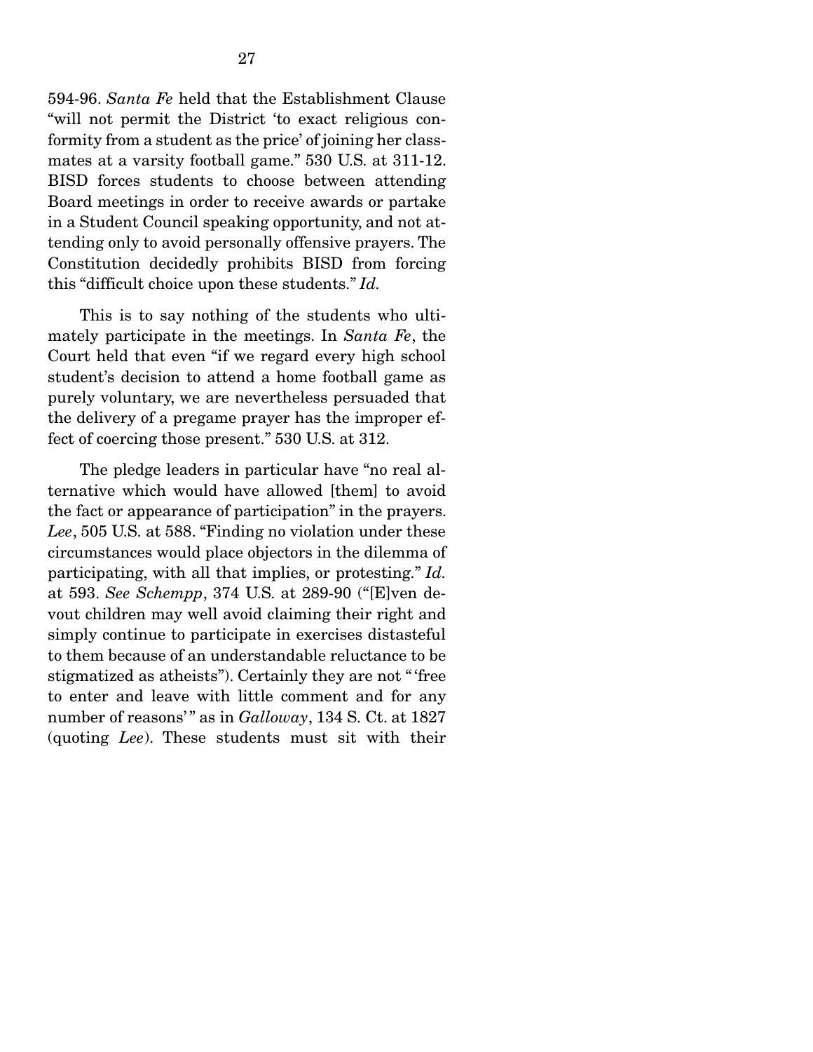594-96. *Santa Fe* held that the Establishment Clause "will not permit the District 'to exact religious conformity from a student as the price' of joining her classmates at a varsity football game." 530 U.S. at 311-12. BISD forces students to choose between attending Board meetings in order to receive awards or partake in a Student Council speaking opportunity, and not attending only to avoid personally offensive prayers. The Constitution decidedly prohibits BISD from forcing this "difficult choice upon these students." *Id.*

This is to say nothing of the students who ultimately participate in the meetings. In *Santa Fe*, the Court held that even "if we regard every high school student's decision to attend a home football game as purely voluntary, we are nevertheless persuaded that the delivery of a pregame prayer has the improper effect of coercing those present." 530 U.S. at 312.

The pledge leaders in particular have "no real alternative which would have allowed [them] to avoid the fact or appearance of participation" in the prayers. *Lee*, 505 U.S. at 588. "Finding no violation under these circumstances would place objectors in the dilemma of participating, with all that implies, or protesting." *Id.* at 593. *See Schempp*, 374 U.S. at 289-90 ("[E]ven devout children may well avoid claiming their right and simply continue to participate in exercises distasteful to them because of an understandable reluctance to be stigmatized as atheists"). Certainly they are not "'free to enter and leave with little comment and for any number of reasons'" as in *Galloway*, 134 S. Ct. at 1827 (quoting *Lee*). These students must sit with their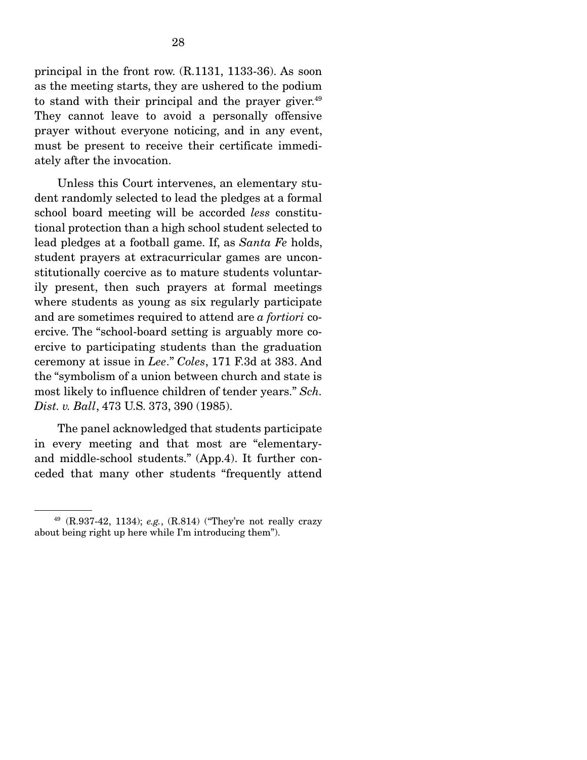principal in the front row. (R.1131, 1133-36). As soon as the meeting starts, they are ushered to the podium to stand with their principal and the prayer giver.[49] They cannot leave to avoid a personally offensive prayer without everyone noticing, and in any event, must be present to receive their certificate immediately after the invocation.

Unless this Court intervenes, an elementary student randomly selected to lead the pledges at a formal school board meeting will be accorded *less* constitutional protection than a high school student selected to lead pledges at a football game. If, as *Santa Fe* holds, student prayers at extracurricular games are unconstitutionally coercive as to mature students voluntarily present, then such prayers at formal meetings where students as young as six regularly participate and are sometimes required to attend are *a fortiori* coercive. The "school-board setting is arguably more coercive to participating students than the graduation ceremony at issue in *Lee*." *Coles*, 171 F.3d at 383. And the "symbolism of a union between church and state is most likely to influence children of tender years." *Sch. Dist. v. Ball*, 473 U.S. 373, 390 (1985).

The panel acknowledged that students participate in every meeting and that most are "elementary- and middle-school students." (App.4). It further conceded that many other students "frequently attend

---

[49] (R.937-42, 1134); *e.g.*, (R.814) ("They're not really crazy about being right up here while I'm introducing them").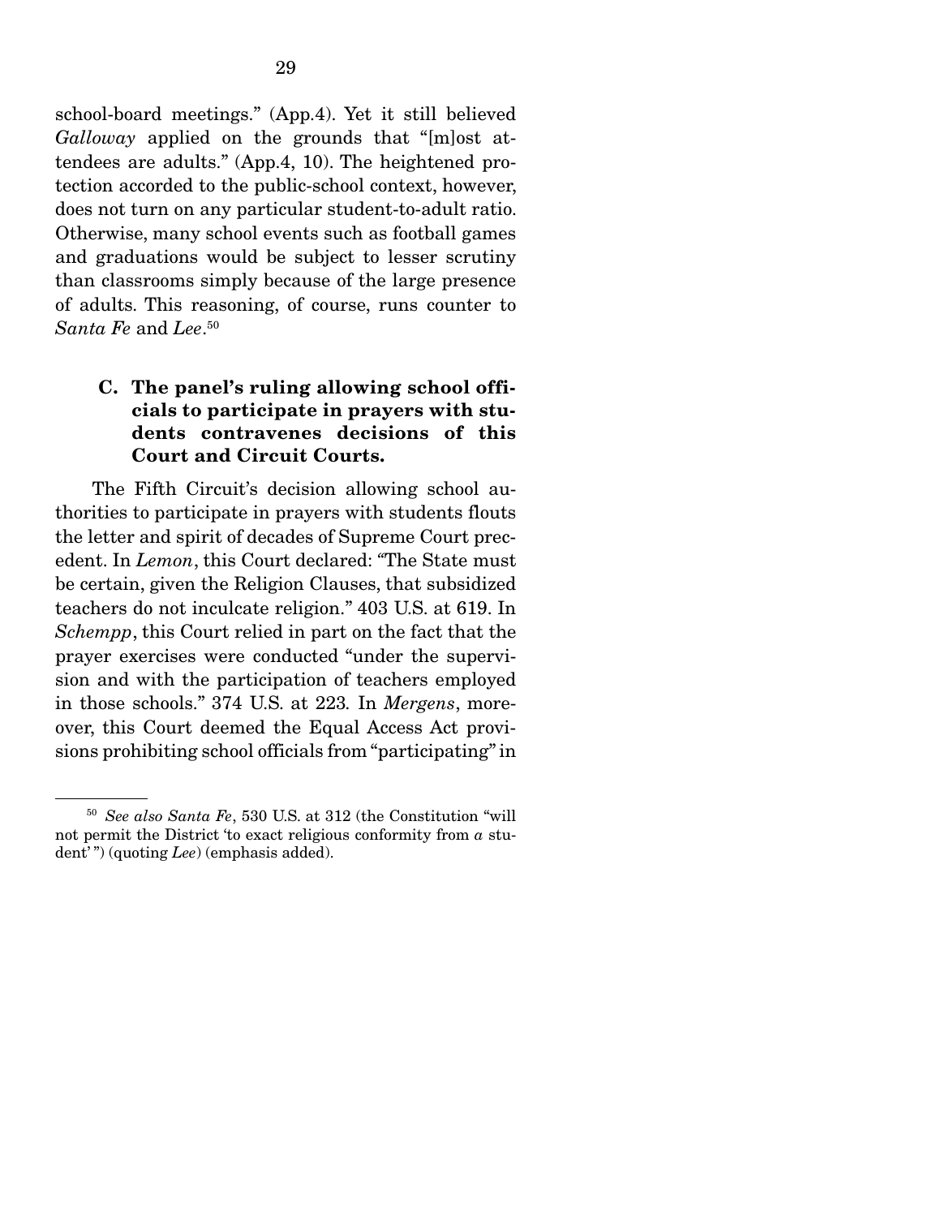school-board meetings." (App.4). Yet it still believed *Galloway* applied on the grounds that "[m]ost attendees are adults." (App.4, 10). The heightened protection accorded to the public-school context, however, does not turn on any particular student-to-adult ratio. Otherwise, many school events such as football games and graduations would be subject to lesser scrutiny than classrooms simply because of the large presence of adults. This reasoning, of course, runs counter to *Santa Fe* and *Lee*.[50]

### C. The panel's ruling allowing school officials to participate in prayers with students contravenes decisions of this Court and Circuit Courts.

The Fifth Circuit's decision allowing school authorities to participate in prayers with students flouts the letter and spirit of decades of Supreme Court precedent. In *Lemon*, this Court declared: "The State must be certain, given the Religion Clauses, that subsidized teachers do not inculcate religion." 403 U.S. at 619. In *Schempp*, this Court relied in part on the fact that the prayer exercises were conducted "under the supervision and with the participation of teachers employed in those schools." 374 U.S. at 223. In *Mergens*, moreover, this Court deemed the Equal Access Act provisions prohibiting school officials from "participating" in

---

[50] *See also Santa Fe*, 530 U.S. at 312 (the Constitution "will not permit the District 'to exact religious conformity from *a* student' ") (quoting *Lee*) (emphasis added).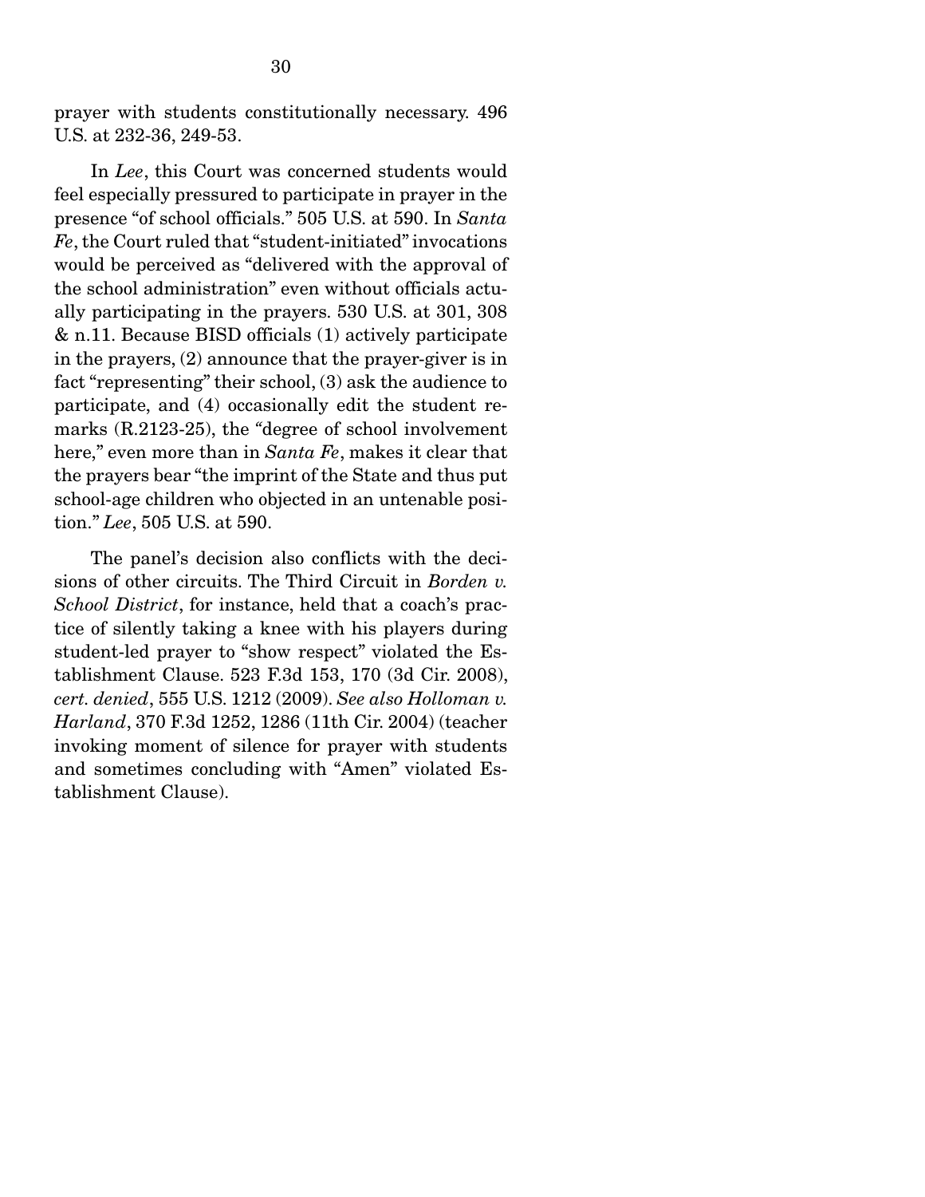prayer with students constitutionally necessary. 496 U.S. at 232-36, 249-53.

In *Lee*, this Court was concerned students would feel especially pressured to participate in prayer in the presence "of school officials." 505 U.S. at 590. In *Santa Fe*, the Court ruled that "student-initiated" invocations would be perceived as "delivered with the approval of the school administration" even without officials actually participating in the prayers. 530 U.S. at 301, 308 & n.11. Because BISD officials (1) actively participate in the prayers, (2) announce that the prayer-giver is in fact "representing" their school, (3) ask the audience to participate, and (4) occasionally edit the student remarks (R.2123-25), the "degree of school involvement here," even more than in *Santa Fe*, makes it clear that the prayers bear "the imprint of the State and thus put school-age children who objected in an untenable position." *Lee*, 505 U.S. at 590.

The panel's decision also conflicts with the decisions of other circuits. The Third Circuit in *Borden v. School District*, for instance, held that a coach's practice of silently taking a knee with his players during student-led prayer to "show respect" violated the Establishment Clause. 523 F.3d 153, 170 (3d Cir. 2008), *cert. denied*, 555 U.S. 1212 (2009). *See also Holloman v. Harland*, 370 F.3d 1252, 1286 (11th Cir. 2004) (teacher invoking moment of silence for prayer with students and sometimes concluding with "Amen" violated Establishment Clause).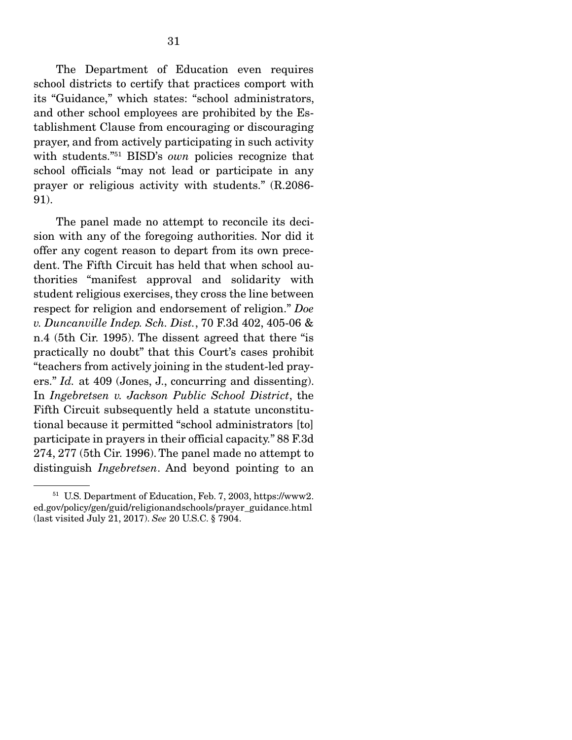The Department of Education even requires school districts to certify that practices comport with its "Guidance," which states: "school administrators, and other school employees are prohibited by the Establishment Clause from encouraging or discouraging prayer, and from actively participating in such activity with students."[51] BISD's *own* policies recognize that school officials "may not lead or participate in any prayer or religious activity with students." (R.2086-91).

The panel made no attempt to reconcile its decision with any of the foregoing authorities. Nor did it offer any cogent reason to depart from its own precedent. The Fifth Circuit has held that when school authorities "manifest approval and solidarity with student religious exercises, they cross the line between respect for religion and endorsement of religion." *Doe v. Duncanville Indep. Sch. Dist.*, 70 F.3d 402, 405-06 & n.4 (5th Cir. 1995). The dissent agreed that there "is practically no doubt" that this Court's cases prohibit "teachers from actively joining in the student-led prayers." *Id.* at 409 (Jones, J., concurring and dissenting). In *Ingebretsen v. Jackson Public School District*, the Fifth Circuit subsequently held a statute unconstitutional because it permitted "school administrators [to] participate in prayers in their official capacity." 88 F.3d 274, 277 (5th Cir. 1996). The panel made no attempt to distinguish *Ingebretsen*. And beyond pointing to an

[51] U.S. Department of Education, Feb. 7, 2003, https://www2.ed.gov/policy/gen/guid/religionandschools/prayer_guidance.html (last visited July 21, 2017). *See* 20 U.S.C. § 7904.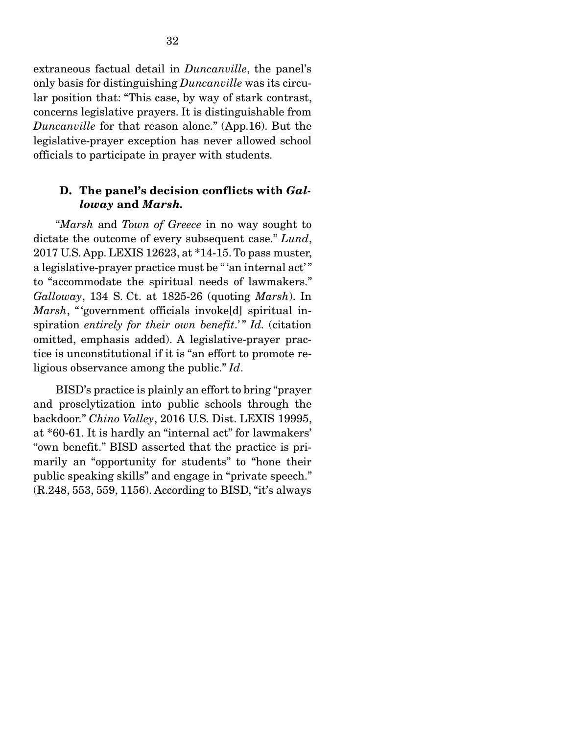extraneous factual detail in *Duncanville*, the panel's only basis for distinguishing *Duncanville* was its circular position that: "This case, by way of stark contrast, concerns legislative prayers. It is distinguishable from *Duncanville* for that reason alone." (App.16). But the legislative-prayer exception has never allowed school officials to participate in prayer with students.

### D. The panel's decision conflicts with *Galloway* and *Marsh*.

"*Marsh* and *Town of Greece* in no way sought to dictate the outcome of every subsequent case." *Lund*, 2017 U.S. App. LEXIS 12623, at *14-15. To pass muster, a legislative-prayer practice must be " 'an internal act' " to "accommodate the spiritual needs of lawmakers." *Galloway*, 134 S. Ct. at 1825-26 (quoting *Marsh*). In *Marsh*, " 'government officials invoke[d] spiritual inspiration *entirely for their own benefit*.' " *Id*. (citation omitted, emphasis added). A legislative-prayer practice is unconstitutional if it is "an effort to promote religious observance among the public." *Id*.

BISD's practice is plainly an effort to bring "prayer and proselytization into public schools through the backdoor." *Chino Valley*, 2016 U.S. Dist. LEXIS 19995, at *60-61. It is hardly an "internal act" for lawmakers' "own benefit." BISD asserted that the practice is primarily an "opportunity for students" to "hone their public speaking skills" and engage in "private speech." (R.248, 553, 559, 1156). According to BISD, "it's always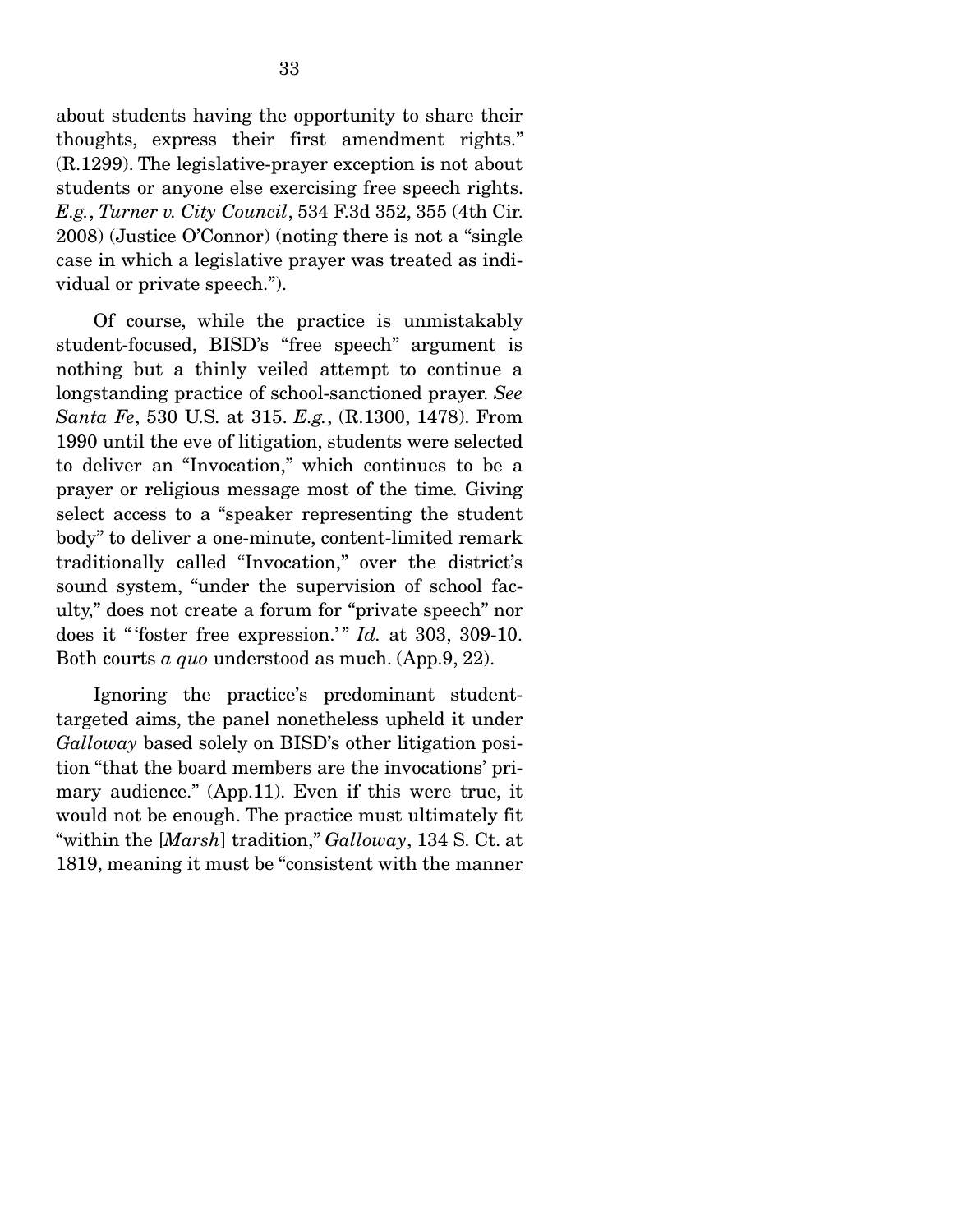about students having the opportunity to share their thoughts, express their first amendment rights." (R.1299). The legislative-prayer exception is not about students or anyone else exercising free speech rights. *E.g.*, *Turner v. City Council*, 534 F.3d 352, 355 (4th Cir. 2008) (Justice O'Connor) (noting there is not a "single case in which a legislative prayer was treated as individual or private speech.").

Of course, while the practice is unmistakably student-focused, BISD's "free speech" argument is nothing but a thinly veiled attempt to continue a longstanding practice of school-sanctioned prayer. *See Santa Fe*, 530 U.S. at 315. *E.g.*, (R.1300, 1478). From 1990 until the eve of litigation, students were selected to deliver an "Invocation," which continues to be a prayer or religious message most of the time. Giving select access to a "speaker representing the student body" to deliver a one-minute, content-limited remark traditionally called "Invocation," over the district's sound system, "under the supervision of school faculty," does not create a forum for "private speech" nor does it "'foster free expression.'" *Id.* at 303, 309-10. Both courts *a quo* understood as much. (App.9, 22).

Ignoring the practice's predominant student-targeted aims, the panel nonetheless upheld it under *Galloway* based solely on BISD's other litigation position "that the board members are the invocations' primary audience." (App.11). Even if this were true, it would not be enough. The practice must ultimately fit "within the [*Marsh*] tradition," *Galloway*, 134 S. Ct. at 1819, meaning it must be "consistent with the manner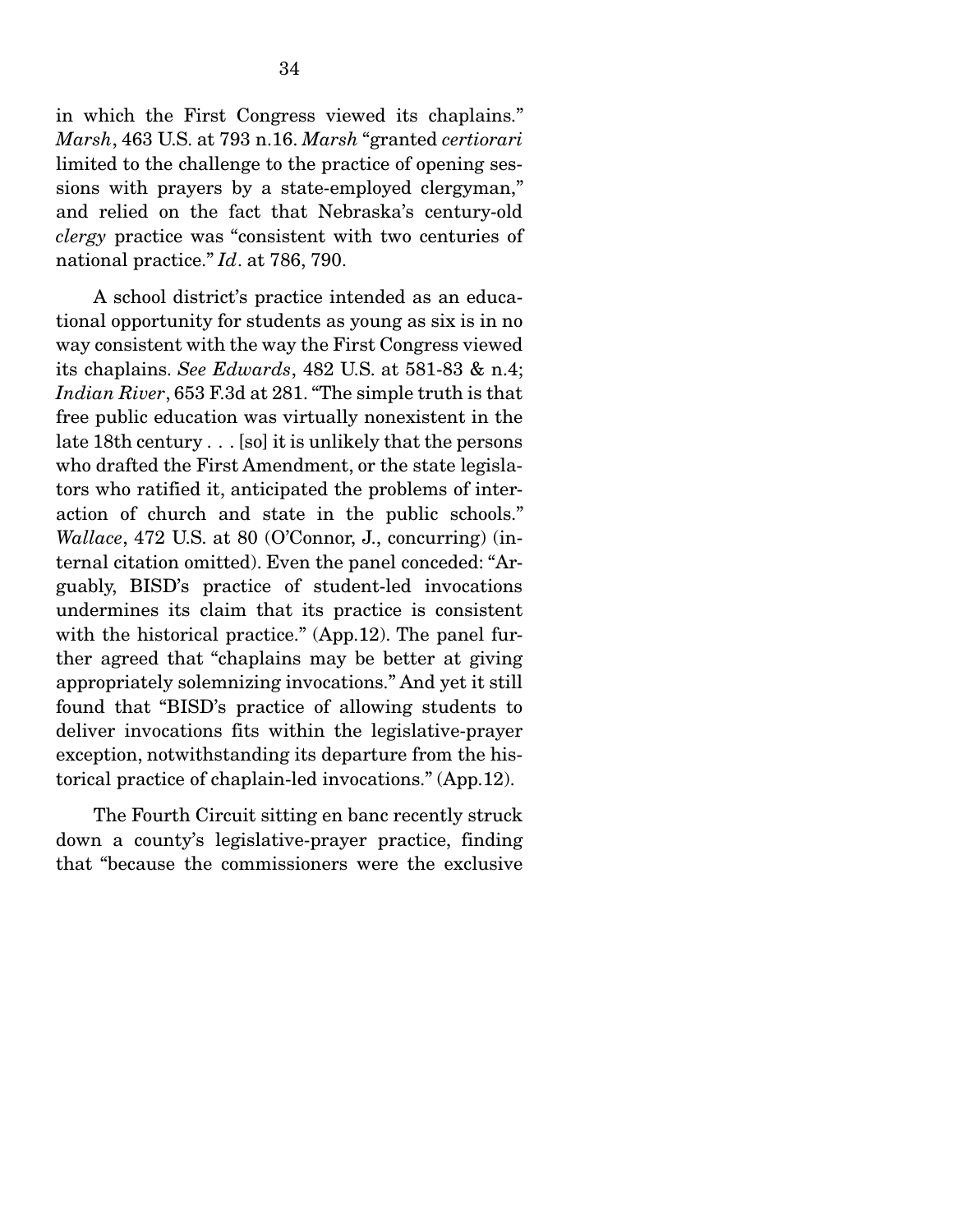in which the First Congress viewed its chaplains." *Marsh*, 463 U.S. at 793 n.16. *Marsh* "granted *certiorari* limited to the challenge to the practice of opening sessions with prayers by a state-employed clergyman," and relied on the fact that Nebraska's century-old *clergy* practice was "consistent with two centuries of national practice." *Id*. at 786, 790.

A school district's practice intended as an educational opportunity for students as young as six is in no way consistent with the way the First Congress viewed its chaplains. *See Edwards*, 482 U.S. at 581-83 & n.4; *Indian River*, 653 F.3d at 281. "The simple truth is that free public education was virtually nonexistent in the late 18th century . . . [so] it is unlikely that the persons who drafted the First Amendment, or the state legislators who ratified it, anticipated the problems of interaction of church and state in the public schools." *Wallace*, 472 U.S. at 80 (O'Connor, J., concurring) (internal citation omitted). Even the panel conceded: "Arguably, BISD's practice of student-led invocations undermines its claim that its practice is consistent with the historical practice." (App.12). The panel further agreed that "chaplains may be better at giving appropriately solemnizing invocations." And yet it still found that "BISD's practice of allowing students to deliver invocations fits within the legislative-prayer exception, notwithstanding its departure from the historical practice of chaplain-led invocations." (App.12).

The Fourth Circuit sitting en banc recently struck down a county's legislative-prayer practice, finding that "because the commissioners were the exclusive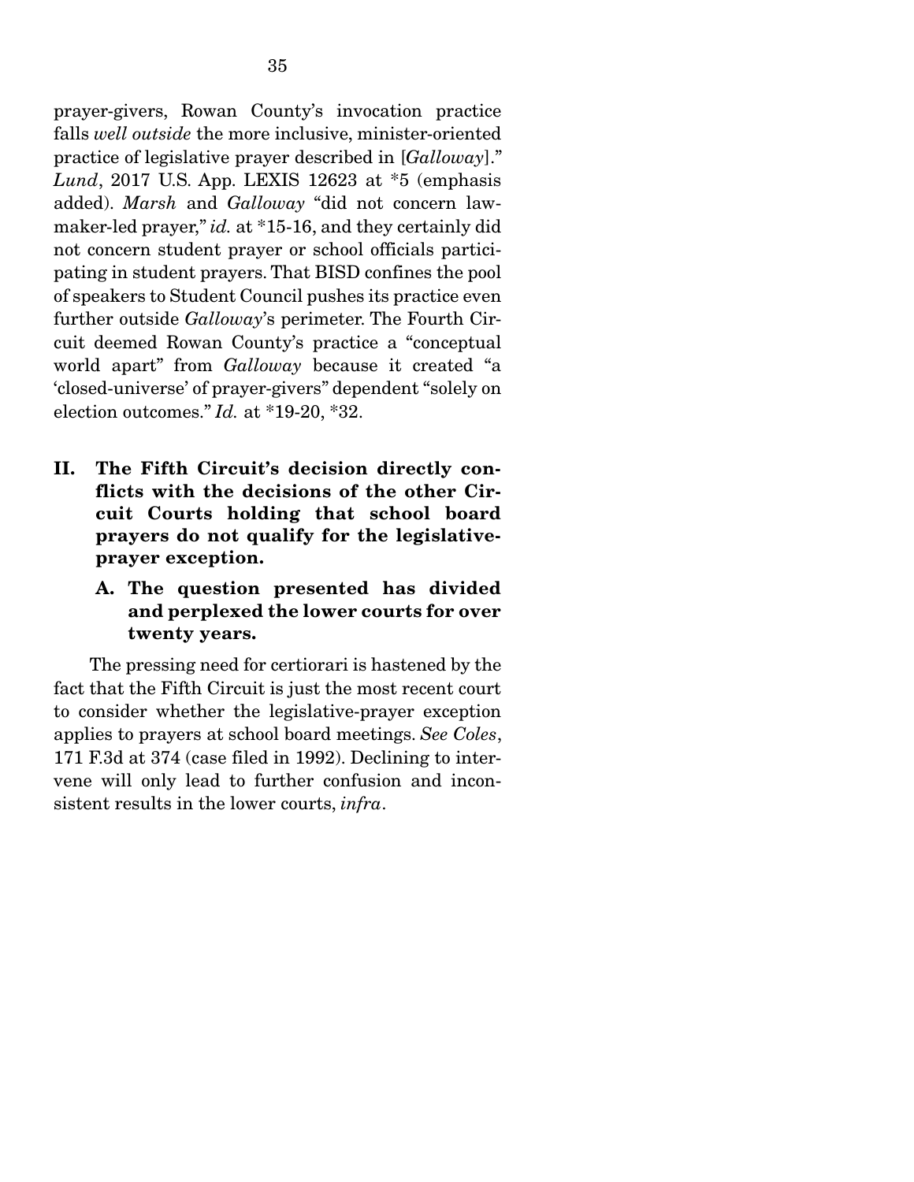prayer-givers, Rowan County's invocation practice falls *well outside* the more inclusive, minister-oriented practice of legislative prayer described in [*Galloway*]." *Lund*, 2017 U.S. App. LEXIS 12623 at *5 (emphasis added). *Marsh* and *Galloway* "did not concern lawmaker-led prayer," *id.* at *15-16, and they certainly did not concern student prayer or school officials participating in student prayers. That BISD confines the pool of speakers to Student Council pushes its practice even further outside *Galloway*'s perimeter. The Fourth Circuit deemed Rowan County's practice a "conceptual world apart" from *Galloway* because it created "a 'closed-universe' of prayer-givers" dependent "solely on election outcomes." *Id.* at *19-20, *32.

## II. The Fifth Circuit's decision directly conflicts with the decisions of the other Circuit Courts holding that school board prayers do not qualify for the legislative-prayer exception.

### A. The question presented has divided and perplexed the lower courts for over twenty years.

The pressing need for certiorari is hastened by the fact that the Fifth Circuit is just the most recent court to consider whether the legislative-prayer exception applies to prayers at school board meetings. *See Coles*, 171 F.3d at 374 (case filed in 1992). Declining to intervene will only lead to further confusion and inconsistent results in the lower courts, *infra*.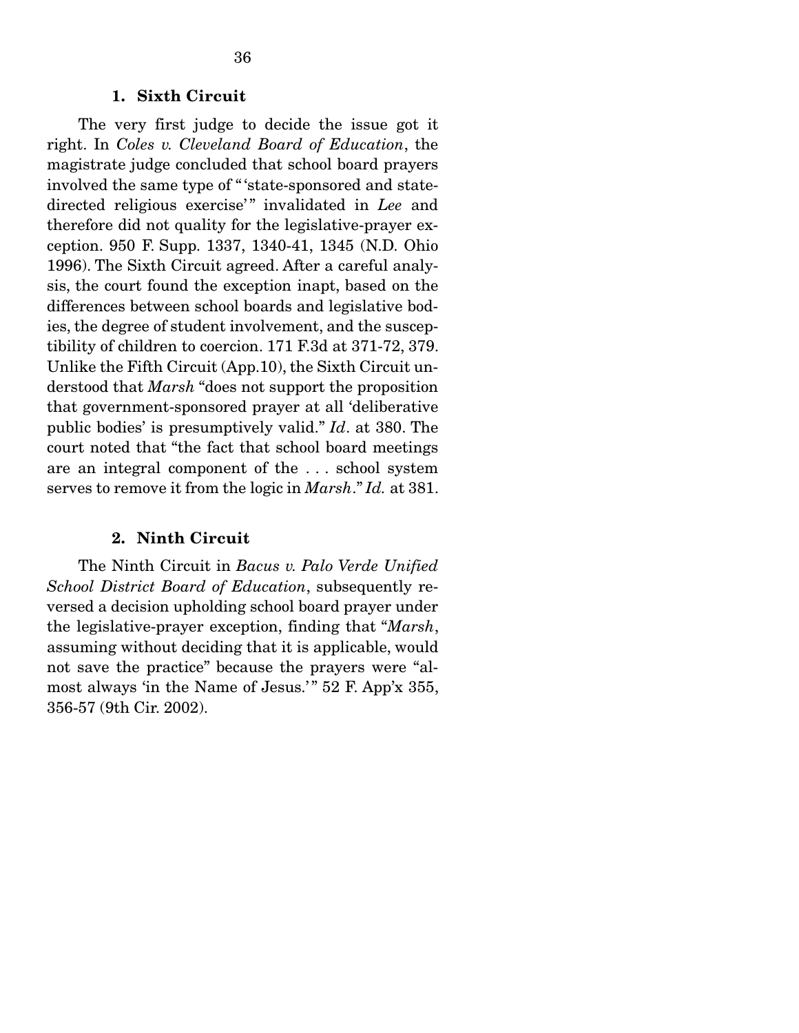### 1. Sixth Circuit

The very first judge to decide the issue got it right. In *Coles v. Cleveland Board of Education*, the magistrate judge concluded that school board prayers involved the same type of "'state-sponsored and state-directed religious exercise'" invalidated in *Lee* and therefore did not quality for the legislative-prayer exception. 950 F. Supp. 1337, 1340-41, 1345 (N.D. Ohio 1996). The Sixth Circuit agreed. After a careful analysis, the court found the exception inapt, based on the differences between school boards and legislative bodies, the degree of student involvement, and the susceptibility of children to coercion. 171 F.3d at 371-72, 379. Unlike the Fifth Circuit (App.10), the Sixth Circuit understood that *Marsh* "does not support the proposition that government-sponsored prayer at all 'deliberative public bodies' is presumptively valid." *Id*. at 380. The court noted that "the fact that school board meetings are an integral component of the . . . school system serves to remove it from the logic in *Marsh*." *Id.* at 381.

### 2. Ninth Circuit

The Ninth Circuit in *Bacus v. Palo Verde Unified School District Board of Education*, subsequently reversed a decision upholding school board prayer under the legislative-prayer exception, finding that "*Marsh*, assuming without deciding that it is applicable, would not save the practice" because the prayers were "almost always 'in the Name of Jesus.'" 52 F. App'x 355, 356-57 (9th Cir. 2002).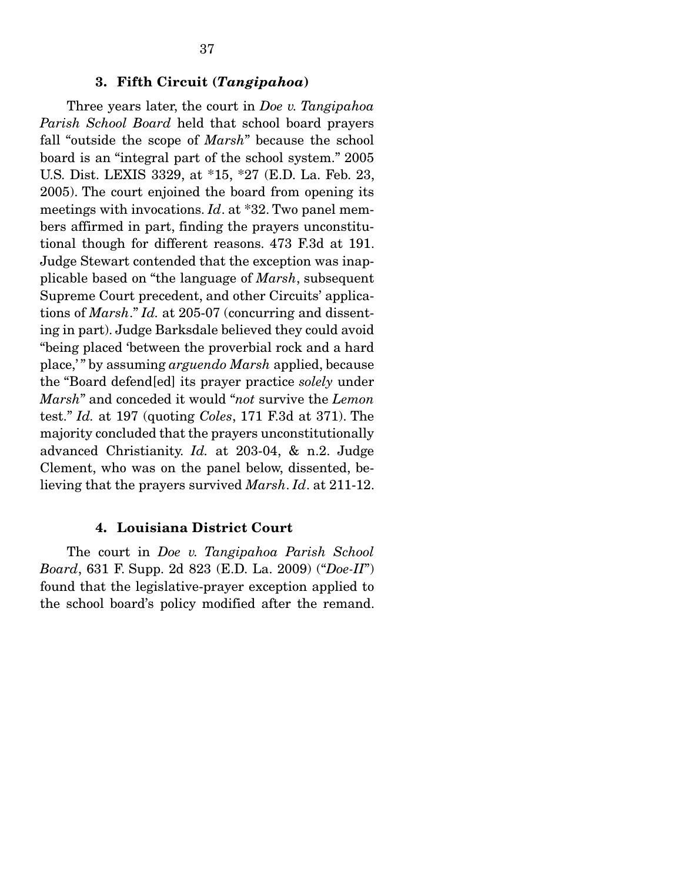### 3. Fifth Circuit (*Tangipahoa*)

Three years later, the court in *Doe v. Tangipahoa Parish School Board* held that school board prayers fall "outside the scope of *Marsh*" because the school board is an "integral part of the school system." 2005 U.S. Dist. LEXIS 3329, at *15, *27 (E.D. La. Feb. 23, 2005). The court enjoined the board from opening its meetings with invocations. *Id*. at *32. Two panel members affirmed in part, finding the prayers unconstitutional though for different reasons. 473 F.3d at 191. Judge Stewart contended that the exception was inapplicable based on "the language of *Marsh*, subsequent Supreme Court precedent, and other Circuits' applications of *Marsh*." *Id.* at 205-07 (concurring and dissenting in part). Judge Barksdale believed they could avoid "being placed 'between the proverbial rock and a hard place,'" by assuming *arguendo Marsh* applied, because the "Board defend[ed] its prayer practice *solely* under *Marsh*" and conceded it would "*not* survive the *Lemon* test." *Id.* at 197 (quoting *Coles*, 171 F.3d at 371). The majority concluded that the prayers unconstitutionally advanced Christianity. *Id.* at 203-04, & n.2. Judge Clement, who was on the panel below, dissented, believing that the prayers survived *Marsh*. *Id*. at 211-12.

### 4. Louisiana District Court

The court in *Doe v. Tangipahoa Parish School Board*, 631 F. Supp. 2d 823 (E.D. La. 2009) ("*Doe-II*") found that the legislative-prayer exception applied to the school board's policy modified after the remand.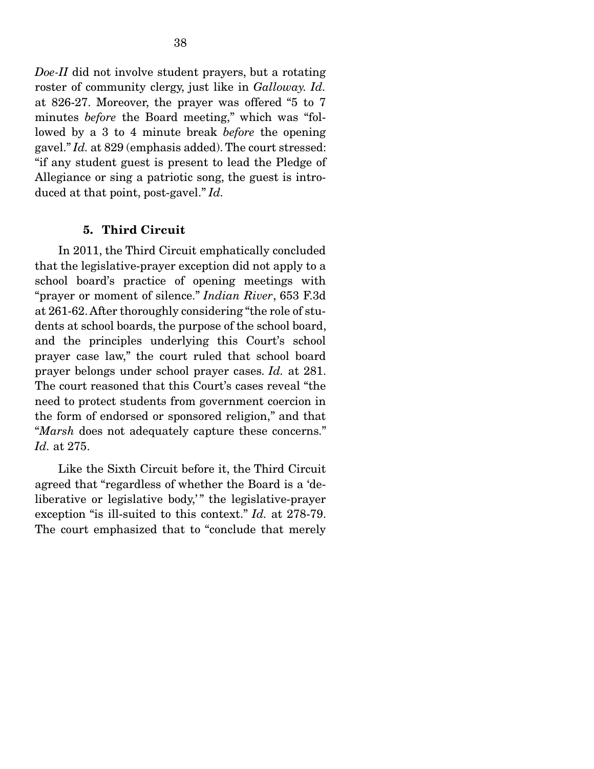*Doe-II* did not involve student prayers, but a rotating roster of community clergy, just like in *Galloway. Id.* at 826-27. Moreover, the prayer was offered "5 to 7 minutes *before* the Board meeting," which was "followed by a 3 to 4 minute break *before* the opening gavel." *Id.* at 829 (emphasis added). The court stressed: "if any student guest is present to lead the Pledge of Allegiance or sing a patriotic song, the guest is introduced at that point, post-gavel." *Id.*

### 5. Third Circuit

In 2011, the Third Circuit emphatically concluded that the legislative-prayer exception did not apply to a school board's practice of opening meetings with "prayer or moment of silence." *Indian River*, 653 F.3d at 261-62. After thoroughly considering "the role of students at school boards, the purpose of the school board, and the principles underlying this Court's school prayer case law," the court ruled that school board prayer belongs under school prayer cases. *Id.* at 281. The court reasoned that this Court's cases reveal "the need to protect students from government coercion in the form of endorsed or sponsored religion," and that "*Marsh* does not adequately capture these concerns." *Id.* at 275.

Like the Sixth Circuit before it, the Third Circuit agreed that "regardless of whether the Board is a 'deliberative or legislative body,'" the legislative-prayer exception "is ill-suited to this context." *Id.* at 278-79. The court emphasized that to "conclude that merely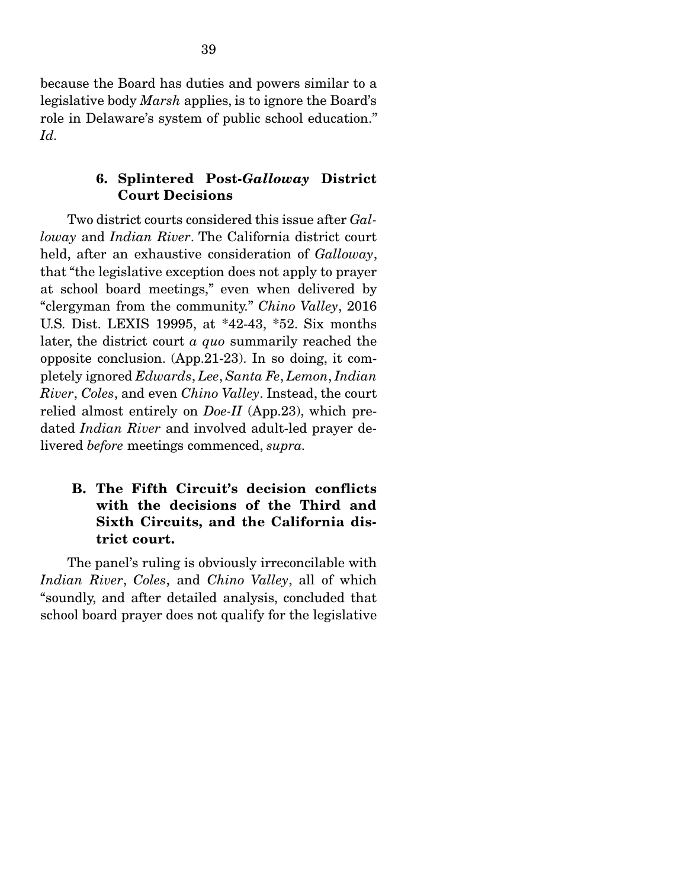because the Board has duties and powers similar to a legislative body *Marsh* applies, is to ignore the Board's role in Delaware's system of public school education." *Id.*

#### 6. Splintered Post-*Galloway* District Court Decisions

Two district courts considered this issue after *Galloway* and *Indian River*. The California district court held, after an exhaustive consideration of *Galloway*, that "the legislative exception does not apply to prayer at school board meetings," even when delivered by "clergyman from the community." *Chino Valley*, 2016 U.S. Dist. LEXIS 19995, at *42-43, *52. Six months later, the district court *a quo* summarily reached the opposite conclusion. (App.21-23). In so doing, it completely ignored *Edwards*, *Lee*, *Santa Fe*, *Lemon*, *Indian River*, *Coles*, and even *Chino Valley*. Instead, the court relied almost entirely on *Doe-II* (App.23), which predated *Indian River* and involved adult-led prayer delivered *before* meetings commenced, *supra*.

### B. The Fifth Circuit's decision conflicts with the decisions of the Third and Sixth Circuits, and the California district court.

The panel's ruling is obviously irreconcilable with *Indian River*, *Coles*, and *Chino Valley*, all of which "soundly, and after detailed analysis, concluded that school board prayer does not qualify for the legislative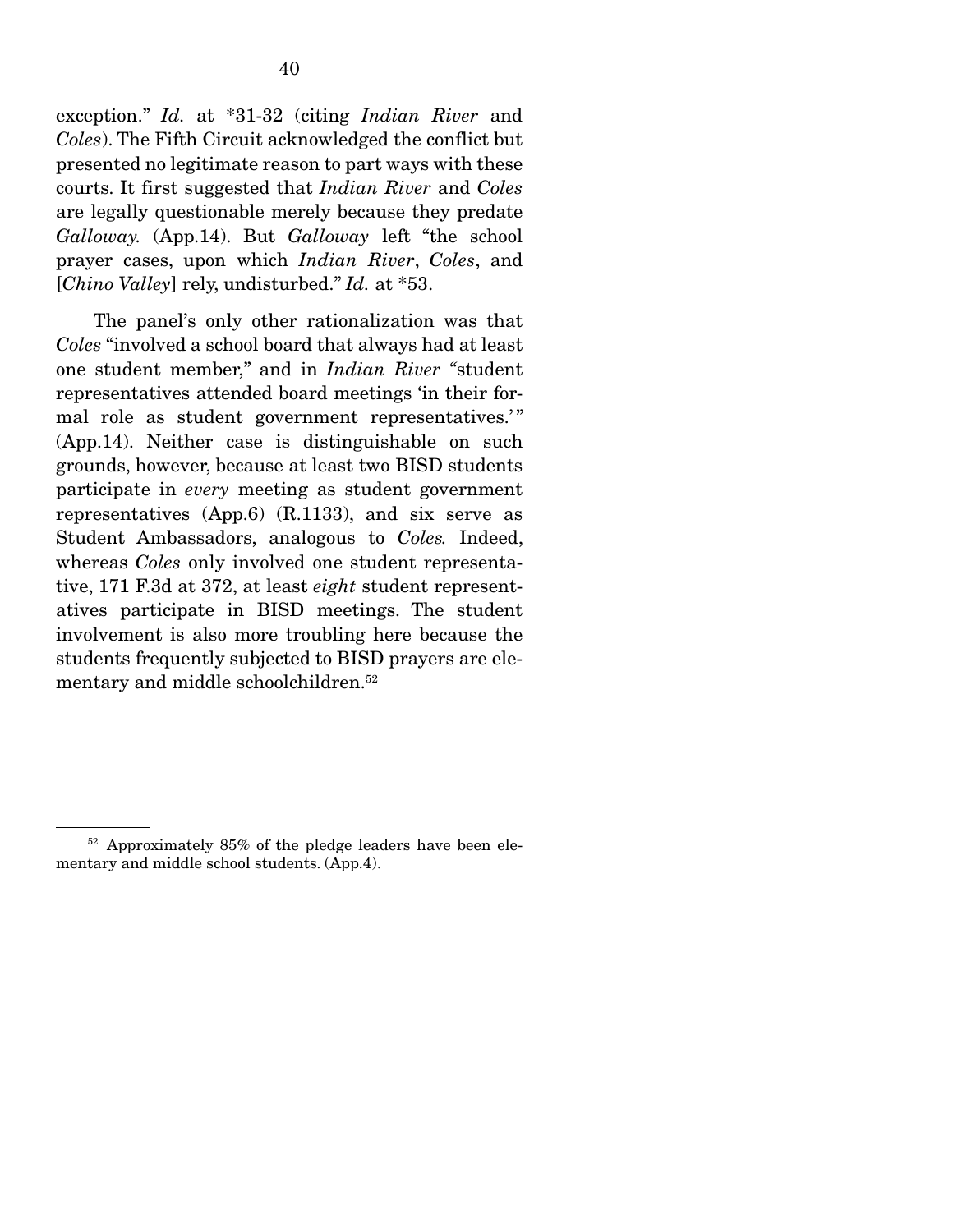exception." *Id.* at *31-32 (citing *Indian River* and *Coles*). The Fifth Circuit acknowledged the conflict but presented no legitimate reason to part ways with these courts. It first suggested that *Indian River* and *Coles* are legally questionable merely because they predate *Galloway.* (App.14). But *Galloway* left "the school prayer cases, upon which *Indian River*, *Coles*, and [*Chino Valley*] rely, undisturbed." *Id.* at *53.

The panel's only other rationalization was that *Coles* "involved a school board that always had at least one student member," and in *Indian River* "student representatives attended board meetings 'in their formal role as student government representatives.'" (App.14). Neither case is distinguishable on such grounds, however, because at least two BISD students participate in *every* meeting as student government representatives (App.6) (R.1133), and six serve as Student Ambassadors, analogous to *Coles.* Indeed, whereas *Coles* only involved one student representative, 171 F.3d at 372, at least *eight* student representatives participate in BISD meetings. The student involvement is also more troubling here because the students frequently subjected to BISD prayers are elementary and middle schoolchildren.[52]

[52] Approximately 85% of the pledge leaders have been elementary and middle school students. (App.4).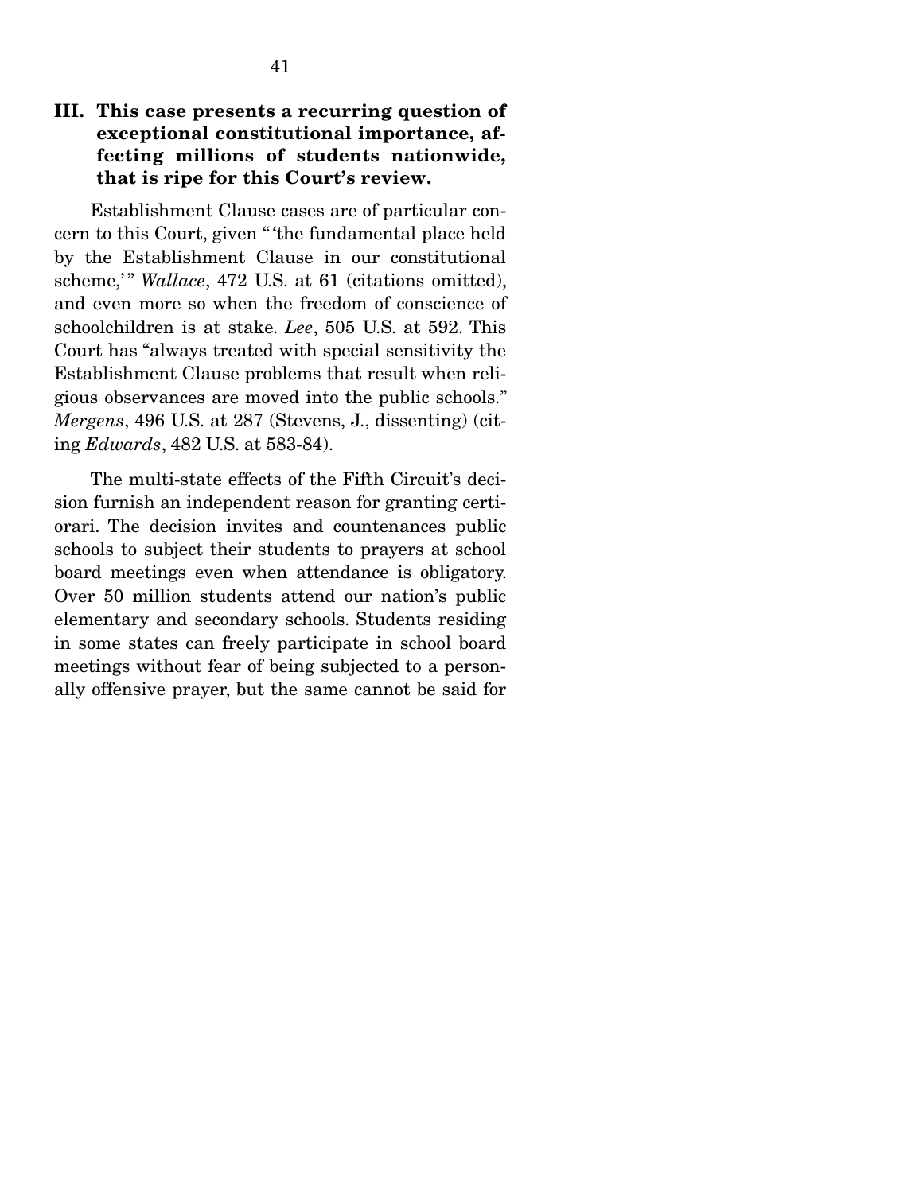### III. This case presents a recurring question of exceptional constitutional importance, affecting millions of students nationwide, that is ripe for this Court's review.

Establishment Clause cases are of particular concern to this Court, given "'the fundamental place held by the Establishment Clause in our constitutional scheme,'" *Wallace*, 472 U.S. at 61 (citations omitted), and even more so when the freedom of conscience of schoolchildren is at stake. *Lee*, 505 U.S. at 592. This Court has "always treated with special sensitivity the Establishment Clause problems that result when religious observances are moved into the public schools." *Mergens*, 496 U.S. at 287 (Stevens, J., dissenting) (citing *Edwards*, 482 U.S. at 583-84).

The multi-state effects of the Fifth Circuit's decision furnish an independent reason for granting certiorari. The decision invites and countenances public schools to subject their students to prayers at school board meetings even when attendance is obligatory. Over 50 million students attend our nation's public elementary and secondary schools. Students residing in some states can freely participate in school board meetings without fear of being subjected to a personally offensive prayer, but the same cannot be said for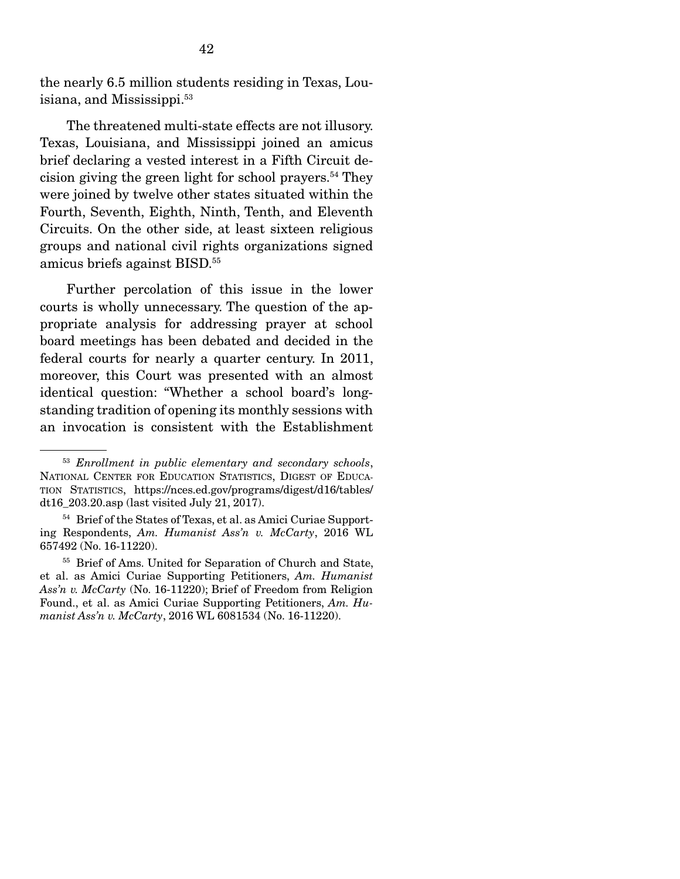the nearly 6.5 million students residing in Texas, Louisiana, and Mississippi.[53]

The threatened multi-state effects are not illusory. Texas, Louisiana, and Mississippi joined an amicus brief declaring a vested interest in a Fifth Circuit decision giving the green light for school prayers.[54] They were joined by twelve other states situated within the Fourth, Seventh, Eighth, Ninth, Tenth, and Eleventh Circuits. On the other side, at least sixteen religious groups and national civil rights organizations signed amicus briefs against BISD.[55]

Further percolation of this issue in the lower courts is wholly unnecessary. The question of the appropriate analysis for addressing prayer at school board meetings has been debated and decided in the federal courts for nearly a quarter century. In 2011, moreover, this Court was presented with an almost identical question: "Whether a school board's longstanding tradition of opening its monthly sessions with an invocation is consistent with the Establishment

---

[53] *Enrollment in public elementary and secondary schools*, NATIONAL CENTER FOR EDUCATION STATISTICS, DIGEST OF EDUCATION STATISTICS, https://nces.ed.gov/programs/digest/d16/tables/dt16_203.20.asp (last visited July 21, 2017).

[54] Brief of the States of Texas, et al. as Amici Curiae Supporting Respondents, *Am. Humanist Ass'n v. McCarty*, 2016 WL 657492 (No. 16-11220).

[55] Brief of Ams. United for Separation of Church and State, et al. as Amici Curiae Supporting Petitioners, *Am. Humanist Ass'n v. McCarty* (No. 16-11220); Brief of Freedom from Religion Found., et al. as Amici Curiae Supporting Petitioners, *Am. Humanist Ass'n v. McCarty*, 2016 WL 6081534 (No. 16-11220).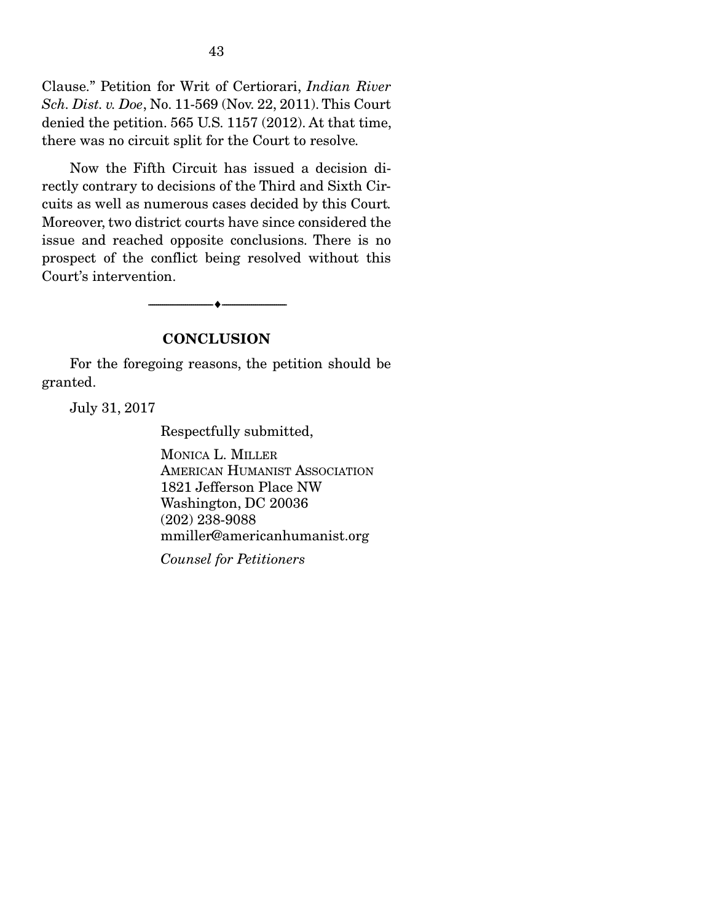Clause." Petition for Writ of Certiorari, *Indian River Sch. Dist. v. Doe*, No. 11-569 (Nov. 22, 2011). This Court denied the petition. 565 U.S. 1157 (2012). At that time, there was no circuit split for the Court to resolve.

Now the Fifth Circuit has issued a decision directly contrary to decisions of the Third and Sixth Circuits as well as numerous cases decided by this Court. Moreover, two district courts have since considered the issue and reached opposite conclusions. There is no prospect of the conflict being resolved without this Court's intervention.

---

## CONCLUSION

For the foregoing reasons, the petition should be granted.

July 31, 2017

Respectfully submitted,

MONICA L. MILLER
AMERICAN HUMANIST ASSOCIATION
1821 Jefferson Place NW
Washington, DC 20036
(202) 238-9088
mmiller@americanhumanist.org

*Counsel for Petitioners*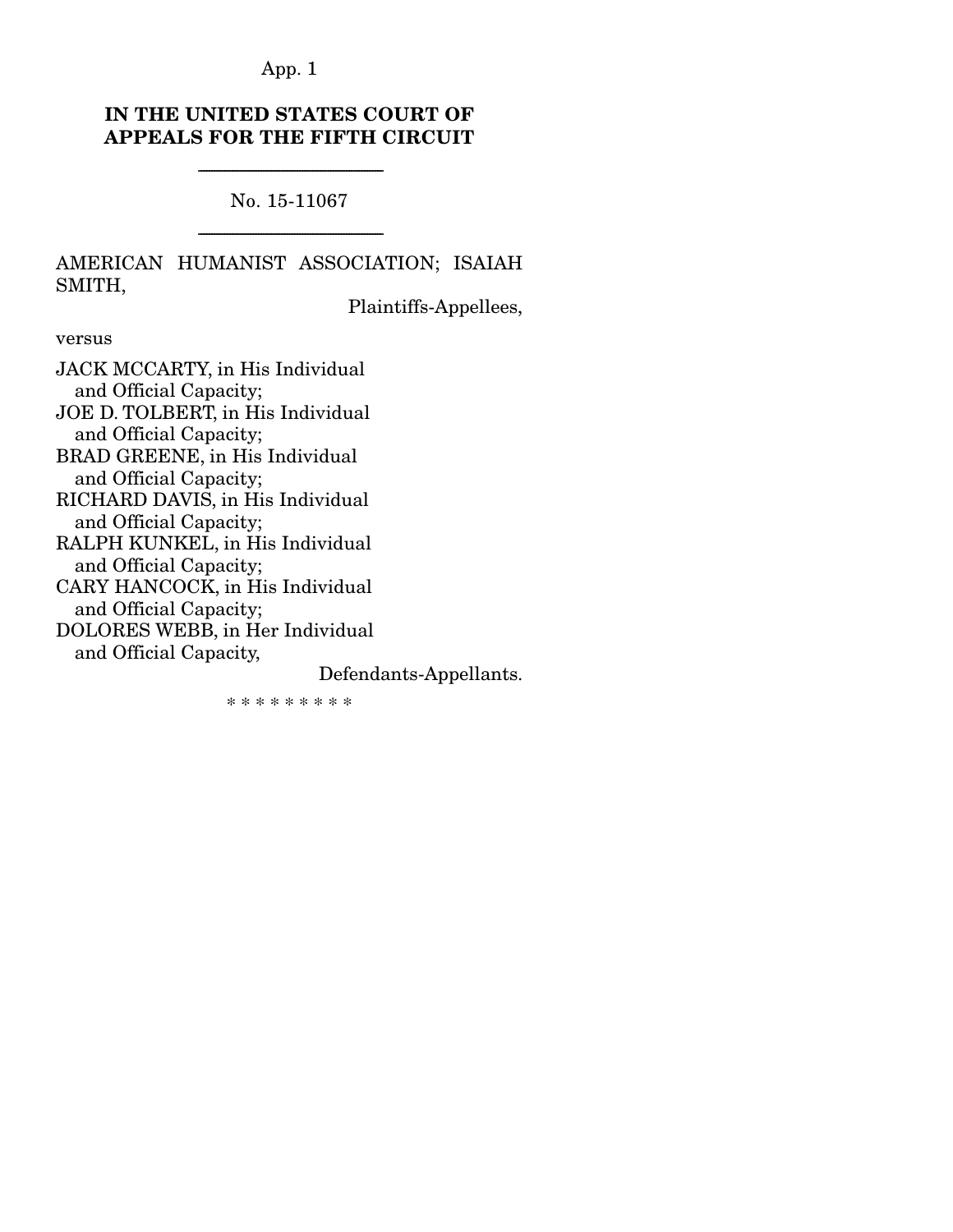**IN THE UNITED STATES COURT OF APPEALS FOR THE FIFTH CIRCUIT**

---

No. 15-11067

---

AMERICAN HUMANIST ASSOCIATION; ISAIAH SMITH,

Plaintiffs-Appellees,

versus

JACK MCCARTY, in His Individual and Official Capacity;
JOE D. TOLBERT, in His Individual and Official Capacity;
BRAD GREENE, in His Individual and Official Capacity;
RICHARD DAVIS, in His Individual and Official Capacity;
RALPH KUNKEL, in His Individual and Official Capacity;
CARY HANCOCK, in His Individual and Official Capacity;
DOLORES WEBB, in Her Individual and Official Capacity,

Defendants-Appellants.

\* \* \* \* \* \* \* \* \*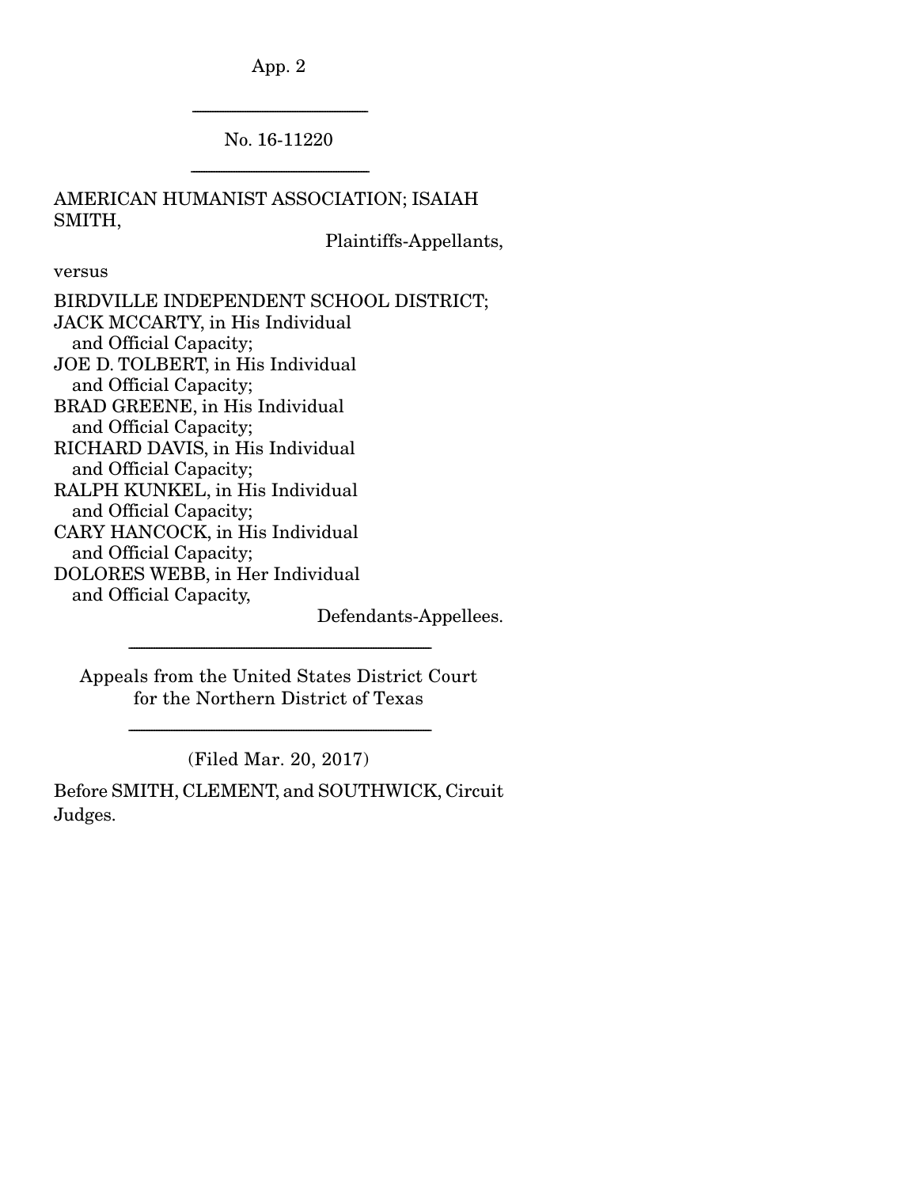No. 16-11220

AMERICAN HUMANIST ASSOCIATION; ISAIAH SMITH,

Plaintiffs-Appellants,

versus

BIRDVILLE INDEPENDENT SCHOOL DISTRICT;
JACK MCCARTY, in His Individual and Official Capacity;
JOE D. TOLBERT, in His Individual and Official Capacity;
BRAD GREENE, in His Individual and Official Capacity;
RICHARD DAVIS, in His Individual and Official Capacity;
RALPH KUNKEL, in His Individual and Official Capacity;
CARY HANCOCK, in His Individual and Official Capacity;
DOLORES WEBB, in Her Individual and Official Capacity,

Defendants-Appellees.

Appeals from the United States District Court for the Northern District of Texas

(Filed Mar. 20, 2017)

Before SMITH, CLEMENT, and SOUTHWICK, Circuit Judges.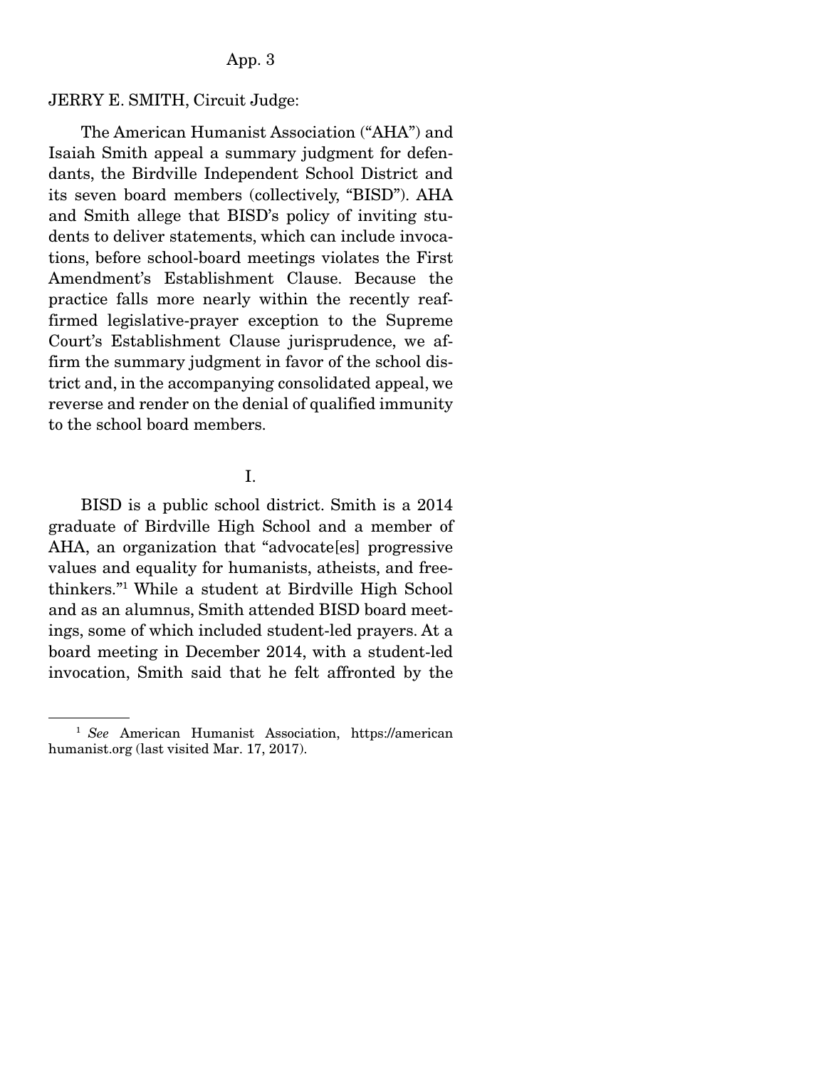JERRY E. SMITH, Circuit Judge:

The American Humanist Association ("AHA") and Isaiah Smith appeal a summary judgment for defendants, the Birdville Independent School District and its seven board members (collectively, "BISD"). AHA and Smith allege that BISD's policy of inviting students to deliver statements, which can include invocations, before school-board meetings violates the First Amendment's Establishment Clause. Because the practice falls more nearly within the recently reaffirmed legislative-prayer exception to the Supreme Court's Establishment Clause jurisprudence, we affirm the summary judgment in favor of the school district and, in the accompanying consolidated appeal, we reverse and render on the denial of qualified immunity to the school board members.

I.

BISD is a public school district. Smith is a 2014 graduate of Birdville High School and a member of AHA, an organization that "advocate[es] progressive values and equality for humanists, atheists, and freethinkers."[1] While a student at Birdville High School and as an alumnus, Smith attended BISD board meetings, some of which included student-led prayers. At a board meeting in December 2014, with a student-led invocation, Smith said that he felt affronted by the

[1] *See* American Humanist Association, https://americanhumanist.org (last visited Mar. 17, 2017).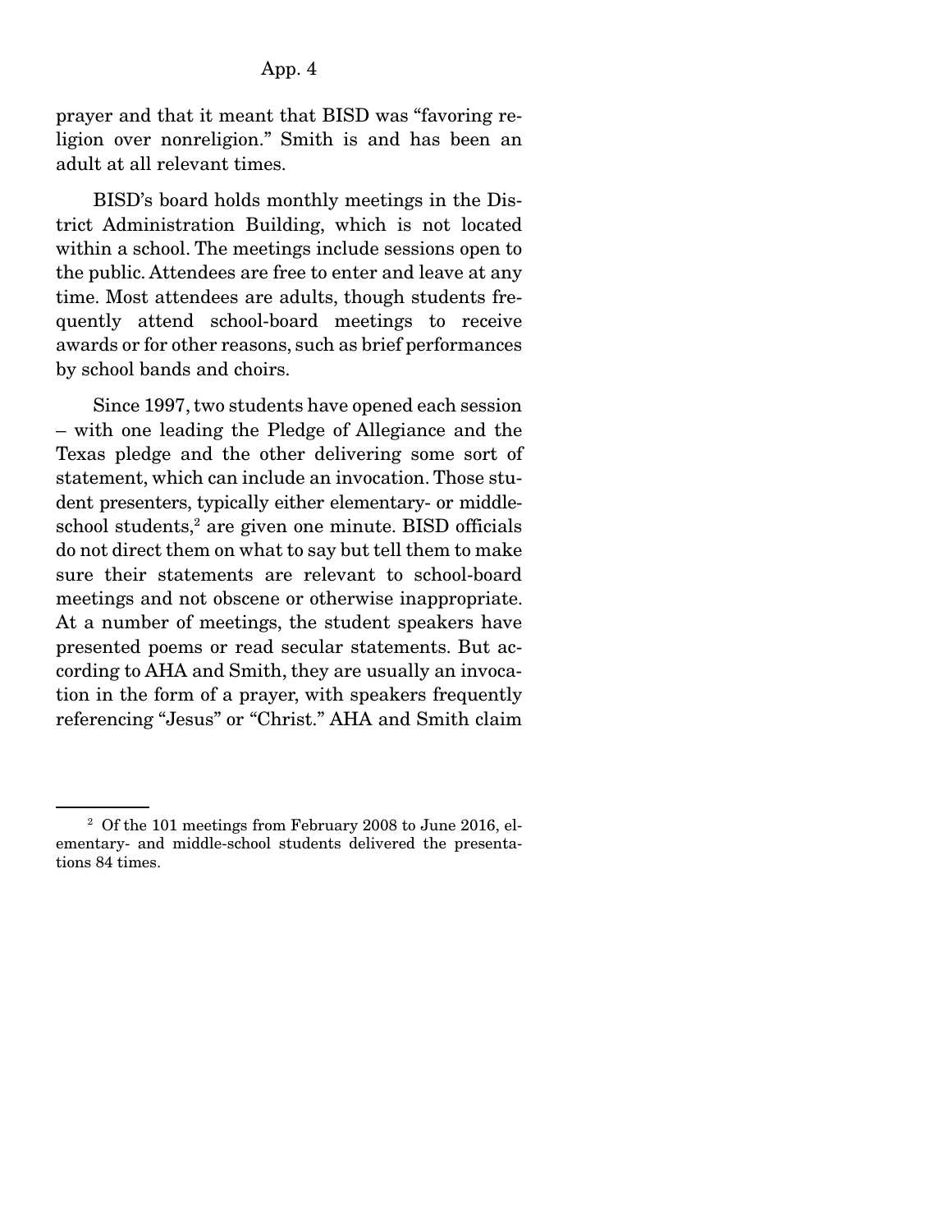prayer and that it meant that BISD was "favoring religion over nonreligion." Smith is and has been an adult at all relevant times.

BISD's board holds monthly meetings in the District Administration Building, which is not located within a school. The meetings include sessions open to the public. Attendees are free to enter and leave at any time. Most attendees are adults, though students frequently attend school-board meetings to receive awards or for other reasons, such as brief performances by school bands and choirs.

Since 1997, two students have opened each session – with one leading the Pledge of Allegiance and the Texas pledge and the other delivering some sort of statement, which can include an invocation. Those student presenters, typically either elementary- or middle-school students,[2] are given one minute. BISD officials do not direct them on what to say but tell them to make sure their statements are relevant to school-board meetings and not obscene or otherwise inappropriate. At a number of meetings, the student speakers have presented poems or read secular statements. But according to AHA and Smith, they are usually an invocation in the form of a prayer, with speakers frequently referencing "Jesus" or "Christ." AHA and Smith claim

[2] Of the 101 meetings from February 2008 to June 2016, elementary- and middle-school students delivered the presentations 84 times.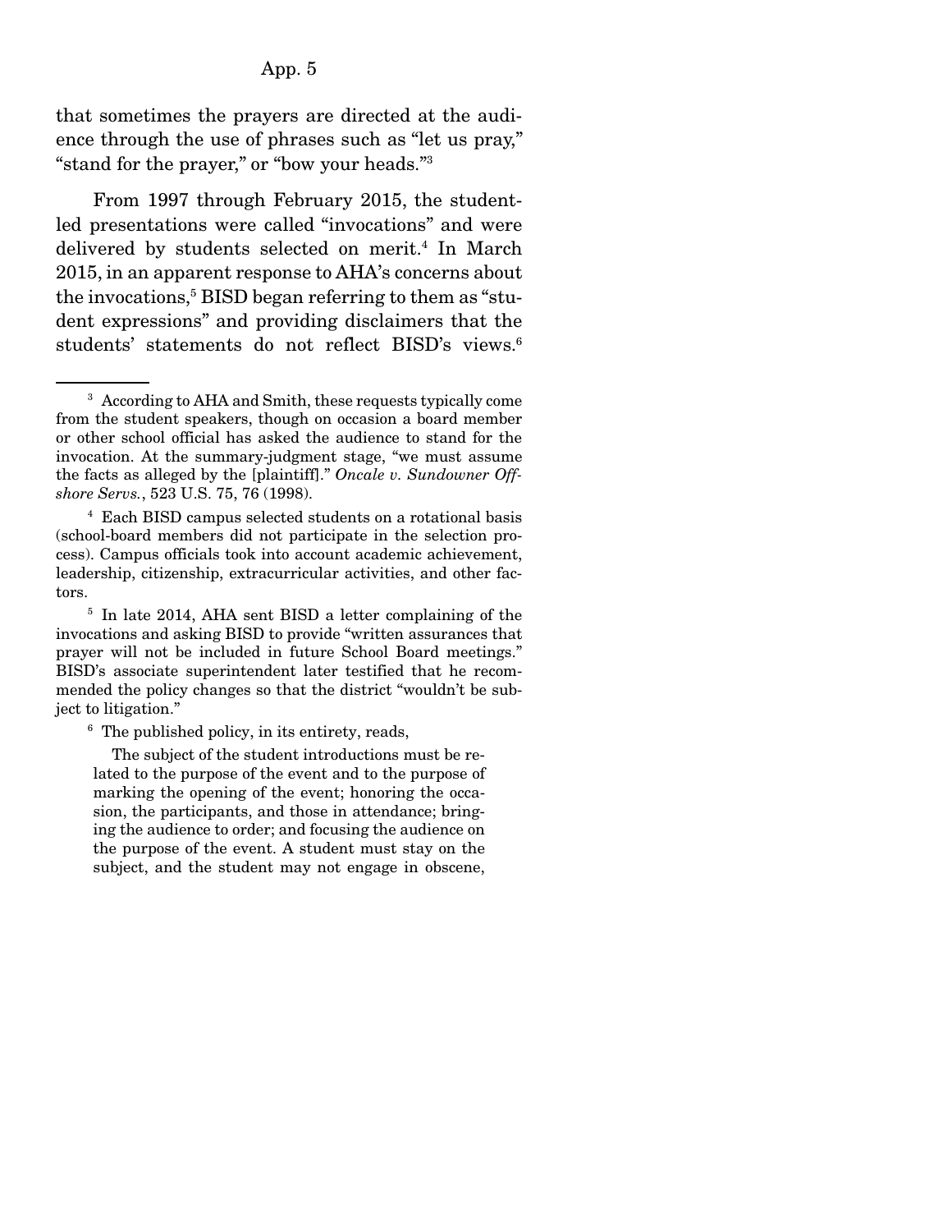that sometimes the prayers are directed at the audience through the use of phrases such as "let us pray," "stand for the prayer," or "bow your heads."[3]

From 1997 through February 2015, the student-led presentations were called "invocations" and were delivered by students selected on merit.[4] In March 2015, in an apparent response to AHA's concerns about the invocations,[5] BISD began referring to them as "student expressions" and providing disclaimers that the students' statements do not reflect BISD's views.[6]

---

[3] According to AHA and Smith, these requests typically come from the student speakers, though on occasion a board member or other school official has asked the audience to stand for the invocation. At the summary-judgment stage, "we must assume the facts as alleged by the [plaintiff]." *Oncale v. Sundowner Offshore Servs.*, 523 U.S. 75, 76 (1998).

[4] Each BISD campus selected students on a rotational basis (school-board members did not participate in the selection process). Campus officials took into account academic achievement, leadership, citizenship, extracurricular activities, and other factors.

[5] In late 2014, AHA sent BISD a letter complaining of the invocations and asking BISD to provide "written assurances that prayer will not be included in future School Board meetings." BISD's associate superintendent later testified that he recommended the policy changes so that the district "wouldn't be subject to litigation."

[6] The published policy, in its entirety, reads,

> The subject of the student introductions must be related to the purpose of the event and to the purpose of marking the opening of the event; honoring the occasion, the participants, and those in attendance; bringing the audience to order; and focusing the audience on the purpose of the event. A student must stay on the subject, and the student may not engage in obscene,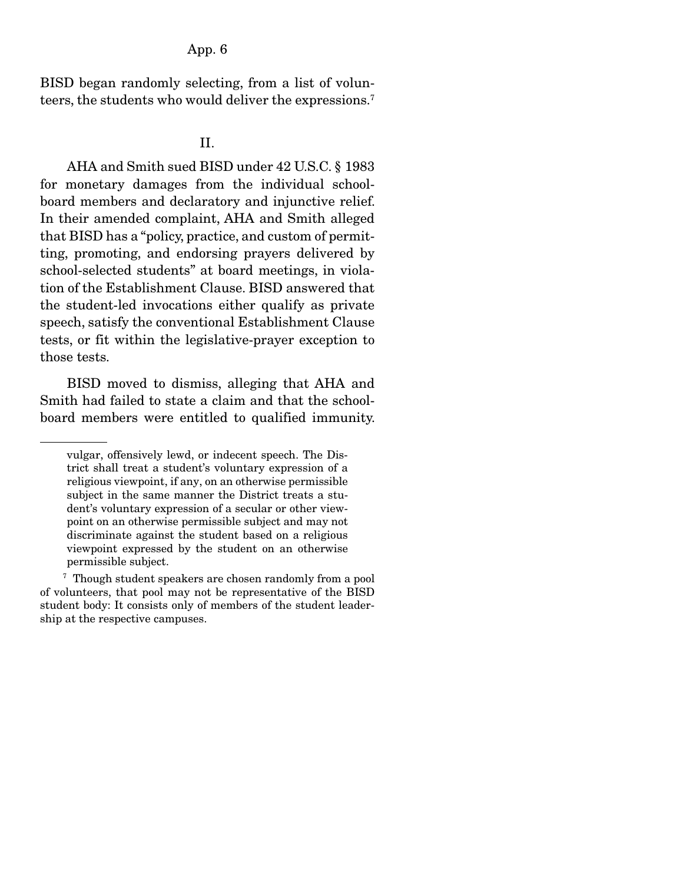BISD began randomly selecting, from a list of volunteers, the students who would deliver the expressions.[7]

## II.

AHA and Smith sued BISD under 42 U.S.C. § 1983 for monetary damages from the individual school-board members and declaratory and injunctive relief. In their amended complaint, AHA and Smith alleged that BISD has a "policy, practice, and custom of permitting, promoting, and endorsing prayers delivered by school-selected students" at board meetings, in violation of the Establishment Clause. BISD answered that the student-led invocations either qualify as private speech, satisfy the conventional Establishment Clause tests, or fit within the legislative-prayer exception to those tests.

BISD moved to dismiss, alleging that AHA and Smith had failed to state a claim and that the school-board members were entitled to qualified immunity.

---

vulgar, offensively lewd, or indecent speech. The District shall treat a student's voluntary expression of a religious viewpoint, if any, on an otherwise permissible subject in the same manner the District treats a student's voluntary expression of a secular or other viewpoint on an otherwise permissible subject and may not discriminate against the student based on a religious viewpoint expressed by the student on an otherwise permissible subject.

[7] Though student speakers are chosen randomly from a pool of volunteers, that pool may not be representative of the BISD student body: It consists only of members of the student leadership at the respective campuses.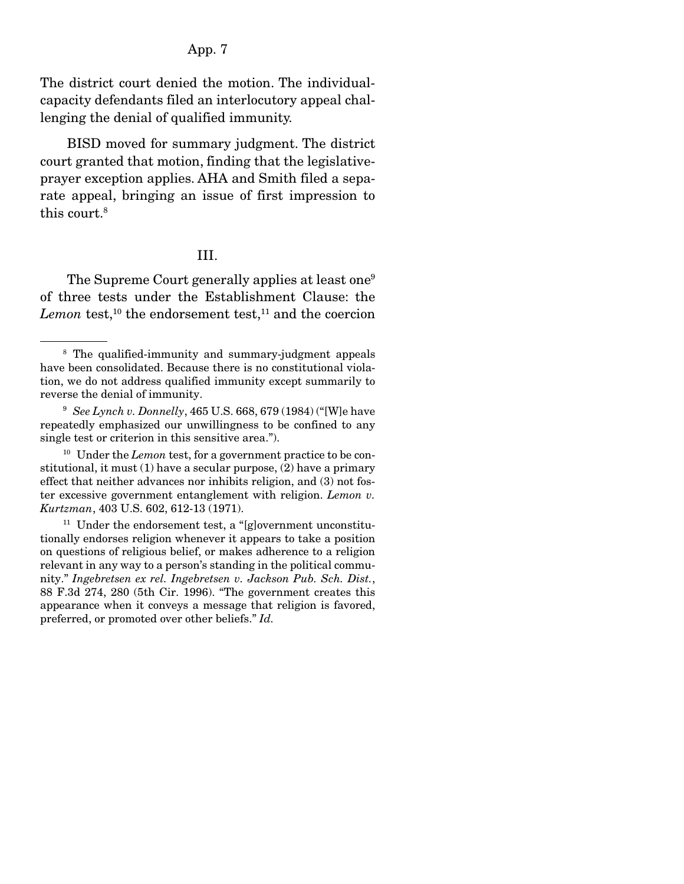The district court denied the motion. The individual-capacity defendants filed an interlocutory appeal challenging the denial of qualified immunity.

BISD moved for summary judgment. The district court granted that motion, finding that the legislative-prayer exception applies. AHA and Smith filed a separate appeal, bringing an issue of first impression to this court.[8]

### III.

The Supreme Court generally applies at least one[9] of three tests under the Establishment Clause: the *Lemon* test,[10] the endorsement test,[11] and the coercion

---

[8] The qualified-immunity and summary-judgment appeals have been consolidated. Because there is no constitutional violation, we do not address qualified immunity except summarily to reverse the denial of immunity.

[9] *See Lynch v. Donnelly*, 465 U.S. 668, 679 (1984) ("[W]e have repeatedly emphasized our unwillingness to be confined to any single test or criterion in this sensitive area.").

[10] Under the *Lemon* test, for a government practice to be constitutional, it must (1) have a secular purpose, (2) have a primary effect that neither advances nor inhibits religion, and (3) not foster excessive government entanglement with religion. *Lemon v. Kurtzman*, 403 U.S. 602, 612-13 (1971).

[11] Under the endorsement test, a "[g]overnment unconstitutionally endorses religion whenever it appears to take a position on questions of religious belief, or makes adherence to a religion relevant in any way to a person's standing in the political community." *Ingebretsen ex rel. Ingebretsen v. Jackson Pub. Sch. Dist.*, 88 F.3d 274, 280 (5th Cir. 1996). "The government creates this appearance when it conveys a message that religion is favored, preferred, or promoted over other beliefs." *Id.*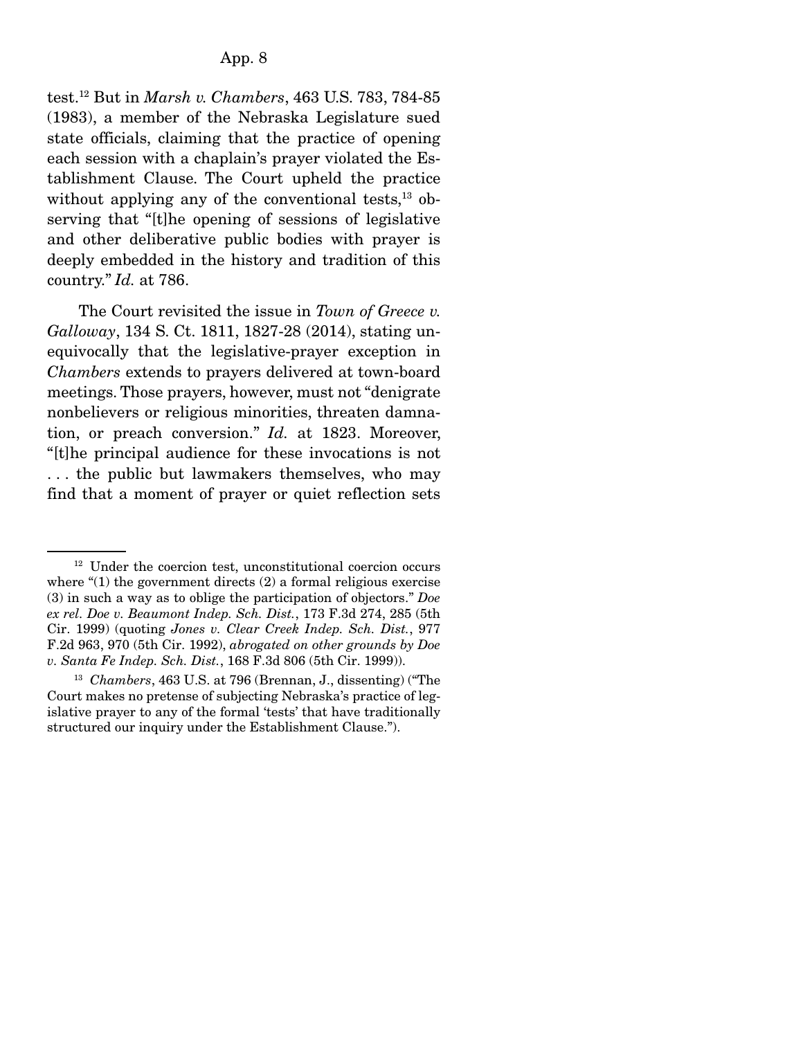test.[12] But in *Marsh v. Chambers*, 463 U.S. 783, 784-85 (1983), a member of the Nebraska Legislature sued state officials, claiming that the practice of opening each session with a chaplain's prayer violated the Establishment Clause. The Court upheld the practice without applying any of the conventional tests,[13] observing that "[t]he opening of sessions of legislative and other deliberative public bodies with prayer is deeply embedded in the history and tradition of this country." *Id.* at 786.

The Court revisited the issue in *Town of Greece v. Galloway*, 134 S. Ct. 1811, 1827-28 (2014), stating unequivocally that the legislative-prayer exception in *Chambers* extends to prayers delivered at town-board meetings. Those prayers, however, must not "denigrate nonbelievers or religious minorities, threaten damnation, or preach conversion." *Id.* at 1823. Moreover, "[t]he principal audience for these invocations is not . . . the public but lawmakers themselves, who may find that a moment of prayer or quiet reflection sets

---

[12] Under the coercion test, unconstitutional coercion occurs where "(1) the government directs (2) a formal religious exercise (3) in such a way as to oblige the participation of objectors." *Doe ex rel. Doe v. Beaumont Indep. Sch. Dist.*, 173 F.3d 274, 285 (5th Cir. 1999) (quoting *Jones v. Clear Creek Indep. Sch. Dist.*, 977 F.2d 963, 970 (5th Cir. 1992), *abrogated on other grounds by Doe v. Santa Fe Indep. Sch. Dist.*, 168 F.3d 806 (5th Cir. 1999)).

[13] *Chambers*, 463 U.S. at 796 (Brennan, J., dissenting) ("The Court makes no pretense of subjecting Nebraska's practice of legislative prayer to any of the formal 'tests' that have traditionally structured our inquiry under the Establishment Clause.").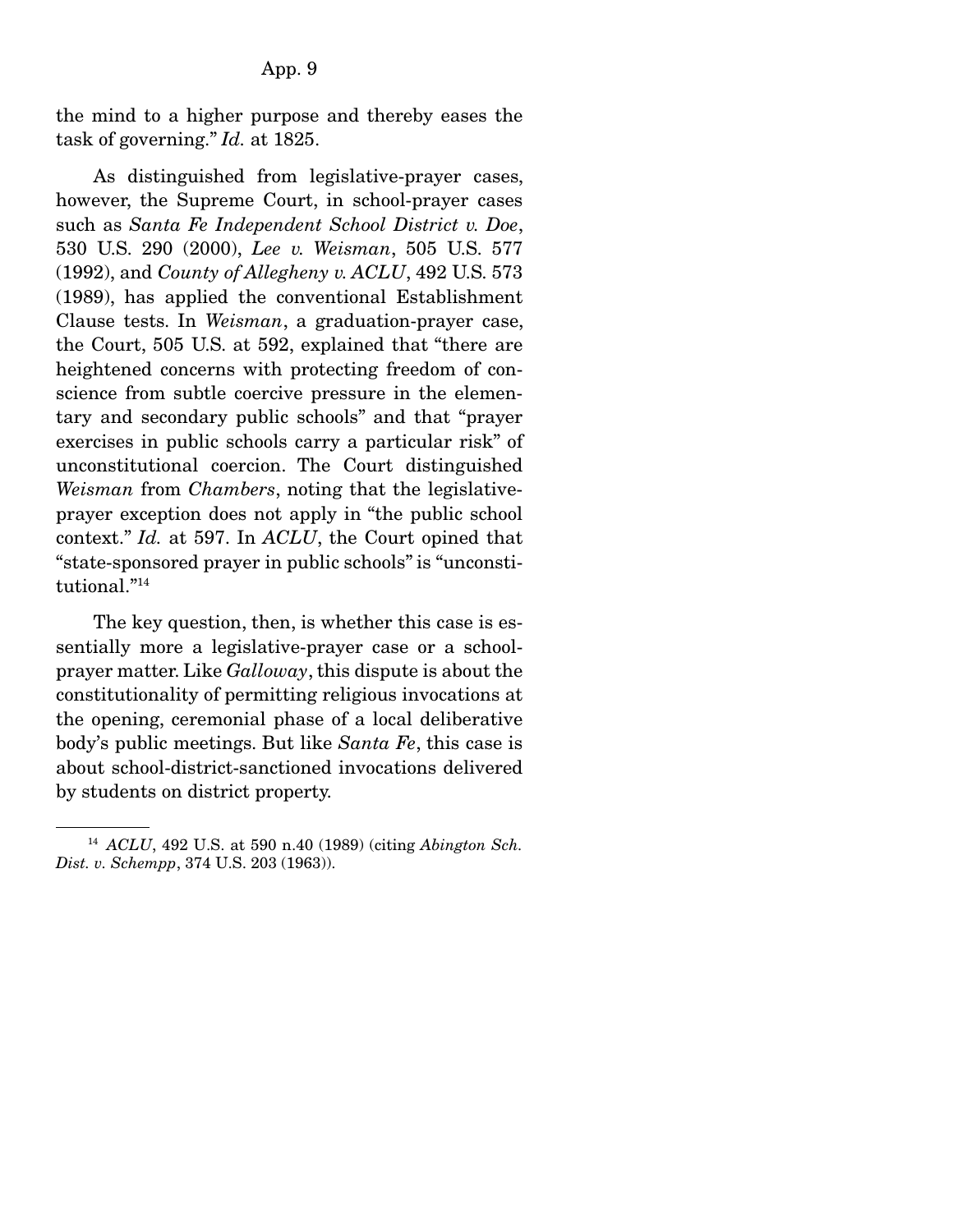the mind to a higher purpose and thereby eases the task of governing." *Id.* at 1825.

As distinguished from legislative-prayer cases, however, the Supreme Court, in school-prayer cases such as *Santa Fe Independent School District v. Doe*, 530 U.S. 290 (2000), *Lee v. Weisman*, 505 U.S. 577 (1992), and *County of Allegheny v. ACLU*, 492 U.S. 573 (1989), has applied the conventional Establishment Clause tests. In *Weisman*, a graduation-prayer case, the Court, 505 U.S. at 592, explained that "there are heightened concerns with protecting freedom of conscience from subtle coercive pressure in the elementary and secondary public schools" and that "prayer exercises in public schools carry a particular risk" of unconstitutional coercion. The Court distinguished *Weisman* from *Chambers*, noting that the legislative-prayer exception does not apply in "the public school context." *Id.* at 597. In *ACLU*, the Court opined that "state-sponsored prayer in public schools" is "unconstitutional."[14]

The key question, then, is whether this case is essentially more a legislative-prayer case or a school-prayer matter. Like *Galloway*, this dispute is about the constitutionality of permitting religious invocations at the opening, ceremonial phase of a local deliberative body's public meetings. But like *Santa Fe*, this case is about school-district-sanctioned invocations delivered by students on district property.

---

[14] *ACLU*, 492 U.S. at 590 n.40 (1989) (citing *Abington Sch. Dist. v. Schempp*, 374 U.S. 203 (1963)).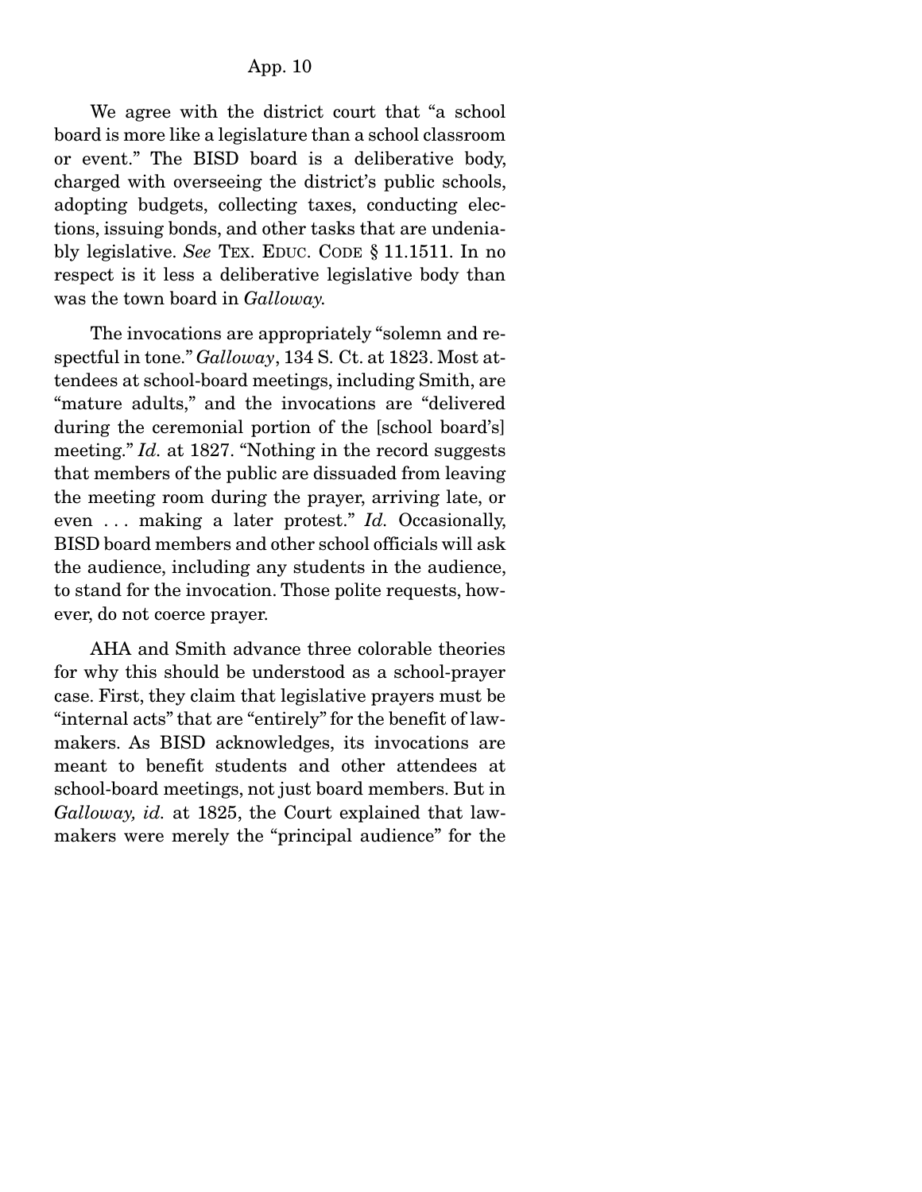We agree with the district court that "a school board is more like a legislature than a school classroom or event." The BISD board is a deliberative body, charged with overseeing the district's public schools, adopting budgets, collecting taxes, conducting elections, issuing bonds, and other tasks that are undeniably legislative. *See* TEX. EDUC. CODE § 11.1511. In no respect is it less a deliberative legislative body than was the town board in *Galloway.*

The invocations are appropriately "solemn and respectful in tone." *Galloway*, 134 S. Ct. at 1823. Most attendees at school-board meetings, including Smith, are "mature adults," and the invocations are "delivered during the ceremonial portion of the [school board's] meeting." *Id.* at 1827. "Nothing in the record suggests that members of the public are dissuaded from leaving the meeting room during the prayer, arriving late, or even . . . making a later protest." *Id.* Occasionally, BISD board members and other school officials will ask the audience, including any students in the audience, to stand for the invocation. Those polite requests, however, do not coerce prayer.

AHA and Smith advance three colorable theories for why this should be understood as a school-prayer case. First, they claim that legislative prayers must be "internal acts" that are "entirely" for the benefit of lawmakers. As BISD acknowledges, its invocations are meant to benefit students and other attendees at school-board meetings, not just board members. But in *Galloway, id.* at 1825, the Court explained that lawmakers were merely the "principal audience" for the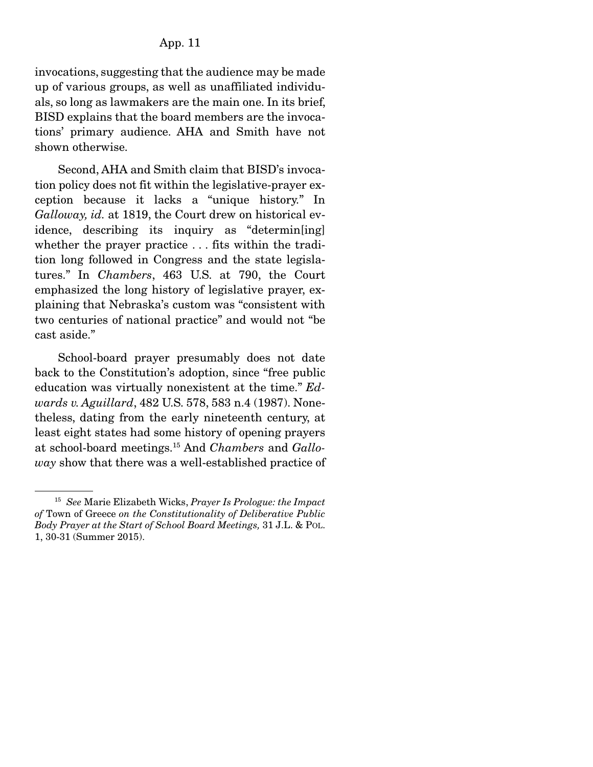invocations, suggesting that the audience may be made up of various groups, as well as unaffiliated individuals, so long as lawmakers are the main one. In its brief, BISD explains that the board members are the invocations' primary audience. AHA and Smith have not shown otherwise.

Second, AHA and Smith claim that BISD's invocation policy does not fit within the legislative-prayer exception because it lacks a "unique history." In *Galloway, id.* at 1819, the Court drew on historical evidence, describing its inquiry as "determin[ing] whether the prayer practice . . . fits within the tradition long followed in Congress and the state legislatures." In *Chambers*, 463 U.S. at 790, the Court emphasized the long history of legislative prayer, explaining that Nebraska's custom was "consistent with two centuries of national practice" and would not "be cast aside."

School-board prayer presumably does not date back to the Constitution's adoption, since "free public education was virtually nonexistent at the time." *Edwards v. Aguillard*, 482 U.S. 578, 583 n.4 (1987). Nonetheless, dating from the early nineteenth century, at least eight states had some history of opening prayers at school-board meetings.[15] And *Chambers* and *Galloway* show that there was a well-established practice of

---

[15] *See* Marie Elizabeth Wicks, *Prayer Is Prologue: the Impact of* Town of Greece *on the Constitutionality of Deliberative Public Body Prayer at the Start of School Board Meetings,* 31 J.L. & POL. 1, 30-31 (Summer 2015).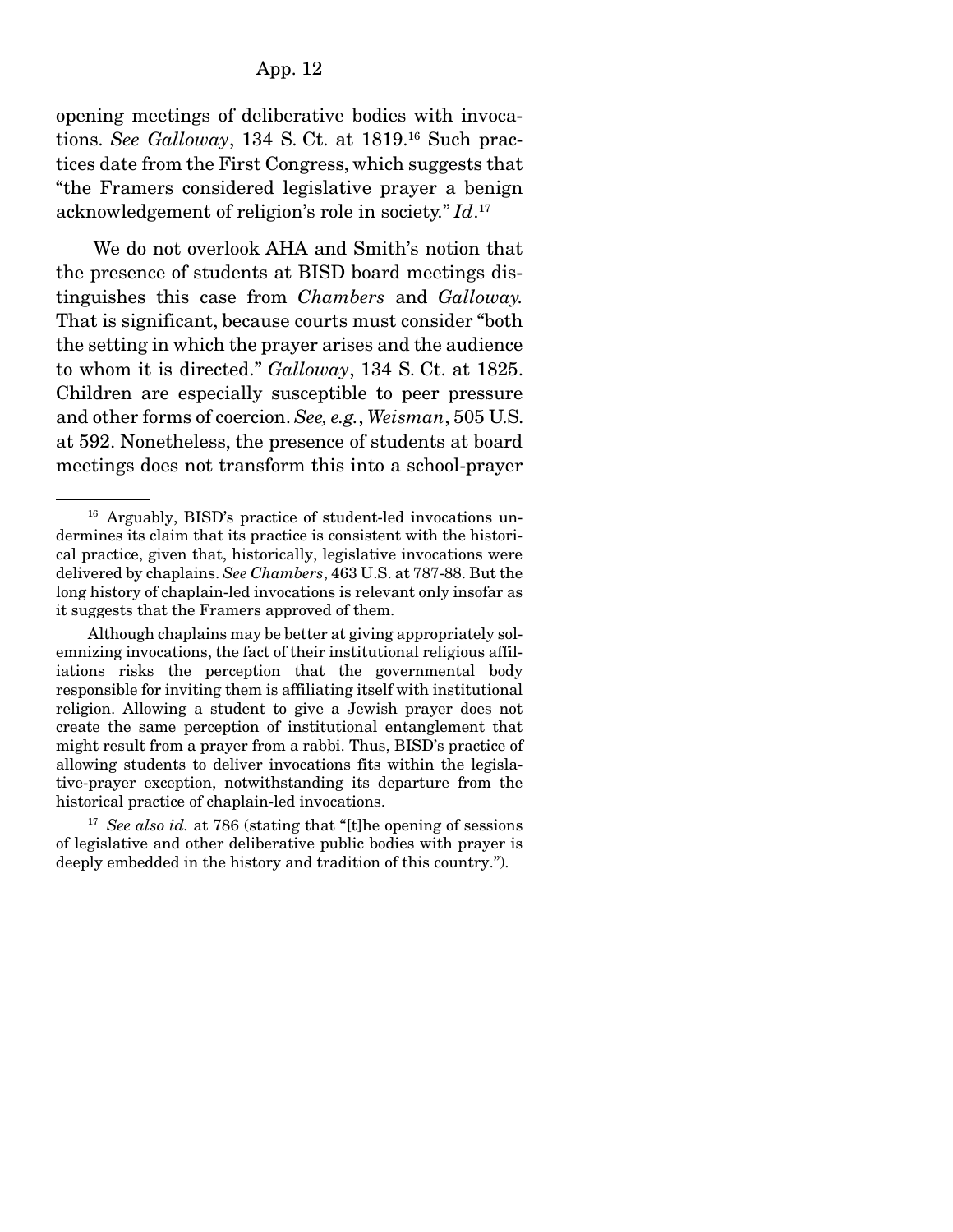opening meetings of deliberative bodies with invocations. *See Galloway*, 134 S. Ct. at 1819.[16] Such practices date from the First Congress, which suggests that "the Framers considered legislative prayer a benign acknowledgement of religion's role in society." *Id*.[17]

We do not overlook AHA and Smith's notion that the presence of students at BISD board meetings distinguishes this case from *Chambers* and *Galloway*. That is significant, because courts must consider "both the setting in which the prayer arises and the audience to whom it is directed." *Galloway*, 134 S. Ct. at 1825. Children are especially susceptible to peer pressure and other forms of coercion. *See, e.g.*, *Weisman*, 505 U.S. at 592. Nonetheless, the presence of students at board meetings does not transform this into a school-prayer

---

[16] Arguably, BISD's practice of student-led invocations undermines its claim that its practice is consistent with the historical practice, given that, historically, legislative invocations were delivered by chaplains. *See Chambers*, 463 U.S. at 787-88. But the long history of chaplain-led invocations is relevant only insofar as it suggests that the Framers approved of them.

Although chaplains may be better at giving appropriately solemnizing invocations, the fact of their institutional religious affiliations risks the perception that the governmental body responsible for inviting them is affiliating itself with institutional religion. Allowing a student to give a Jewish prayer does not create the same perception of institutional entanglement that might result from a prayer from a rabbi. Thus, BISD's practice of allowing students to deliver invocations fits within the legislative-prayer exception, notwithstanding its departure from the historical practice of chaplain-led invocations.

[17] *See also id.* at 786 (stating that "[t]he opening of sessions of legislative and other deliberative public bodies with prayer is deeply embedded in the history and tradition of this country.").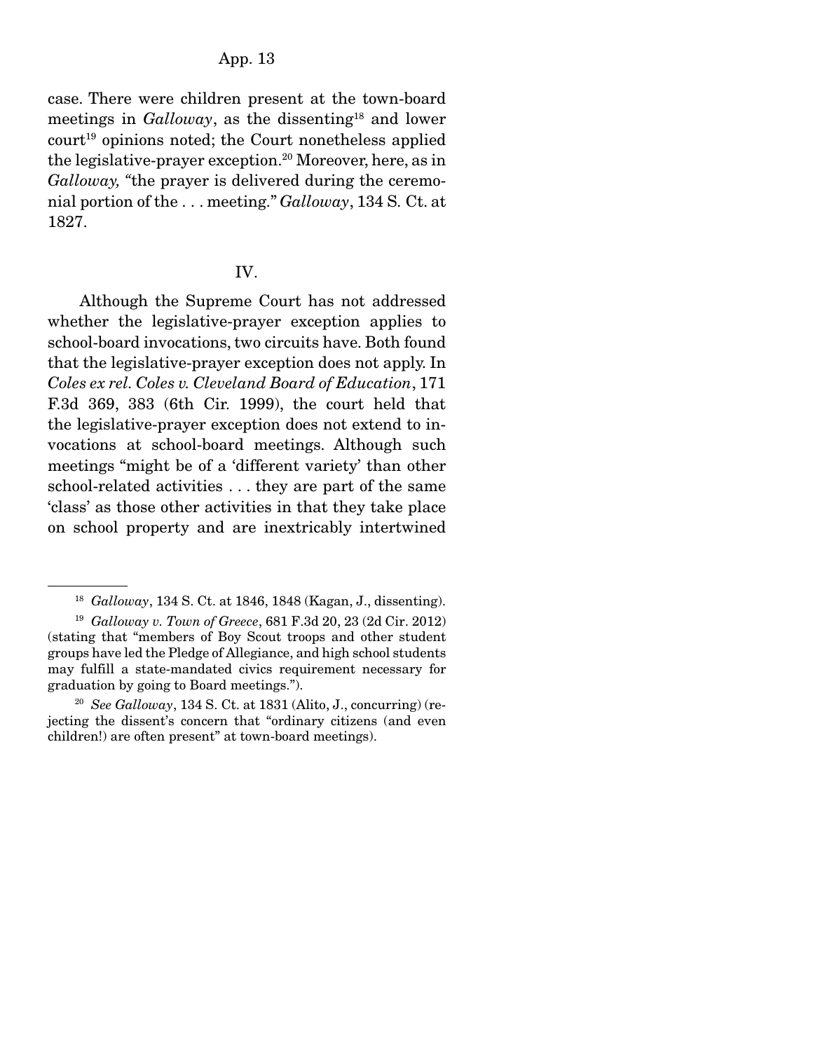case. There were children present at the town-board meetings in *Galloway*, as the dissenting[18] and lower court[19] opinions noted; the Court nonetheless applied the legislative-prayer exception.[20] Moreover, here, as in *Galloway*, "the prayer is delivered during the ceremonial portion of the . . . meeting." *Galloway*, 134 S. Ct. at 1827.

## IV.

Although the Supreme Court has not addressed whether the legislative-prayer exception applies to school-board invocations, two circuits have. Both found that the legislative-prayer exception does not apply. In *Coles ex rel. Coles v. Cleveland Board of Education*, 171 F.3d 369, 383 (6th Cir. 1999), the court held that the legislative-prayer exception does not extend to invocations at school-board meetings. Although such meetings "might be of a 'different variety' than other school-related activities . . . they are part of the same 'class' as those other activities in that they take place on school property and are inextricably intertwined

---

[18] *Galloway*, 134 S. Ct. at 1846, 1848 (Kagan, J., dissenting).

[19] *Galloway v. Town of Greece*, 681 F.3d 20, 23 (2d Cir. 2012) (stating that "members of Boy Scout troops and other student groups have led the Pledge of Allegiance, and high school students may fulfill a state-mandated civics requirement necessary for graduation by going to Board meetings.").

[20] *See Galloway*, 134 S. Ct. at 1831 (Alito, J., concurring) (rejecting the dissent's concern that "ordinary citizens (and even children!) are often present" at town-board meetings).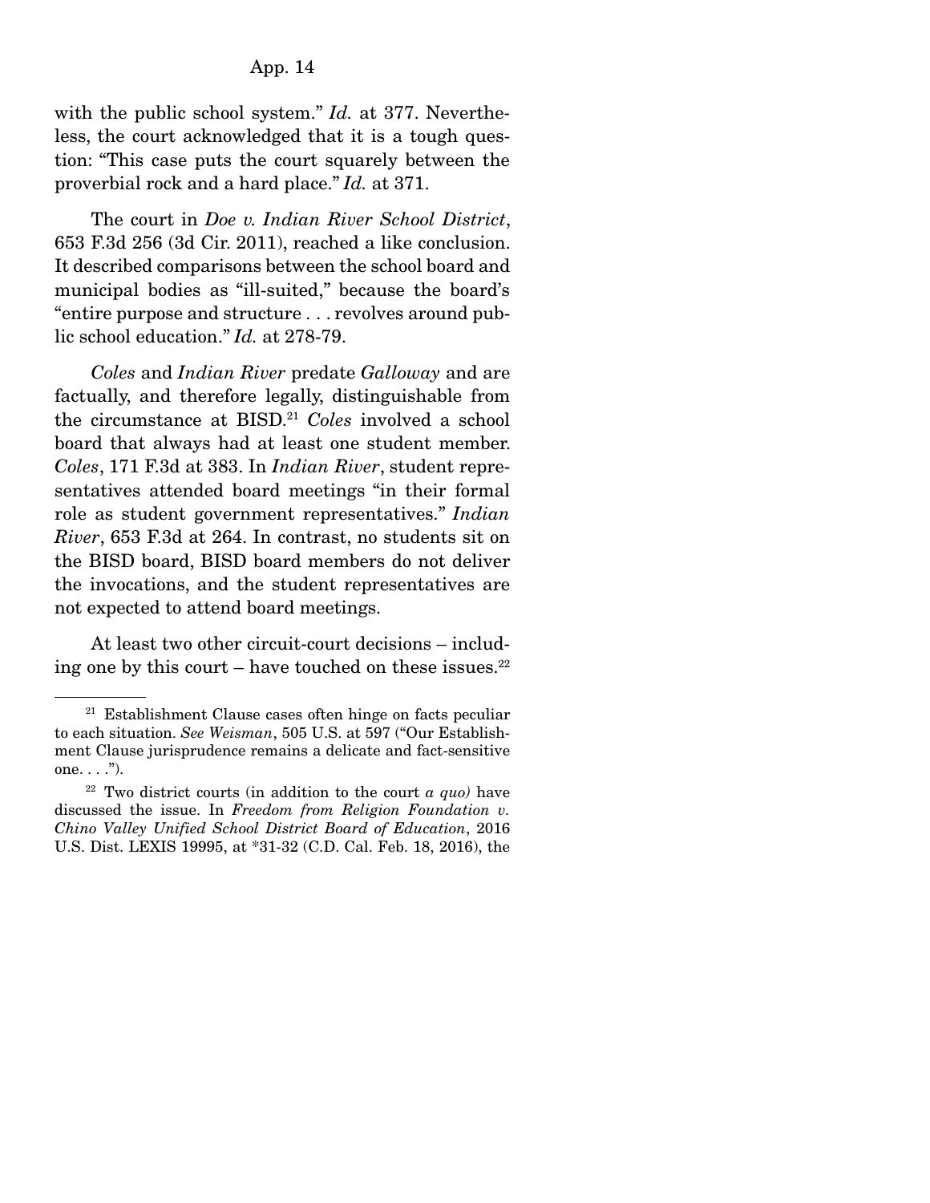with the public school system." *Id.* at 377. Nevertheless, the court acknowledged that it is a tough question: "This case puts the court squarely between the proverbial rock and a hard place." *Id.* at 371.

The court in *Doe v. Indian River School District*, 653 F.3d 256 (3d Cir. 2011), reached a like conclusion. It described comparisons between the school board and municipal bodies as "ill-suited," because the board's "entire purpose and structure . . . revolves around public school education." *Id.* at 278-79.

*Coles* and *Indian River* predate *Galloway* and are factually, and therefore legally, distinguishable from the circumstance at BISD.[21] *Coles* involved a school board that always had at least one student member. *Coles*, 171 F.3d at 383. In *Indian River*, student representatives attended board meetings "in their formal role as student government representatives." *Indian River*, 653 F.3d at 264. In contrast, no students sit on the BISD board, BISD board members do not deliver the invocations, and the student representatives are not expected to attend board meetings.

At least two other circuit-court decisions – including one by this court – have touched on these issues.[22]

---

[21] Establishment Clause cases often hinge on facts peculiar to each situation. *See Weisman*, 505 U.S. at 597 ("Our Establishment Clause jurisprudence remains a delicate and fact-sensitive one. . . .").

[22] Two district courts (in addition to the court *a quo)* have discussed the issue. In *Freedom from Religion Foundation v. Chino Valley Unified School District Board of Education*, 2016 U.S. Dist. LEXIS 19995, at *31-32 (C.D. Cal. Feb. 18, 2016), the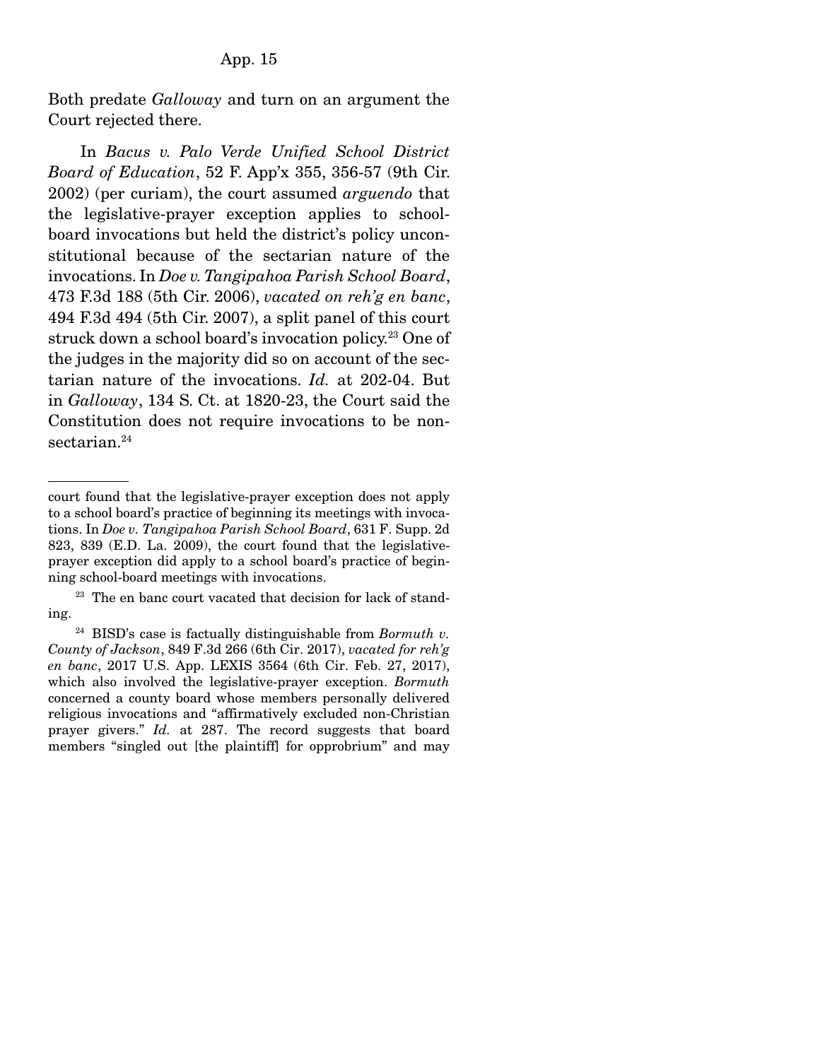Both predate *Galloway* and turn on an argument the Court rejected there.

In *Bacus v. Palo Verde Unified School District Board of Education*, 52 F. App'x 355, 356-57 (9th Cir. 2002) (per curiam), the court assumed *arguendo* that the legislative-prayer exception applies to school-board invocations but held the district's policy unconstitutional because of the sectarian nature of the invocations. In *Doe v. Tangipahoa Parish School Board*, 473 F.3d 188 (5th Cir. 2006), *vacated on reh'g en banc*, 494 F.3d 494 (5th Cir. 2007), a split panel of this court struck down a school board's invocation policy.[23] One of the judges in the majority did so on account of the sectarian nature of the invocations. *Id.* at 202-04. But in *Galloway*, 134 S. Ct. at 1820-23, the Court said the Constitution does not require invocations to be nonsectarian.[24]

---

court found that the legislative-prayer exception does not apply to a school board's practice of beginning its meetings with invocations. In *Doe v. Tangipahoa Parish School Board*, 631 F. Supp. 2d 823, 839 (E.D. La. 2009), the court found that the legislative-prayer exception did apply to a school board's practice of beginning school-board meetings with invocations.

[23] The en banc court vacated that decision for lack of standing.

[24] BISD's case is factually distinguishable from *Bormuth v. County of Jackson*, 849 F.3d 266 (6th Cir. 2017), *vacated for reh'g en banc*, 2017 U.S. App. LEXIS 3564 (6th Cir. Feb. 27, 2017), which also involved the legislative-prayer exception. *Bormuth* concerned a county board whose members personally delivered religious invocations and "affirmatively excluded non-Christian prayer givers." *Id.* at 287. The record suggests that board members "singled out [the plaintiff] for opprobrium" and may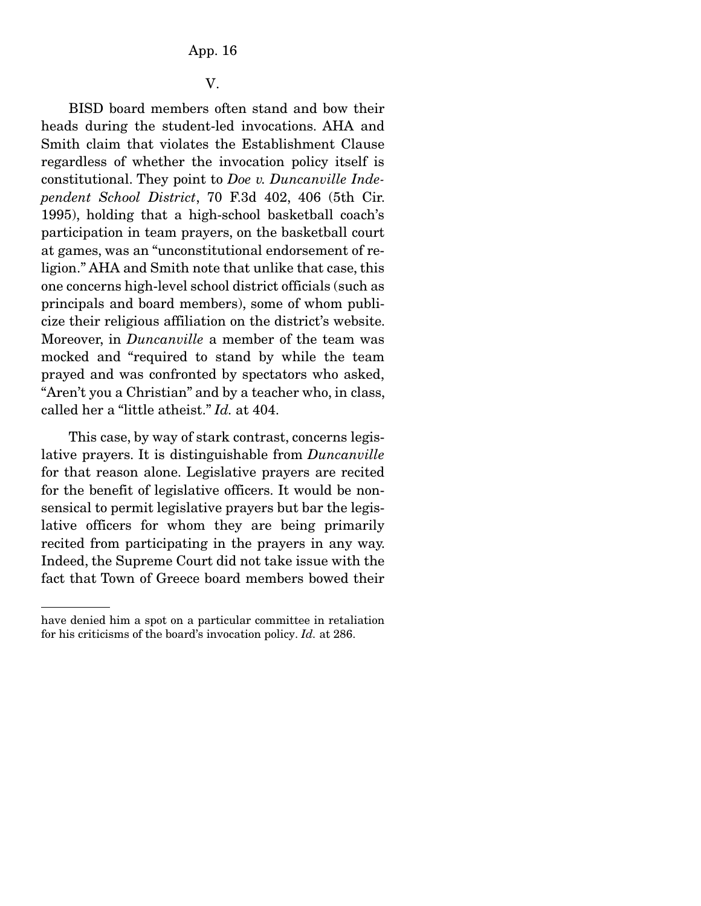## V.

BISD board members often stand and bow their heads during the student-led invocations. AHA and Smith claim that violates the Establishment Clause regardless of whether the invocation policy itself is constitutional. They point to *Doe v. Duncanville Independent School District*, 70 F.3d 402, 406 (5th Cir. 1995), holding that a high-school basketball coach's participation in team prayers, on the basketball court at games, was an "unconstitutional endorsement of religion." AHA and Smith note that unlike that case, this one concerns high-level school district officials (such as principals and board members), some of whom publicize their religious affiliation on the district's website. Moreover, in *Duncanville* a member of the team was mocked and "required to stand by while the team prayed and was confronted by spectators who asked, "Aren't you a Christian" and by a teacher who, in class, called her a "little atheist." *Id.* at 404.

This case, by way of stark contrast, concerns legislative prayers. It is distinguishable from *Duncanville* for that reason alone. Legislative prayers are recited for the benefit of legislative officers. It would be nonsensical to permit legislative prayers but bar the legislative officers for whom they are being primarily recited from participating in the prayers in any way. Indeed, the Supreme Court did not take issue with the fact that Town of Greece board members bowed their

---

have denied him a spot on a particular committee in retaliation for his criticisms of the board's invocation policy. *Id.* at 286.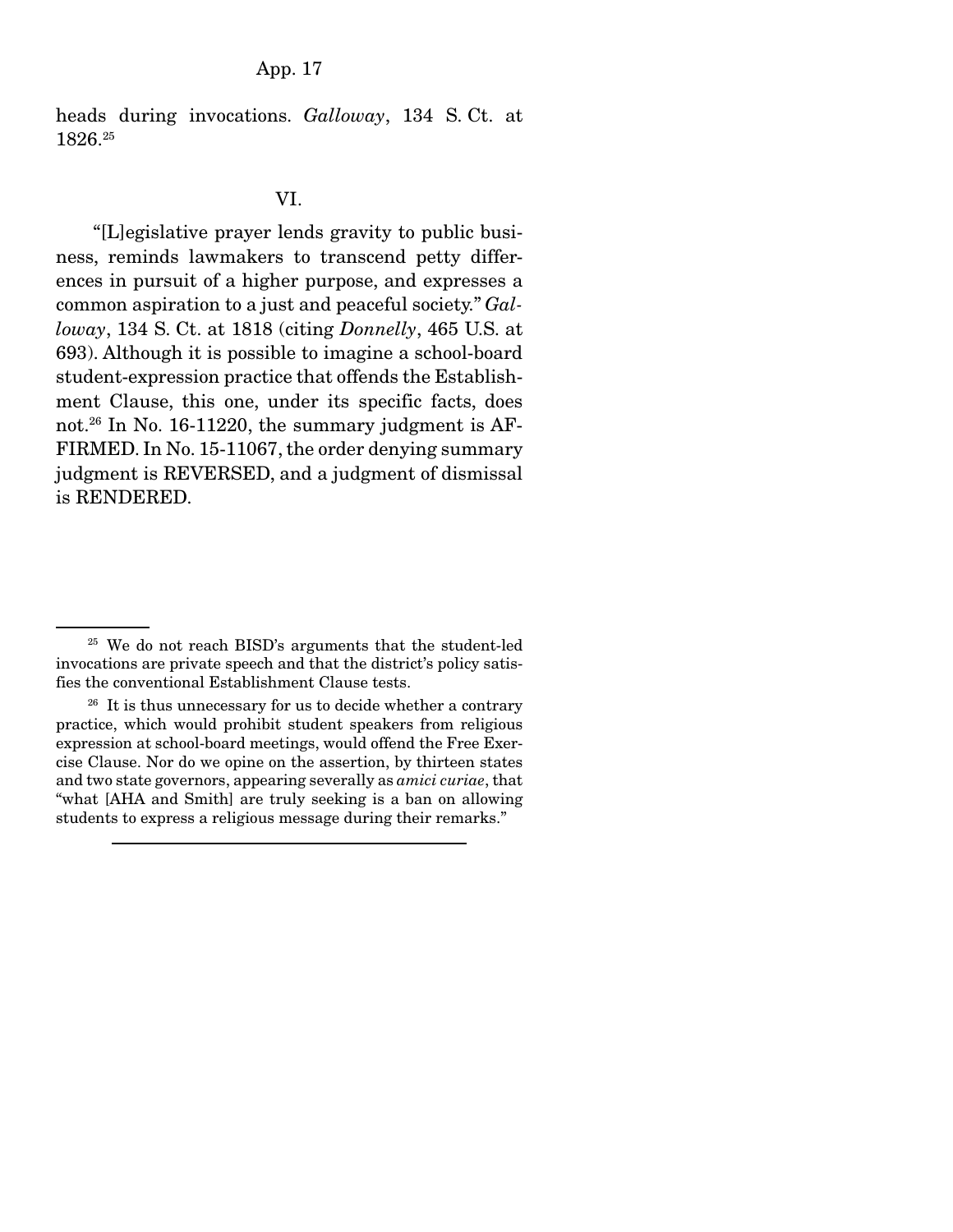heads during invocations. *Galloway*, 134 S. Ct. at 1826.[25]

## VI.

"[L]egislative prayer lends gravity to public business, reminds lawmakers to transcend petty differences in pursuit of a higher purpose, and expresses a common aspiration to a just and peaceful society." *Galloway*, 134 S. Ct. at 1818 (citing *Donnelly*, 465 U.S. at 693). Although it is possible to imagine a school-board student-expression practice that offends the Establishment Clause, this one, under its specific facts, does not.[26] In No. 16-11220, the summary judgment is AFFIRMED. In No. 15-11067, the order denying summary judgment is REVERSED, and a judgment of dismissal is RENDERED.

---

[25] We do not reach BISD's arguments that the student-led invocations are private speech and that the district's policy satisfies the conventional Establishment Clause tests.

[26] It is thus unnecessary for us to decide whether a contrary practice, which would prohibit student speakers from religious expression at school-board meetings, would offend the Free Exercise Clause. Nor do we opine on the assertion, by thirteen states and two state governors, appearing severally as *amici curiae*, that "what [AHA and Smith] are truly seeking is a ban on allowing students to express a religious message during their remarks."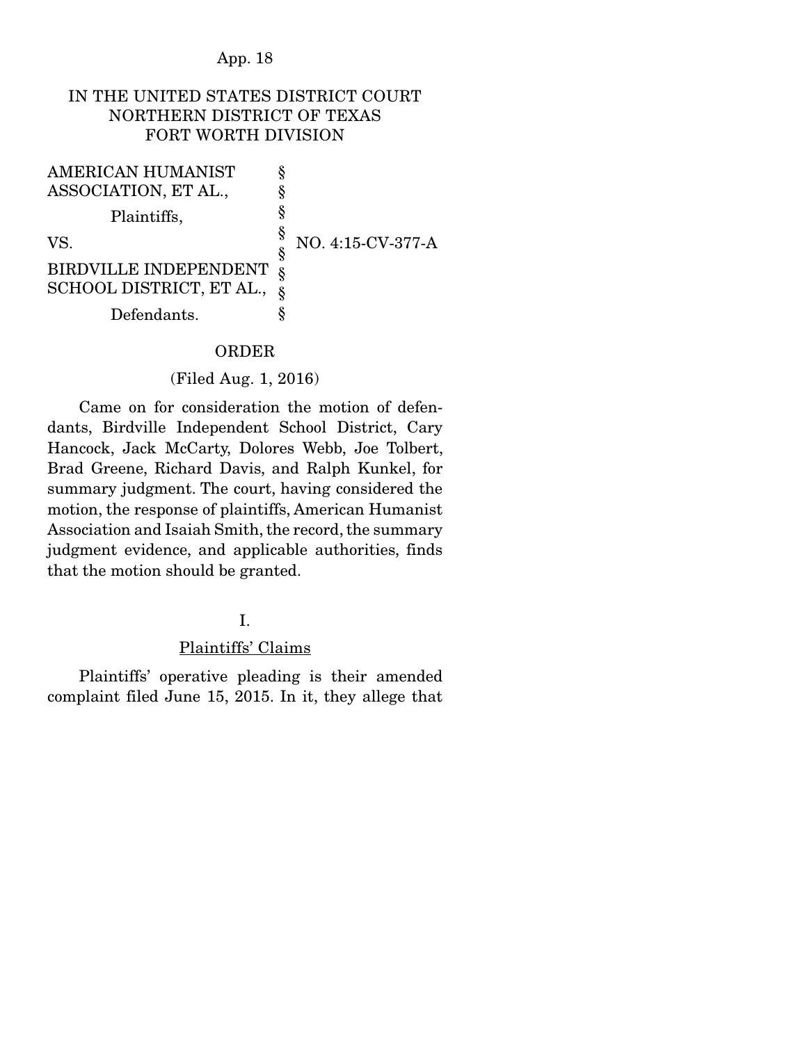IN THE UNITED STATES DISTRICT COURT
NORTHERN DISTRICT OF TEXAS
FORT WORTH DIVISION

| | | |
|---|---|---|
| AMERICAN HUMANIST ASSOCIATION, ET AL., | § | |
| Plaintiffs, | § | |
| VS. | § | NO. 4:15-CV-377-A |
| BIRDVILLE INDEPENDENT SCHOOL DISTRICT, ET AL., | § | |
| Defendants. | § | |

ORDER

(Filed Aug. 1, 2016)

Came on for consideration the motion of defendants, Birdville Independent School District, Cary Hancock, Jack McCarty, Dolores Webb, Joe Tolbert, Brad Greene, Richard Davis, and Ralph Kunkel, for summary judgment. The court, having considered the motion, the response of plaintiffs, American Humanist Association and Isaiah Smith, the record, the summary judgment evidence, and applicable authorities, finds that the motion should be granted.

I.

Plaintiffs' Claims

Plaintiffs' operative pleading is their amended complaint filed June 15, 2015. In it, they allege that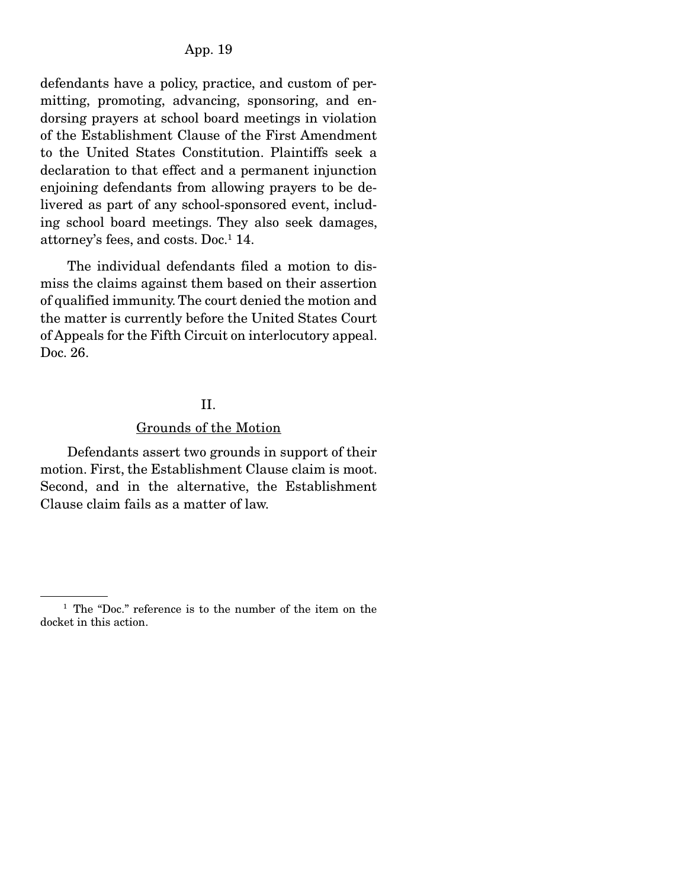defendants have a policy, practice, and custom of permitting, promoting, advancing, sponsoring, and endorsing prayers at school board meetings in violation of the Establishment Clause of the First Amendment to the United States Constitution. Plaintiffs seek a declaration to that effect and a permanent injunction enjoining defendants from allowing prayers to be delivered as part of any school-sponsored event, including school board meetings. They also seek damages, attorney's fees, and costs. Doc.[1] 14.

The individual defendants filed a motion to dismiss the claims against them based on their assertion of qualified immunity. The court denied the motion and the matter is currently before the United States Court of Appeals for the Fifth Circuit on interlocutory appeal. Doc. 26.

## II.

## Grounds of the Motion

Defendants assert two grounds in support of their motion. First, the Establishment Clause claim is moot. Second, and in the alternative, the Establishment Clause claim fails as a matter of law.

---

[1] The "Doc." reference is to the number of the item on the docket in this action.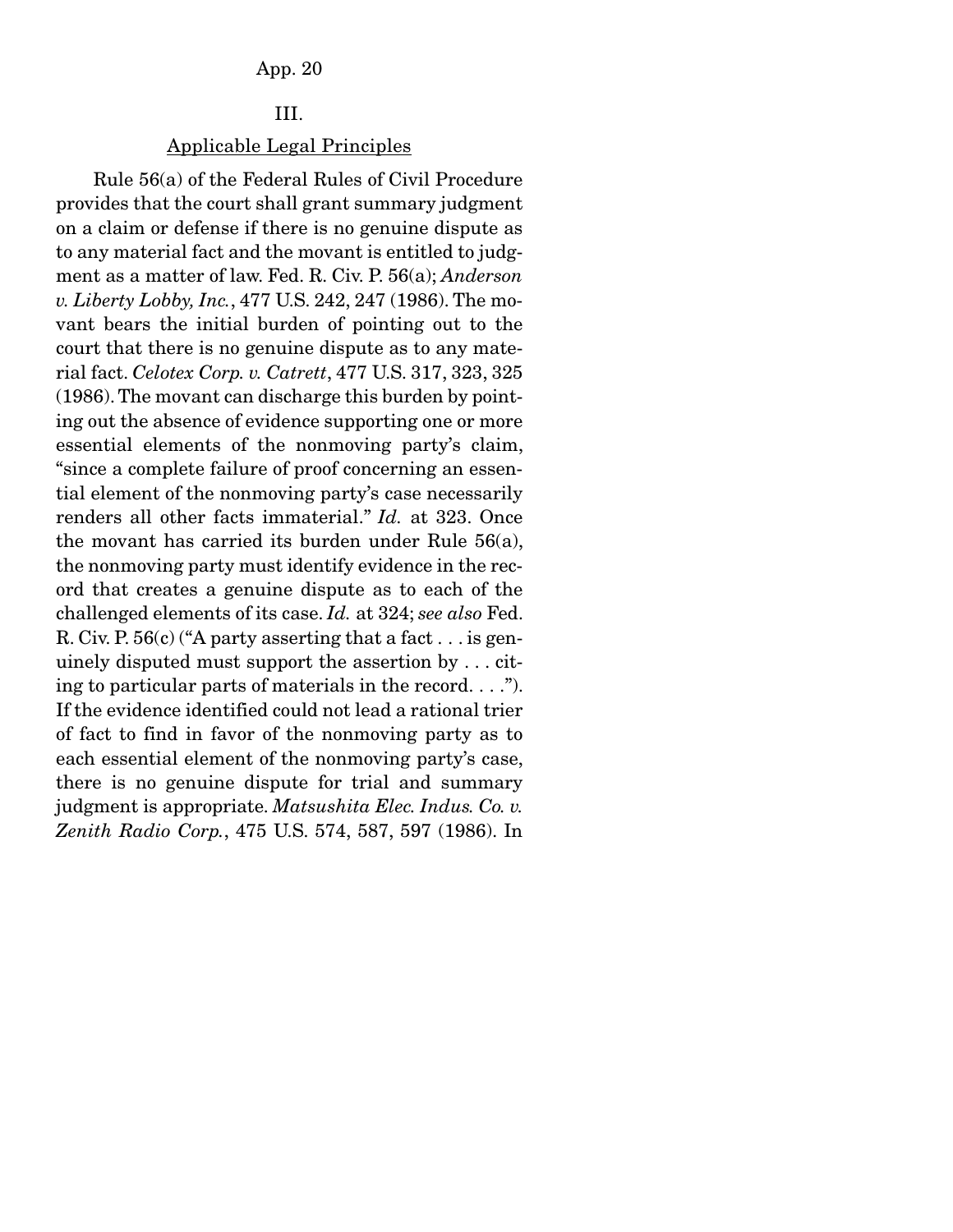III.

## Applicable Legal Principles

Rule 56(a) of the Federal Rules of Civil Procedure provides that the court shall grant summary judgment on a claim or defense if there is no genuine dispute as to any material fact and the movant is entitled to judgment as a matter of law. Fed. R. Civ. P. 56(a); *Anderson v. Liberty Lobby, Inc.*, 477 U.S. 242, 247 (1986). The movant bears the initial burden of pointing out to the court that there is no genuine dispute as to any material fact. *Celotex Corp. v. Catrett*, 477 U.S. 317, 323, 325 (1986). The movant can discharge this burden by pointing out the absence of evidence supporting one or more essential elements of the nonmoving party's claim, "since a complete failure of proof concerning an essential element of the nonmoving party's case necessarily renders all other facts immaterial." *Id.* at 323. Once the movant has carried its burden under Rule 56(a), the nonmoving party must identify evidence in the record that creates a genuine dispute as to each of the challenged elements of its case. *Id.* at 324; *see also* Fed. R. Civ. P. 56(c) ("A party asserting that a fact . . . is genuinely disputed must support the assertion by . . . citing to particular parts of materials in the record. . . ."). If the evidence identified could not lead a rational trier of fact to find in favor of the nonmoving party as to each essential element of the nonmoving party's case, there is no genuine dispute for trial and summary judgment is appropriate. *Matsushita Elec. Indus. Co. v. Zenith Radio Corp.*, 475 U.S. 574, 587, 597 (1986). In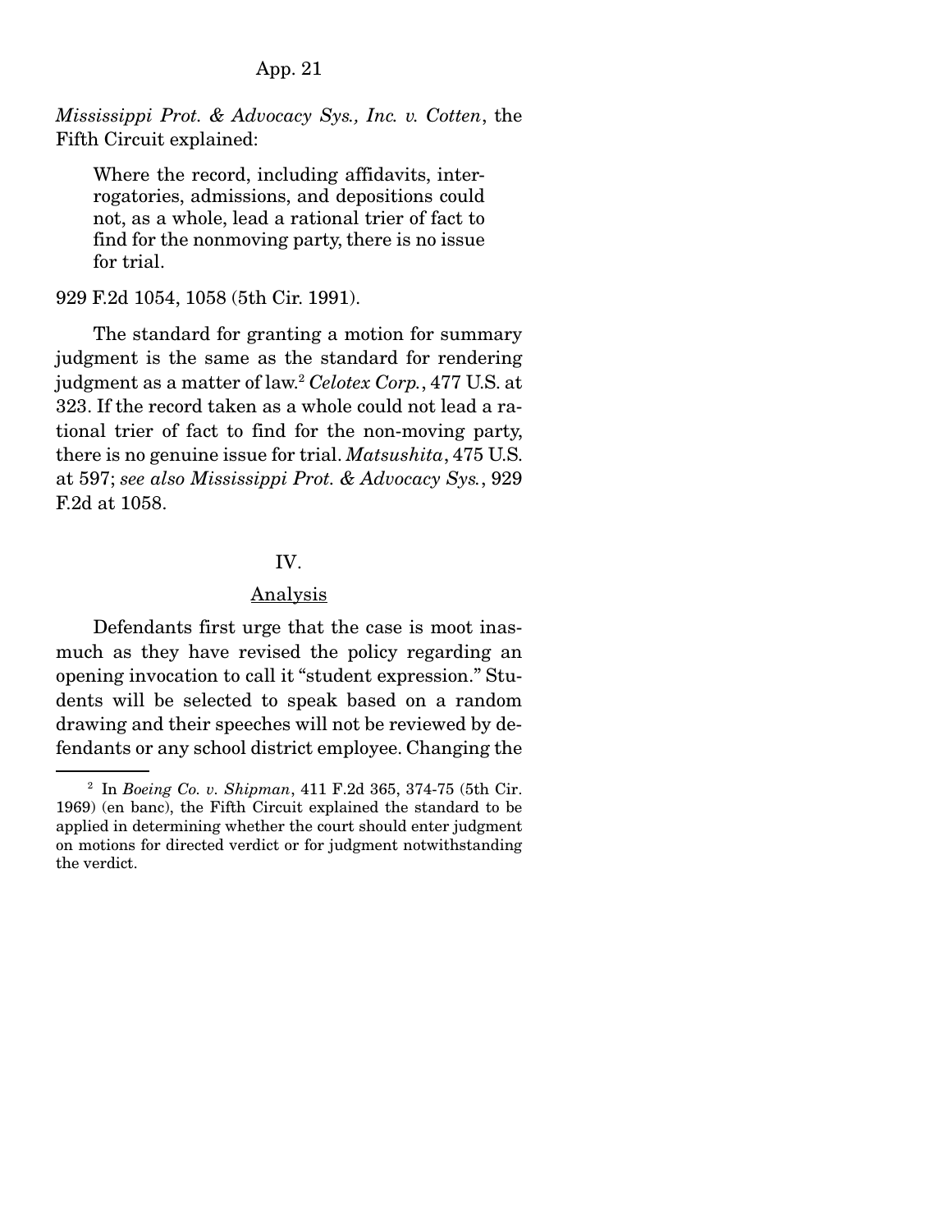*Mississippi Prot. & Advocacy Sys., Inc. v. Cotten*, the Fifth Circuit explained:

> Where the record, including affidavits, interrogatories, admissions, and depositions could not, as a whole, lead a rational trier of fact to find for the nonmoving party, there is no issue for trial.

929 F.2d 1054, 1058 (5th Cir. 1991).

The standard for granting a motion for summary judgment is the same as the standard for rendering judgment as a matter of law.[2] *Celotex Corp.*, 477 U.S. at 323. If the record taken as a whole could not lead a rational trier of fact to find for the non-moving party, there is no genuine issue for trial. *Matsushita*, 475 U.S. at 597; *see also Mississippi Prot. & Advocacy Sys.*, 929 F.2d at 1058.

## IV.

## Analysis

Defendants first urge that the case is moot inasmuch as they have revised the policy regarding an opening invocation to call it "student expression." Students will be selected to speak based on a random drawing and their speeches will not be reviewed by defendants or any school district employee. Changing the

---

[2] In *Boeing Co. v. Shipman*, 411 F.2d 365, 374-75 (5th Cir. 1969) (en banc), the Fifth Circuit explained the standard to be applied in determining whether the court should enter judgment on motions for directed verdict or for judgment notwithstanding the verdict.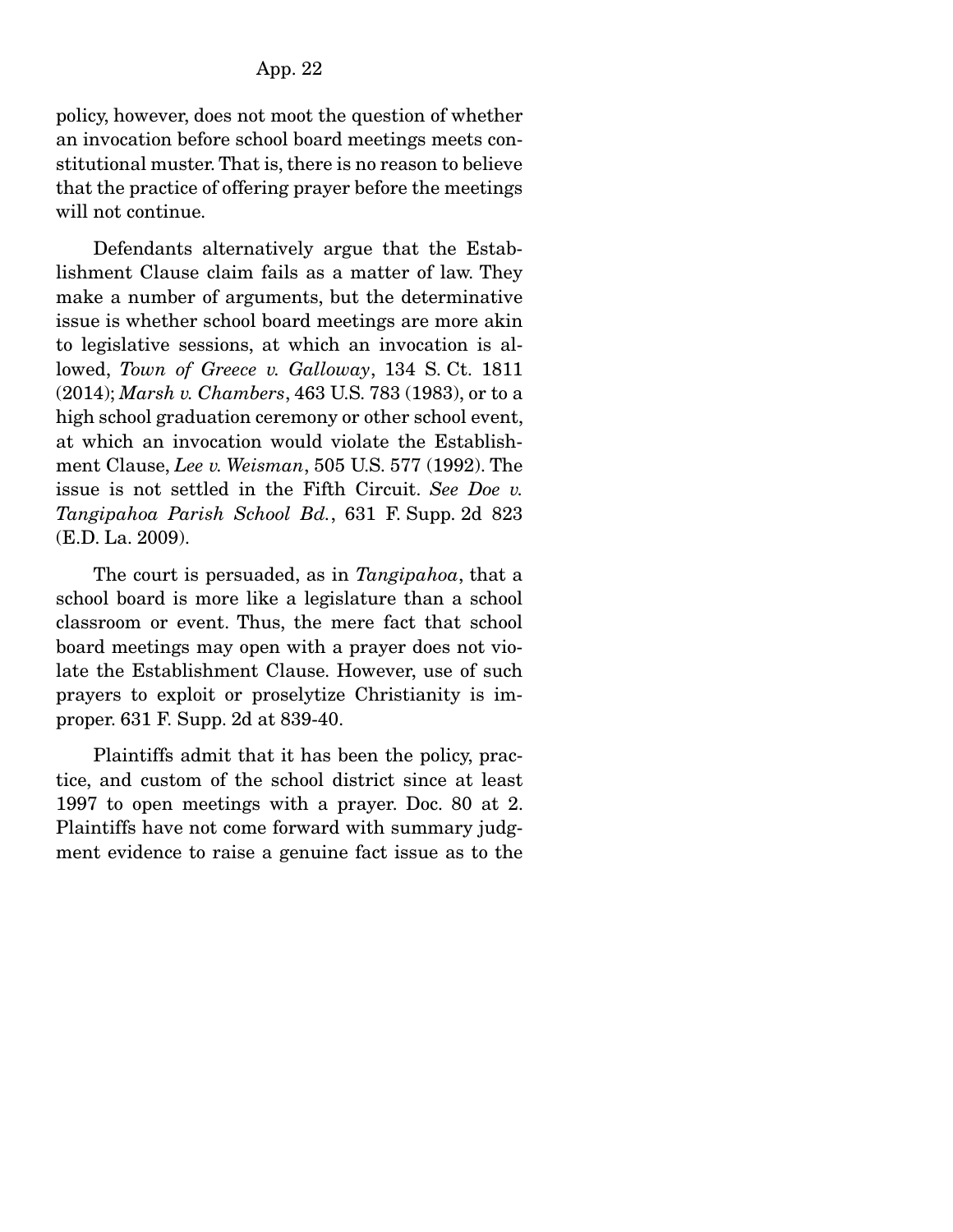policy, however, does not moot the question of whether an invocation before school board meetings meets constitutional muster. That is, there is no reason to believe that the practice of offering prayer before the meetings will not continue.

Defendants alternatively argue that the Establishment Clause claim fails as a matter of law. They make a number of arguments, but the determinative issue is whether school board meetings are more akin to legislative sessions, at which an invocation is allowed, *Town of Greece v. Galloway*, 134 S. Ct. 1811 (2014); *Marsh v. Chambers*, 463 U.S. 783 (1983), or to a high school graduation ceremony or other school event, at which an invocation would violate the Establishment Clause, *Lee v. Weisman*, 505 U.S. 577 (1992). The issue is not settled in the Fifth Circuit. *See Doe v. Tangipahoa Parish School Bd.*, 631 F. Supp. 2d 823 (E.D. La. 2009).

The court is persuaded, as in *Tangipahoa*, that a school board is more like a legislature than a school classroom or event. Thus, the mere fact that school board meetings may open with a prayer does not violate the Establishment Clause. However, use of such prayers to exploit or proselytize Christianity is improper. 631 F. Supp. 2d at 839-40.

Plaintiffs admit that it has been the policy, practice, and custom of the school district since at least 1997 to open meetings with a prayer. Doc. 80 at 2. Plaintiffs have not come forward with summary judgment evidence to raise a genuine fact issue as to the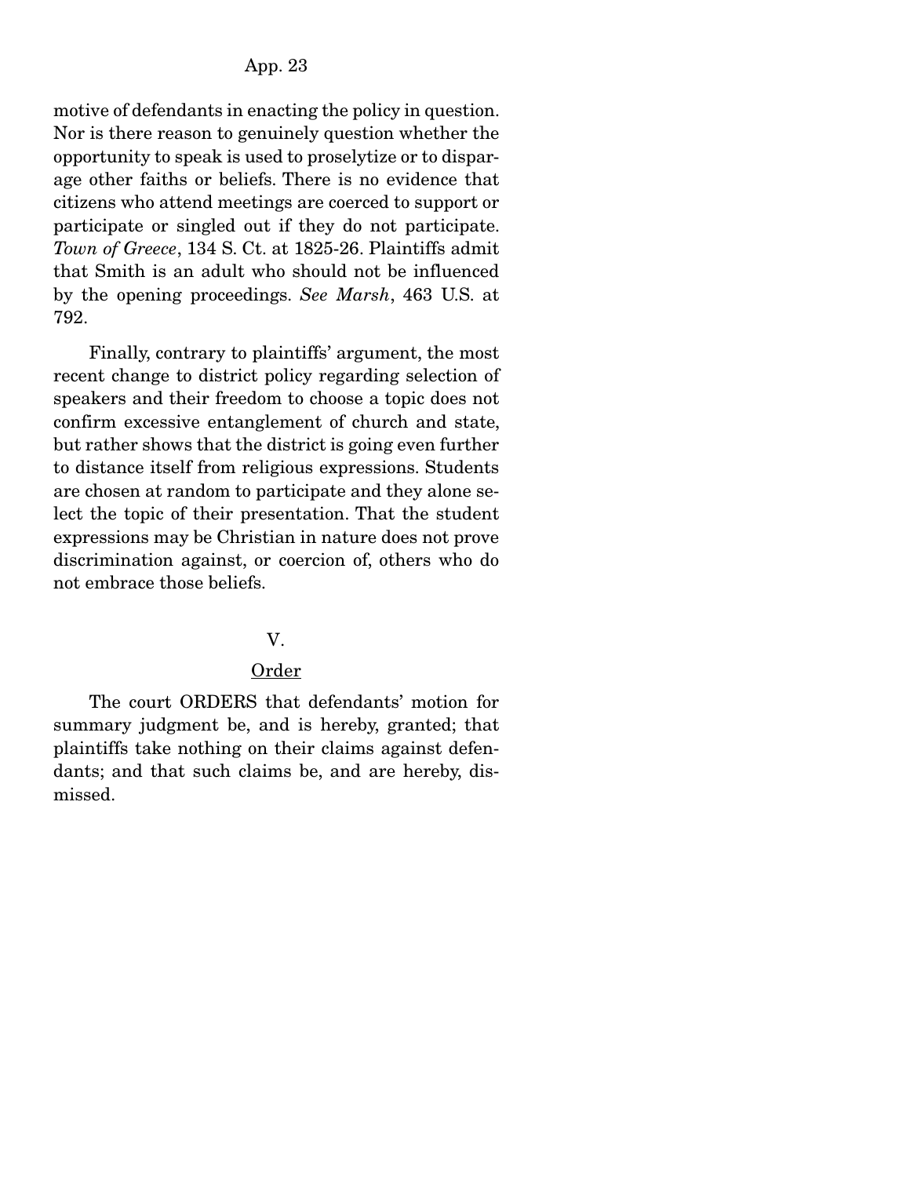motive of defendants in enacting the policy in question. Nor is there reason to genuinely question whether the opportunity to speak is used to proselytize or to disparage other faiths or beliefs. There is no evidence that citizens who attend meetings are coerced to support or participate or singled out if they do not participate. *Town of Greece*, 134 S. Ct. at 1825-26. Plaintiffs admit that Smith is an adult who should not be influenced by the opening proceedings. *See Marsh*, 463 U.S. at 792.

Finally, contrary to plaintiffs' argument, the most recent change to district policy regarding selection of speakers and their freedom to choose a topic does not confirm excessive entanglement of church and state, but rather shows that the district is going even further to distance itself from religious expressions. Students are chosen at random to participate and they alone select the topic of their presentation. That the student expressions may be Christian in nature does not prove discrimination against, or coercion of, others who do not embrace those beliefs.

## V.

## Order

The court ORDERS that defendants' motion for summary judgment be, and is hereby, granted; that plaintiffs take nothing on their claims against defendants; and that such claims be, and are hereby, dismissed.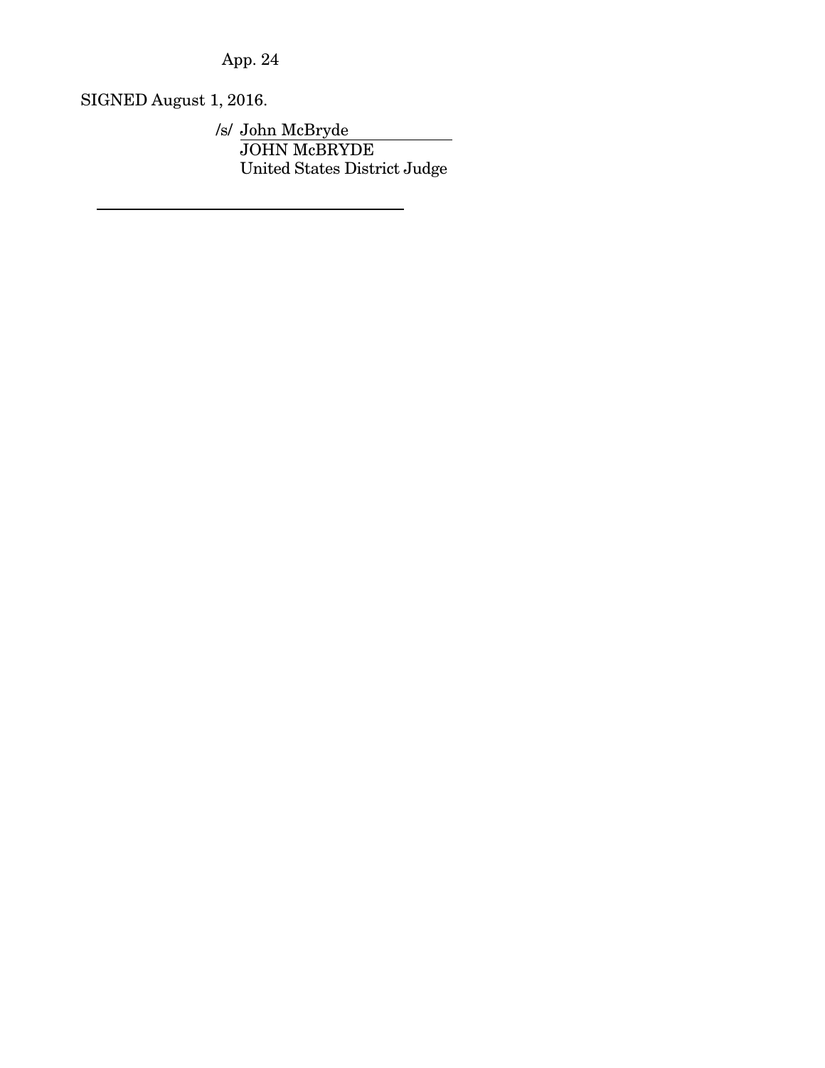SIGNED August 1, 2016.

/s/ John McBryde
JOHN McBRYDE
United States District Judge

---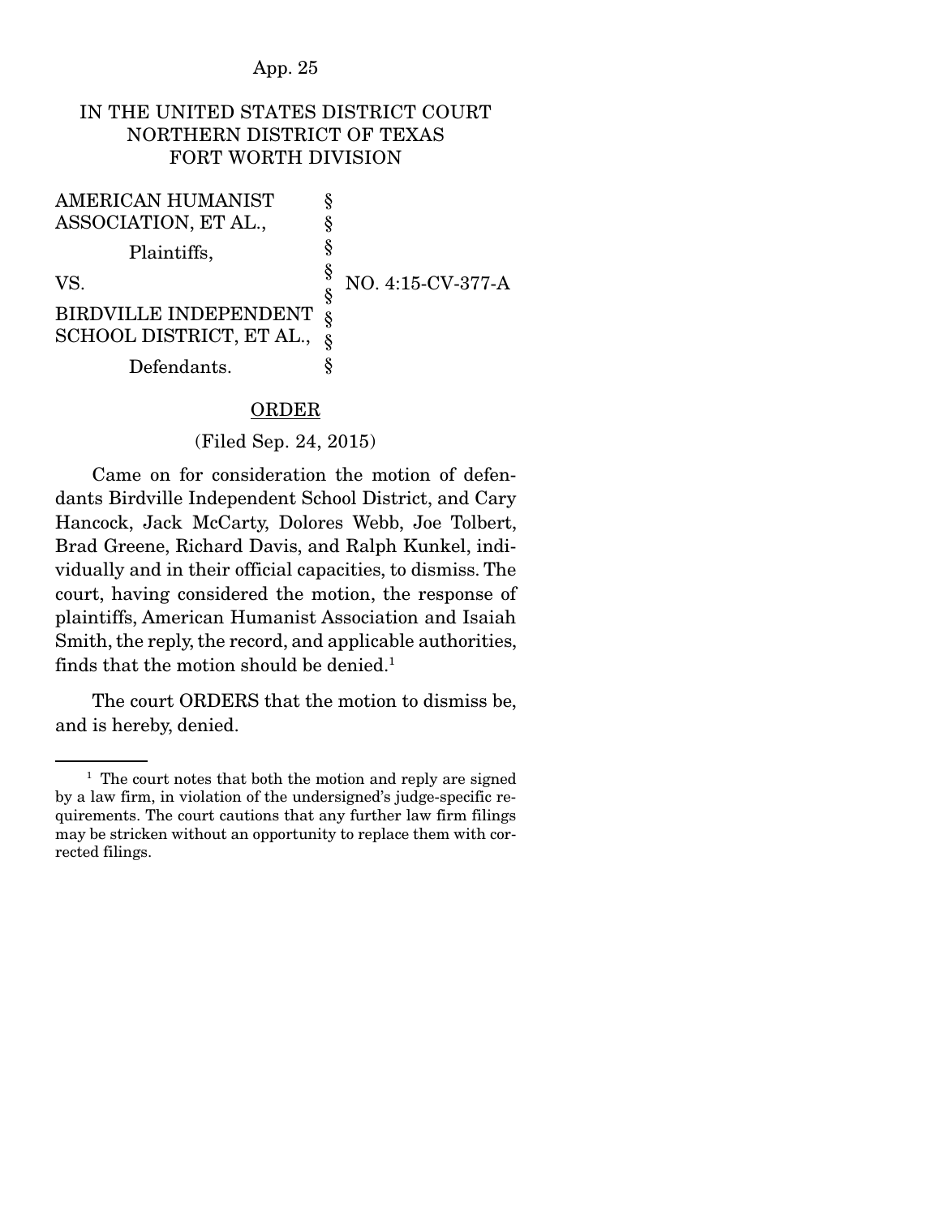IN THE UNITED STATES DISTRICT COURT
NORTHERN DISTRICT OF TEXAS
FORT WORTH DIVISION

| | | |
|---|---|---|
| AMERICAN HUMANIST ASSOCIATION, ET AL., | § | |
| Plaintiffs, | § | |
| VS. | § | NO. 4:15-CV-377-A |
| BIRDVILLE INDEPENDENT SCHOOL DISTRICT, ET AL., | § | |
| Defendants. | § | |

ORDER

(Filed Sep. 24, 2015)

Came on for consideration the motion of defendants Birdville Independent School District, and Cary Hancock, Jack McCarty, Dolores Webb, Joe Tolbert, Brad Greene, Richard Davis, and Ralph Kunkel, individually and in their official capacities, to dismiss. The court, having considered the motion, the response of plaintiffs, American Humanist Association and Isaiah Smith, the reply, the record, and applicable authorities, finds that the motion should be denied.[1]

The court ORDERS that the motion to dismiss be, and is hereby, denied.

[1] The court notes that both the motion and reply are signed by a law firm, in violation of the undersigned's judge-specific requirements. The court cautions that any further law firm filings may be stricken without an opportunity to replace them with corrected filings.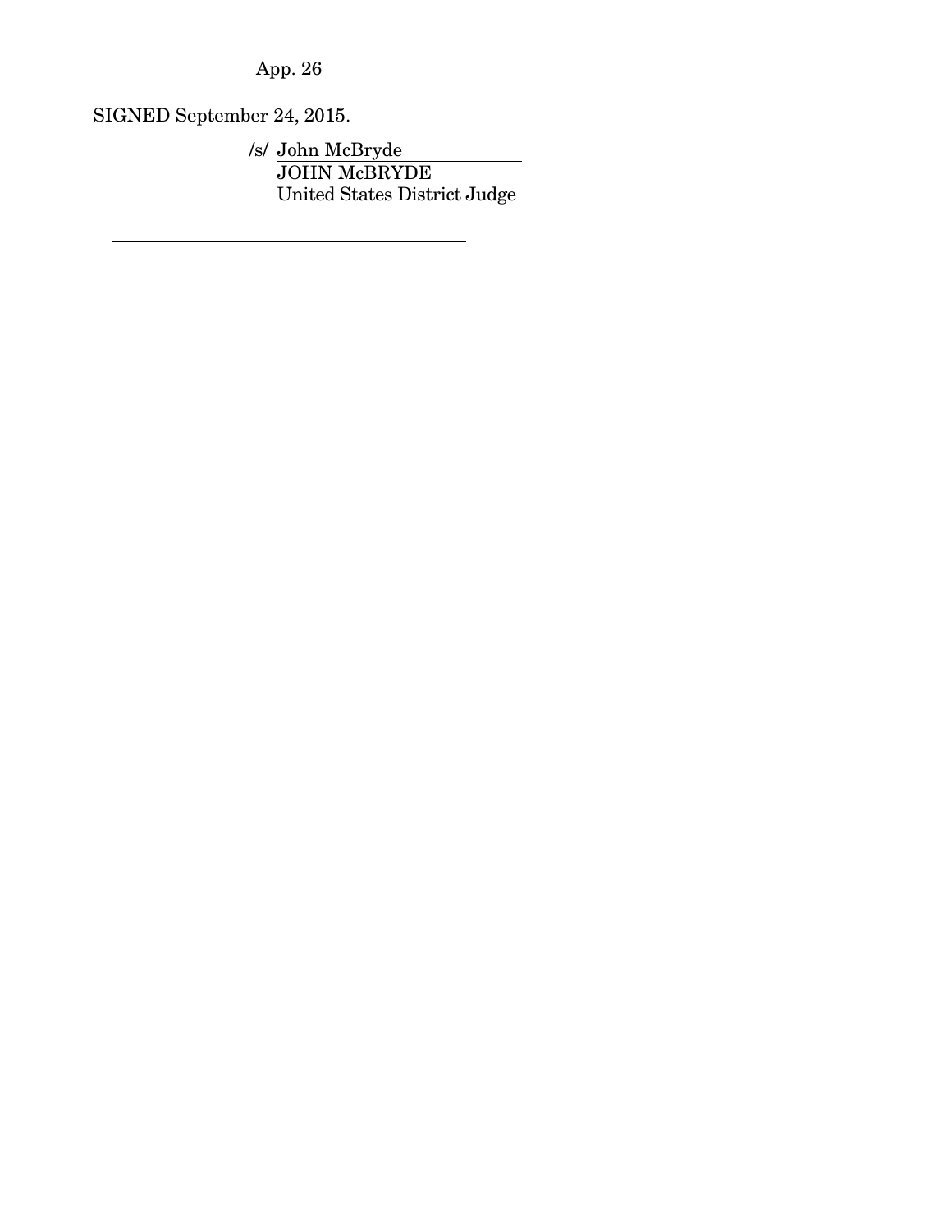SIGNED September 24, 2015.

/s/ John McBryde
JOHN McBRYDE
United States District Judge

---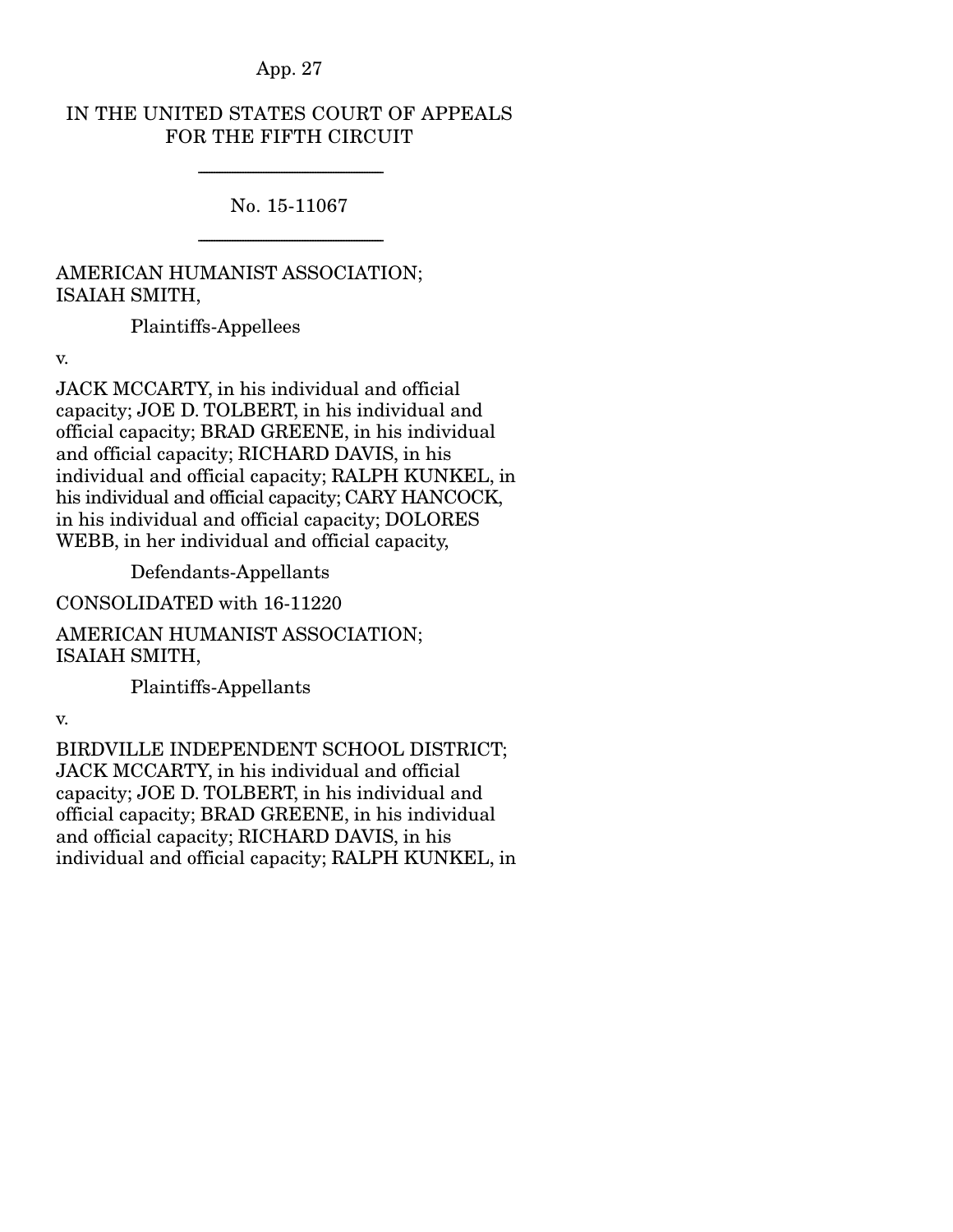IN THE UNITED STATES COURT OF APPEALS FOR THE FIFTH CIRCUIT

---

No. 15-11067

---

AMERICAN HUMANIST ASSOCIATION; ISAIAH SMITH,

Plaintiffs-Appellees

v.

JACK MCCARTY, in his individual and official capacity; JOE D. TOLBERT, in his individual and official capacity; BRAD GREENE, in his individual and official capacity; RICHARD DAVIS, in his individual and official capacity; RALPH KUNKEL, in his individual and official capacity; CARY HANCOCK, in his individual and official capacity; DOLORES WEBB, in her individual and official capacity,

Defendants-Appellants

CONSOLIDATED with 16-11220

AMERICAN HUMANIST ASSOCIATION; ISAIAH SMITH,

Plaintiffs-Appellants

v.

BIRDVILLE INDEPENDENT SCHOOL DISTRICT; JACK MCCARTY, in his individual and official capacity; JOE D. TOLBERT, in his individual and official capacity; BRAD GREENE, in his individual and official capacity; RICHARD DAVIS, in his individual and official capacity; RALPH KUNKEL, in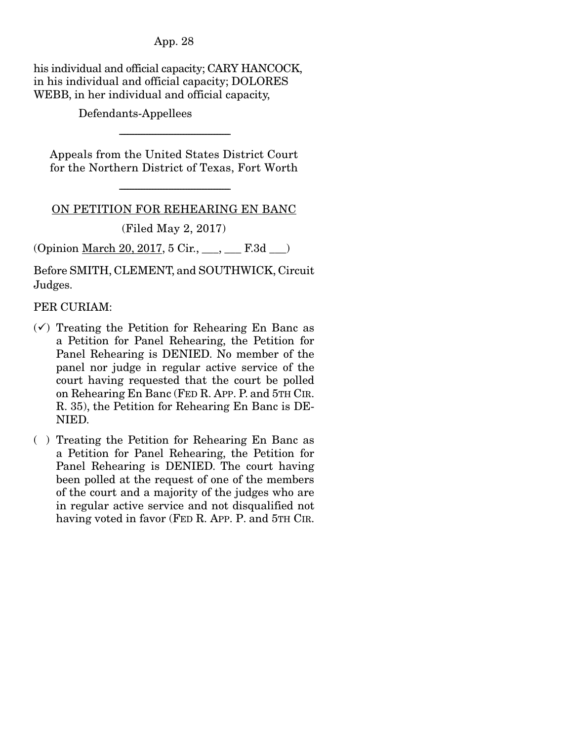his individual and official capacity; CARY HANCOCK, in his individual and official capacity; DOLORES WEBB, in her individual and official capacity,

Defendants-Appellees

---

Appeals from the United States District Court for the Northern District of Texas, Fort Worth

---

ON PETITION FOR REHEARING EN BANC

(Filed May 2, 2017)

(Opinion March 20, 2017, 5 Cir., ___, ___ F.3d ___)

Before SMITH, CLEMENT, and SOUTHWICK, Circuit Judges.

PER CURIAM:

- (✓) Treating the Petition for Rehearing En Banc as a Petition for Panel Rehearing, the Petition for Panel Rehearing is DENIED. No member of the panel nor judge in regular active service of the court having requested that the court be polled on Rehearing En Banc (FED R. APP. P. and 5TH CIR. R. 35), the Petition for Rehearing En Banc is DENIED.
- ( ) Treating the Petition for Rehearing En Banc as a Petition for Panel Rehearing, the Petition for Panel Rehearing is DENIED. The court having been polled at the request of one of the members of the court and a majority of the judges who are in regular active service and not disqualified not having voted in favor (FED R. APP. P. and 5TH CIR.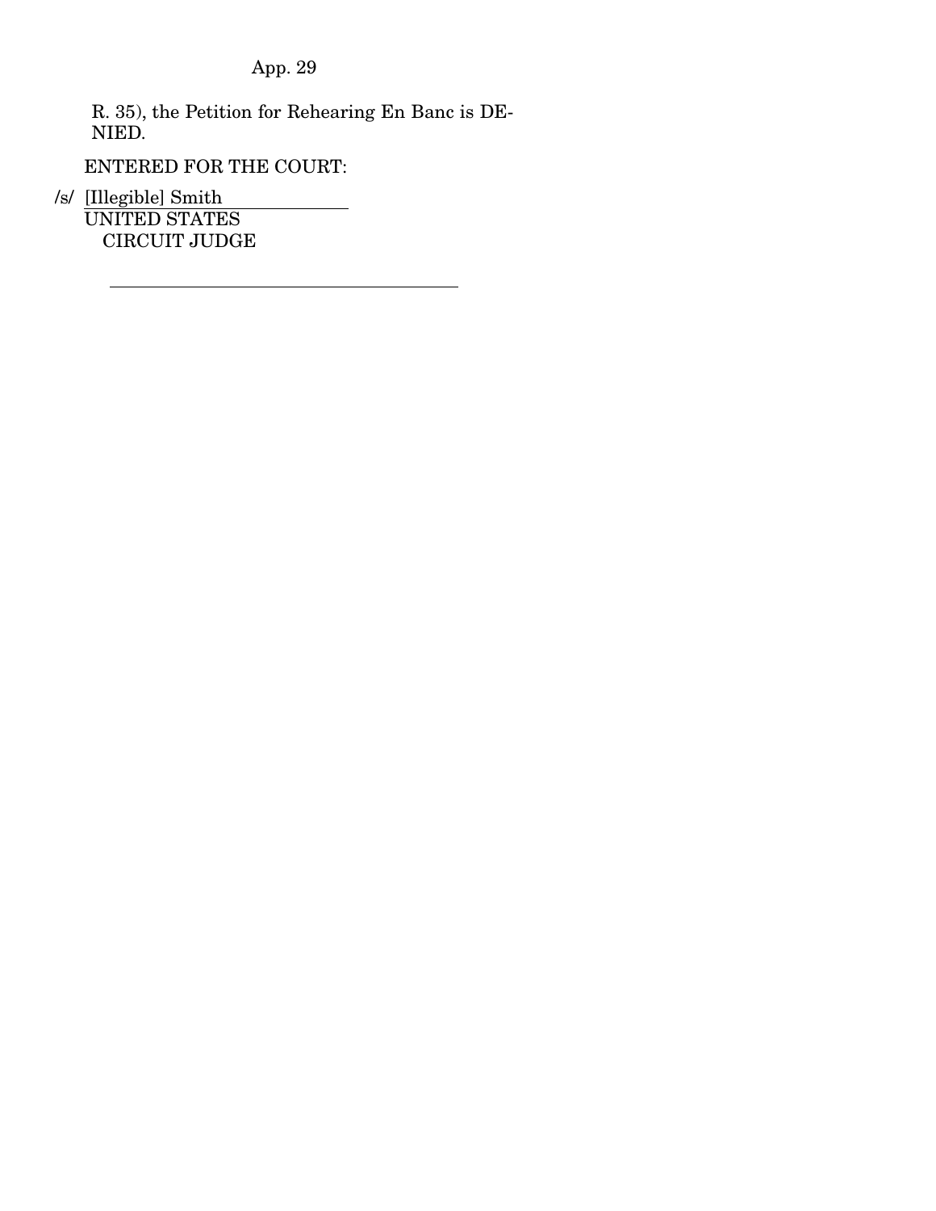R. 35), the Petition for Rehearing En Banc is DENIED.

ENTERED FOR THE COURT:

/s/ [Illegible] Smith
UNITED STATES
CIRCUIT JUDGE

---